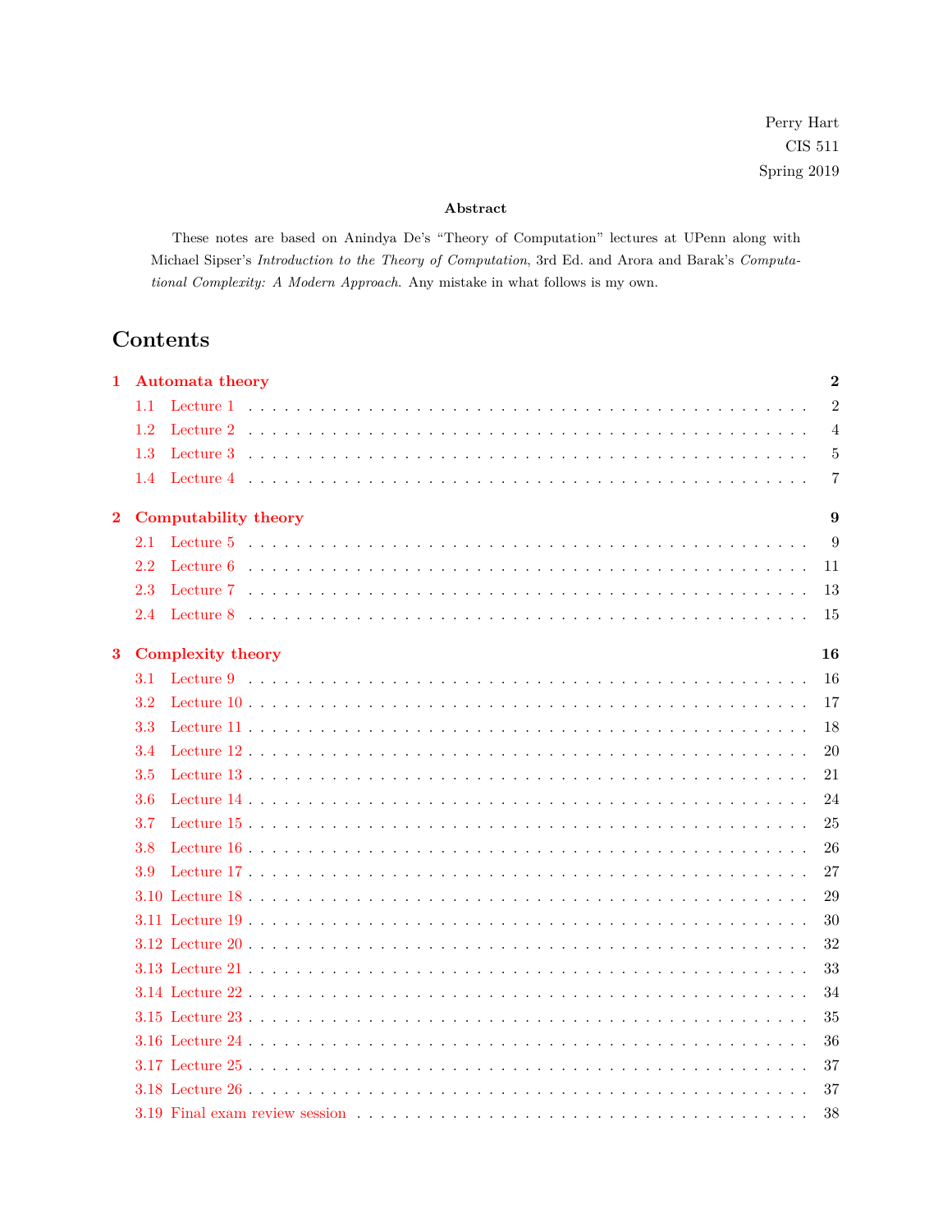Perry Hart
CIS 511
Spring 2019

**Abstract**

These notes are based on Anindya De's "Theory of Computation" lectures at UPenn along with Michael Sipser's *Introduction to the Theory of Computation*, 3rd Ed. and Arora and Barak's *Computational Complexity: A Modern Approach*. Any mistake in what follows is my own.

# Contents

**1 Automata theory** . . . . . . . . . . 2

- 1.1 Lecture 1 . . . . . . . . . . 2
- 1.2 Lecture 2 . . . . . . . . . . 4
- 1.3 Lecture 3 . . . . . . . . . . 5
- 1.4 Lecture 4 . . . . . . . . . . 7

**2 Computability theory** . . . . . . . . . . 9

- 2.1 Lecture 5 . . . . . . . . . . 9
- 2.2 Lecture 6 . . . . . . . . . . 11
- 2.3 Lecture 7 . . . . . . . . . . 13
- 2.4 Lecture 8 . . . . . . . . . . 15

**3 Complexity theory** . . . . . . . . . . 16

- 3.1 Lecture 9 . . . . . . . . . . 16
- 3.2 Lecture 10 . . . . . . . . . . 17
- 3.3 Lecture 11 . . . . . . . . . . 18
- 3.4 Lecture 12 . . . . . . . . . . 20
- 3.5 Lecture 13 . . . . . . . . . . 21
- 3.6 Lecture 14 . . . . . . . . . . 24
- 3.7 Lecture 15 . . . . . . . . . . 25
- 3.8 Lecture 16 . . . . . . . . . . 26
- 3.9 Lecture 17 . . . . . . . . . . 27
- 3.10 Lecture 18 . . . . . . . . . . 29
- 3.11 Lecture 19 . . . . . . . . . . 30
- 3.12 Lecture 20 . . . . . . . . . . 32
- 3.13 Lecture 21 . . . . . . . . . . 33
- 3.14 Lecture 22 . . . . . . . . . . 34
- 3.15 Lecture 23 . . . . . . . . . . 35
- 3.16 Lecture 24 . . . . . . . . . . 36
- 3.17 Lecture 25 . . . . . . . . . . 37
- 3.18 Lecture 26 . . . . . . . . . . 37
- 3.19 Final exam review session . . . . . . . . . . 38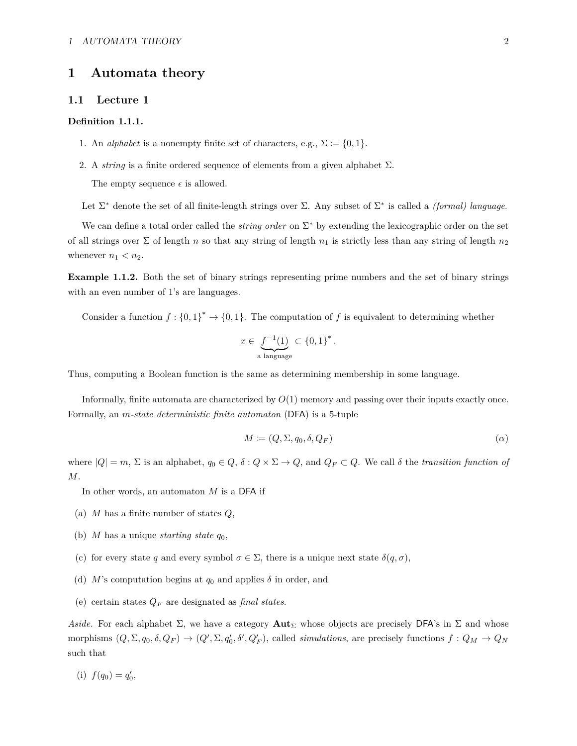# 1 Automata theory

## 1.1 Lecture 1

**Definition 1.1.1.**

1. An *alphabet* is a nonempty finite set of characters, e.g., $\Sigma \coloneqq \{0,1\}$.
2. A *string* is a finite ordered sequence of elements from a given alphabet $\Sigma$.

   The empty sequence $\epsilon$ is allowed.

Let $\Sigma^*$ denote the set of all finite-length strings over $\Sigma$. Any subset of $\Sigma^*$ is called a *(formal) language*.

We can define a total order called the *string order* on $\Sigma^*$ by extending the lexicographic order on the set of all strings over $\Sigma$ of length $n$ so that any string of length $n_1$ is strictly less than any string of length $n_2$ whenever $n_1 < n_2$.

**Example 1.1.2.** Both the set of binary strings representing prime numbers and the set of binary strings with an even number of 1's are languages.

Consider a function $f : \{0,1\}^* \to \{0,1\}$. The computation of $f$ is equivalent to determining whether

$$x \in \underbrace{f^{-1}(1)}_{\text{a language}} \subset \{0,1\}^*.$$

Thus, computing a Boolean function is the same as determining membership in some language.

Informally, finite automata are characterized by $O(1)$ memory and passing over their inputs exactly once. Formally, an *$m$-state deterministic finite automaton* (DFA) is a 5-tuple

$$M \coloneqq (Q, \Sigma, q_0, \delta, Q_F) \qquad (\alpha)$$

where $|Q| = m$, $\Sigma$ is an alphabet, $q_0 \in Q$, $\delta : Q \times \Sigma \to Q$, and $Q_F \subset Q$. We call $\delta$ the *transition function of $M$*.

In other words, an automaton $M$ is a DFA if

(a) $M$ has a finite number of states $Q$,

(b) $M$ has a unique *starting state* $q_0$,

(c) for every state $q$ and every symbol $\sigma \in \Sigma$, there is a unique next state $\delta(q, \sigma)$,

(d) $M$'s computation begins at $q_0$ and applies $\delta$ in order, and

(e) certain states $Q_F$ are designated as *final states*.

*Aside.* For each alphabet $\Sigma$, we have a category $\mathbf{Aut}_\Sigma$ whose objects are precisely DFA's in $\Sigma$ and whose morphisms $(Q, \Sigma, q_0, \delta, Q_F) \to (Q', \Sigma, q_0', \delta', Q_F')$, called *simulations*, are precisely functions $f : Q_M \to Q_N$ such that

(i) $f(q_0) = q_0'$,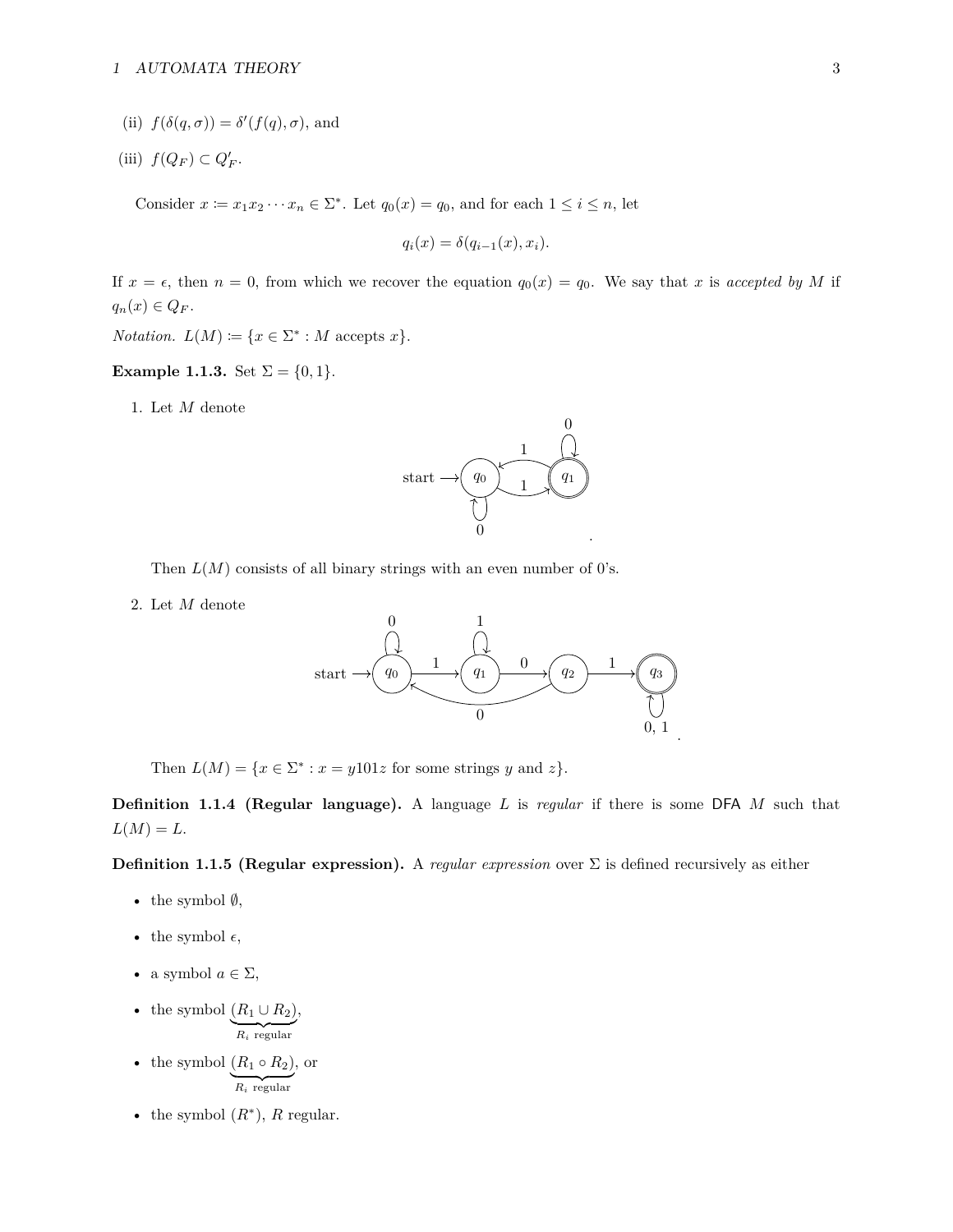(ii) $f(\delta(q, \sigma)) = \delta'(f(q), \sigma)$, and

(iii) $f(Q_F) \subset Q'_F$.

Consider $x \coloneqq x_1 x_2 \cdots x_n \in \Sigma^*$. Let $q_0(x) = q_0$, and for each $1 \leq i \leq n$, let

$$q_i(x) = \delta(q_{i-1}(x), x_i).$$

If $x = \epsilon$, then $n = 0$, from which we recover the equation $q_0(x) = q_0$. We say that $x$ is *accepted by $M$* if $q_n(x) \in Q_F$.

*Notation.* $L(M) \coloneqq \{x \in \Sigma^* : M \text{ accepts } x\}$.

**Example 1.1.3.** Set $\Sigma = \{0, 1\}$.

1. Let $M$ denote

   Then $L(M)$ consists of all binary strings with an even number of 0's.

2. Let $M$ denote

   Then $L(M) = \{x \in \Sigma^* : x = y101z \text{ for some strings } y \text{ and } z\}$.

**Definition 1.1.4 (Regular language).** A language $L$ is *regular* if there is some DFA $M$ such that $L(M) = L$.

**Definition 1.1.5 (Regular expression).** A *regular expression* over $\Sigma$ is defined recursively as either

- the symbol $\emptyset$,
- the symbol $\epsilon$,
- a symbol $a \in \Sigma$,
- the symbol $\underbrace{(R_1 \cup R_2)}_{R_i \text{ regular}}$,
- the symbol $\underbrace{(R_1 \circ R_2)}_{R_i \text{ regular}}$, or
- the symbol $(R^*)$, $R$ regular.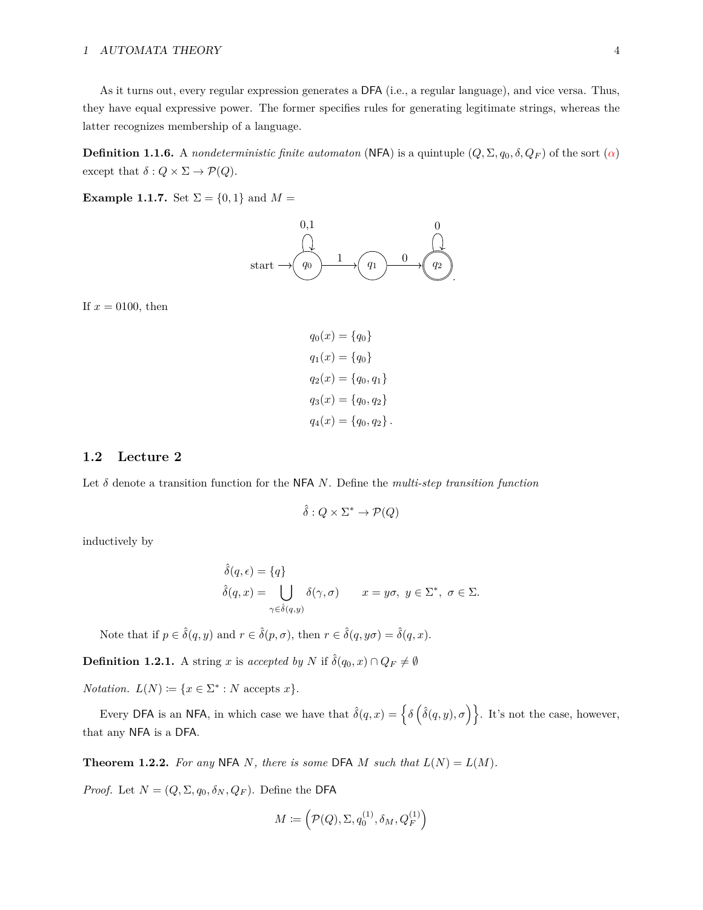As it turns out, every regular expression generates a DFA (i.e., a regular language), and vice versa. Thus, they have equal expressive power. The former specifies rules for generating legitimate strings, whereas the latter recognizes membership of a language.

**Definition 1.1.6.** A *nondeterministic finite automaton* (NFA) is a quintuple $(Q, \Sigma, q_0, \delta, Q_F)$ of the sort ($\alpha$) except that $\delta : Q \times \Sigma \to \mathcal{P}(Q)$.

**Example 1.1.7.** Set $\Sigma = \{0, 1\}$ and $M =$

If $x = 0100$, then

$$
\begin{aligned}
q_0(x) &= \{q_0\} \\
q_1(x) &= \{q_0\} \\
q_2(x) &= \{q_0, q_1\} \\
q_3(x) &= \{q_0, q_2\} \\
q_4(x) &= \{q_0, q_2\}.
\end{aligned}
$$

## 1.2 Lecture 2

Let $\delta$ denote a transition function for the NFA $N$. Define the *multi-step transition function*

$$\hat{\delta} : Q \times \Sigma^* \to \mathcal{P}(Q)$$

inductively by

$$
\begin{aligned}
\hat{\delta}(q, \epsilon) &= \{q\} \\
\hat{\delta}(q, x) &= \bigcup_{\gamma \in \hat{\delta}(q,y)} \delta(\gamma, \sigma) \qquad x = y\sigma,\ y \in \Sigma^*,\ \sigma \in \Sigma.
\end{aligned}
$$

Note that if $p \in \hat{\delta}(q, y)$ and $r \in \hat{\delta}(p, \sigma)$, then $r \in \hat{\delta}(q, y\sigma) = \hat{\delta}(q, x)$.

**Definition 1.2.1.** A string $x$ is *accepted by* $N$ if $\hat{\delta}(q_0, x) \cap Q_F \neq \emptyset$

*Notation.* $L(N) := \{x \in \Sigma^* : N \text{ accepts } x\}$.

Every DFA is an NFA, in which case we have that $\hat{\delta}(q, x) = \left\{\delta\left(\hat{\delta}(q, y), \sigma\right)\right\}$. It's not the case, however, that any NFA is a DFA.

**Theorem 1.2.2.** *For any* NFA $N$*, there is some* DFA $M$ *such that* $L(N) = L(M)$.

*Proof.* Let $N = (Q, \Sigma, q_0, \delta_N, Q_F)$. Define the DFA

$$M := \left(\mathcal{P}(Q), \Sigma, q_0^{(1)}, \delta_M, Q_F^{(1)}\right)$$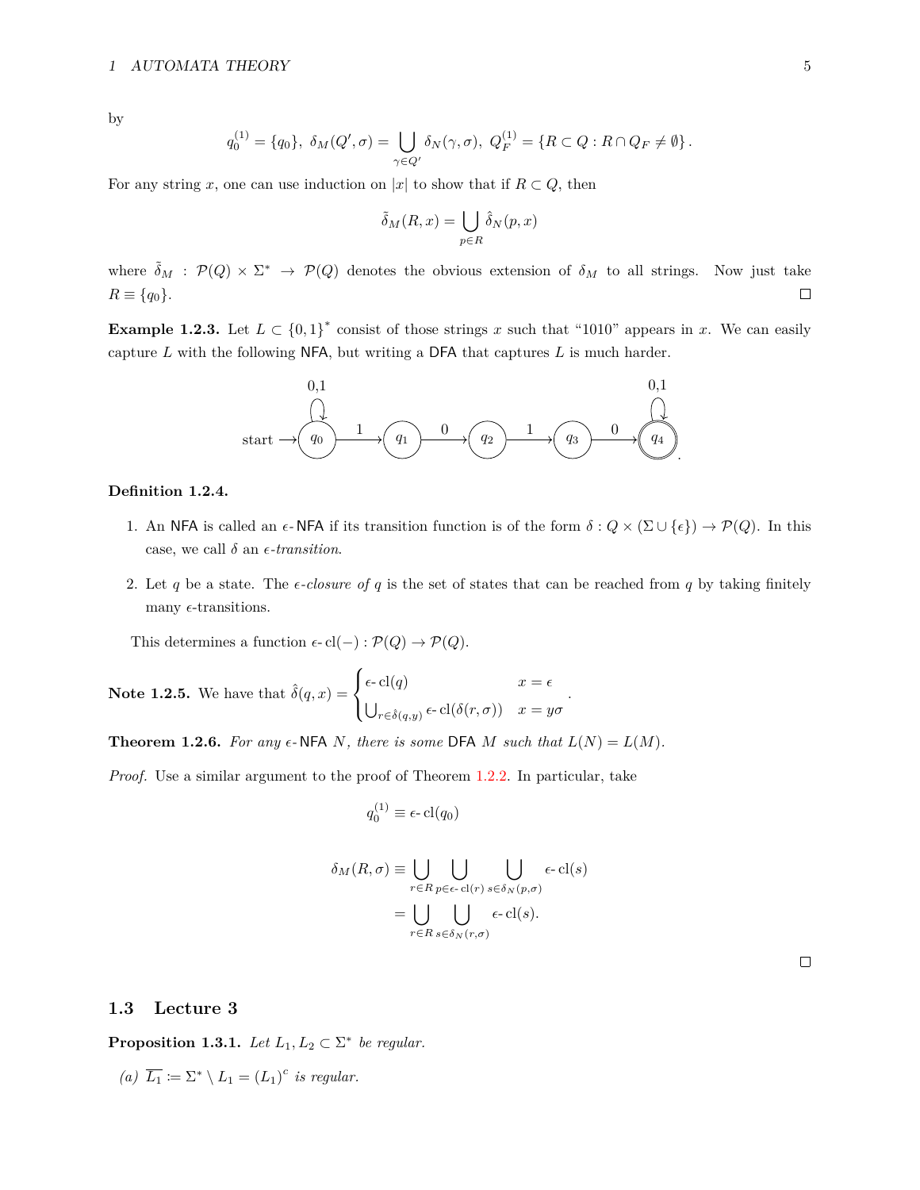by

$$q_0^{(1)} = \{q_0\},\ \delta_M(Q', \sigma) = \bigcup_{\gamma \in Q'} \delta_N(\gamma, \sigma),\ Q_F^{(1)} = \{R \subset Q : R \cap Q_F \neq \emptyset\}.$$

For any string $x$, one can use induction on $|x|$ to show that if $R \subset Q$, then

$$\tilde{\hat{\delta}}_M(R, x) = \bigcup_{p \in R} \hat{\delta}_N(p, x)$$

where $\tilde{\hat{\delta}}_M : \mathcal{P}(Q) \times \Sigma^* \to \mathcal{P}(Q)$ denotes the obvious extension of $\delta_M$ to all strings. Now just take $R \equiv \{q_0\}$. □

**Example 1.2.3.** Let $L \subset \{0,1\}^*$ consist of those strings $x$ such that "1010" appears in $x$. We can easily capture $L$ with the following NFA, but writing a DFA that captures $L$ is much harder.

```
         0,1                                             0,1
         ↻                                                ↻
start → (q0) --1--> (q1) --0--> (q2) --1--> (q3) --0--> ((q4))
```

**Definition 1.2.4.**

1. An NFA is called an $\epsilon$-NFA if its transition function is of the form $\delta : Q \times (\Sigma \cup \{\epsilon\}) \to \mathcal{P}(Q)$. In this case, we call $\delta$ an *$\epsilon$-transition*.

2. Let $q$ be a state. The *$\epsilon$-closure of* $q$ is the set of states that can be reached from $q$ by taking finitely many $\epsilon$-transitions.

This determines a function $\epsilon\text{-}\operatorname{cl}(-) : \mathcal{P}(Q) \to \mathcal{P}(Q)$.

**Note 1.2.5.** We have that $\hat{\delta}(q, x) = \begin{cases} \epsilon\text{-}\operatorname{cl}(q) & x = \epsilon \\ \bigcup_{r \in \hat{\delta}(q,y)} \epsilon\text{-}\operatorname{cl}(\delta(r, \sigma)) & x = y\sigma \end{cases}$.

**Theorem 1.2.6.** *For any $\epsilon$-NFA $N$, there is some DFA $M$ such that $L(N) = L(M)$.*

*Proof.* Use a similar argument to the proof of Theorem 1.2.2. In particular, take

$$q_0^{(1)} \equiv \epsilon\text{-}\operatorname{cl}(q_0)$$

$$\begin{aligned}\delta_M(R, \sigma) &\equiv \bigcup_{r \in R} \bigcup_{p \in \epsilon\text{-}\operatorname{cl}(r)} \bigcup_{s \in \delta_N(p, \sigma)} \epsilon\text{-}\operatorname{cl}(s) \\ &= \bigcup_{r \in R} \bigcup_{s \in \delta_N(r, \sigma)} \epsilon\text{-}\operatorname{cl}(s).\end{aligned}$$

□

## 1.3 Lecture 3

**Proposition 1.3.1.** *Let $L_1, L_2 \subset \Sigma^*$ be regular.*

*(a) $\overline{L_1} \coloneqq \Sigma^* \setminus L_1 = (L_1)^c$ is regular.*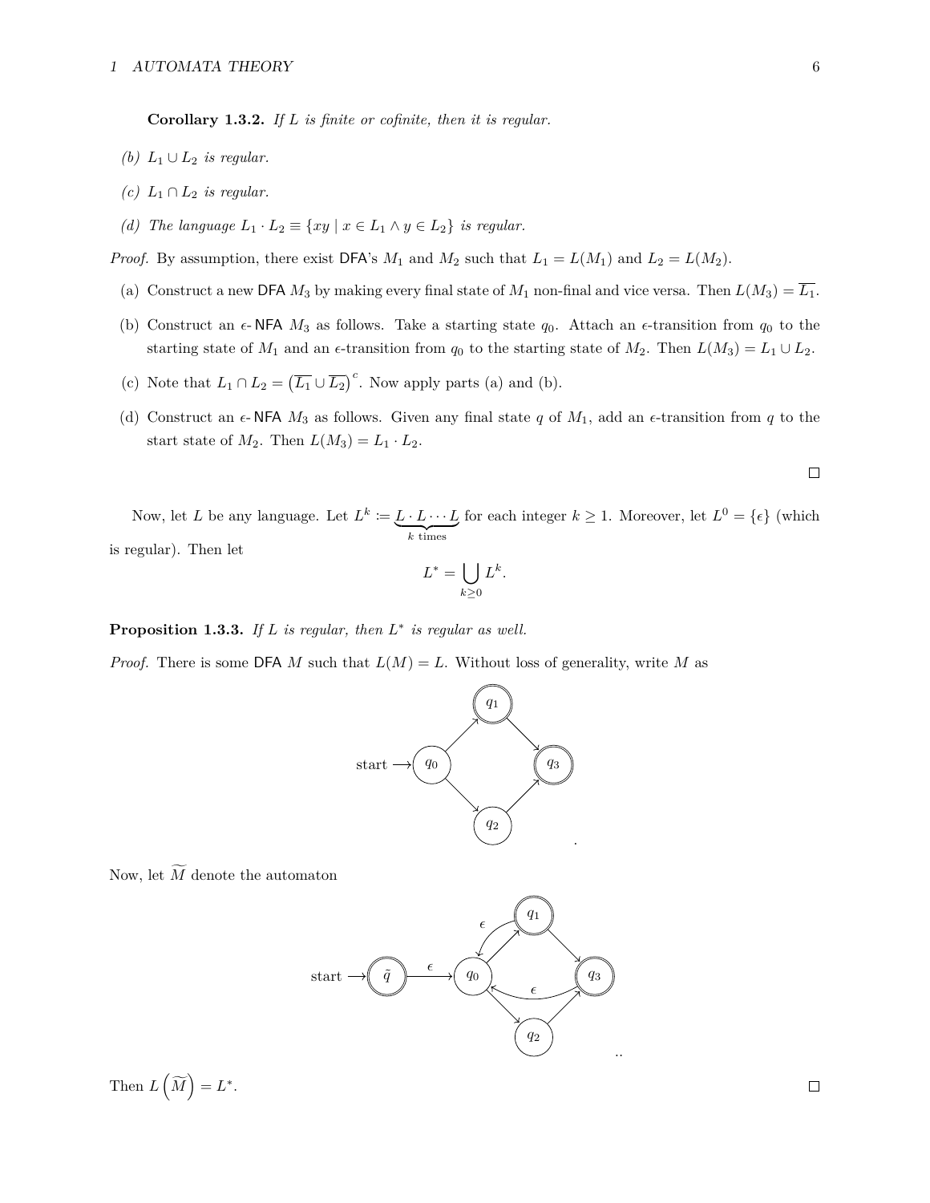**Corollary 1.3.2.** *If $L$ is finite or cofinite, then it is regular.*

*(b) $L_1 \cup L_2$ is regular.*

*(c) $L_1 \cap L_2$ is regular.*

*(d) The language $L_1 \cdot L_2 \equiv \{xy \mid x \in L_1 \wedge y \in L_2\}$ is regular.*

*Proof.* By assumption, there exist DFA's $M_1$ and $M_2$ such that $L_1 = L(M_1)$ and $L_2 = L(M_2)$.

(a) Construct a new DFA $M_3$ by making every final state of $M_1$ non-final and vice versa. Then $L(M_3) = \overline{L_1}$.

(b) Construct an $\epsilon$-NFA $M_3$ as follows. Take a starting state $q_0$. Attach an $\epsilon$-transition from $q_0$ to the starting state of $M_1$ and an $\epsilon$-transition from $q_0$ to the starting state of $M_2$. Then $L(M_3) = L_1 \cup L_2$.

(c) Note that $L_1 \cap L_2 = \left(\overline{L_1} \cup \overline{L_2}\right)^c$. Now apply parts (a) and (b).

(d) Construct an $\epsilon$-NFA $M_3$ as follows. Given any final state $q$ of $M_1$, add an $\epsilon$-transition from $q$ to the start state of $M_2$. Then $L(M_3) = L_1 \cdot L_2$.

□

Now, let $L$ be any language. Let $L^k := \underbrace{L \cdot L \cdots L}_{k \text{ times}}$ for each integer $k \geq 1$. Moreover, let $L^0 = \{\epsilon\}$ (which is regular). Then let

$$L^* = \bigcup_{k \geq 0} L^k.$$

**Proposition 1.3.3.** *If $L$ is regular, then $L^*$ is regular as well.*

*Proof.* There is some DFA $M$ such that $L(M) = L$. Without loss of generality, write $M$ as

```
start → (q0) → ((q1)) → ((q3))
        (q0) → (q2) → ((q3))
```

.

Now, let $\widetilde{M}$ denote the automaton

```
start → ((q̃)) --ϵ--> (q0) → ((q1)) → ((q3))
                      (q0) → (q2) → ((q3))
        ((q1)) --ϵ--> (q0)
        ((q3)) --ϵ--> (q0)
```

..

Then $L\left(\widetilde{M}\right) = L^*$.

□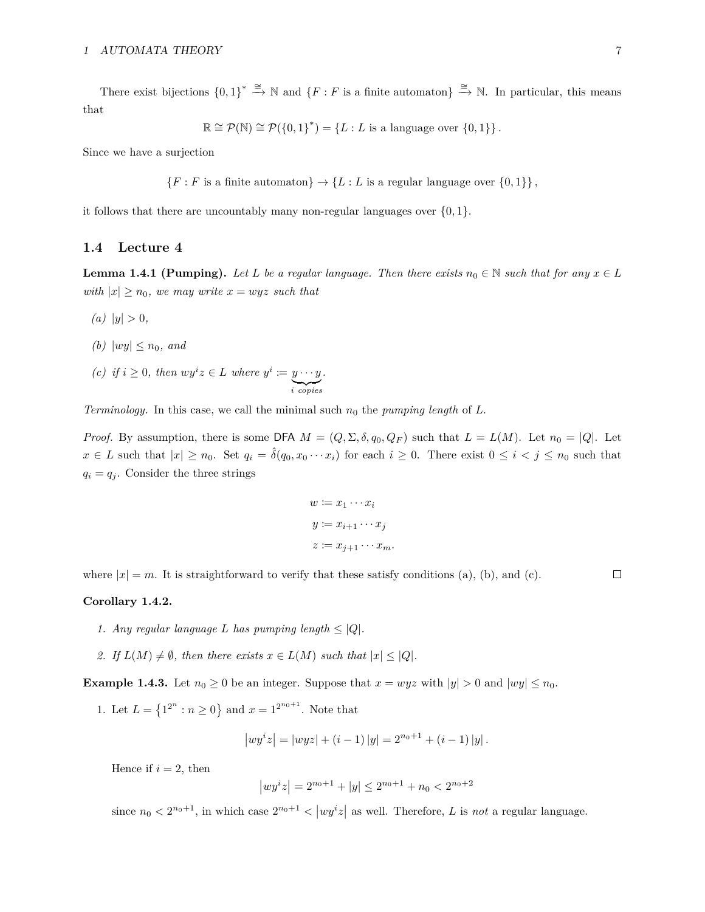There exist bijections $\{0,1\}^* \xrightarrow{\cong} \mathbb{N}$ and $\{F : F \text{ is a finite automaton}\} \xrightarrow{\cong} \mathbb{N}$. In particular, this means that

$$\mathbb{R} \cong \mathcal{P}(\mathbb{N}) \cong \mathcal{P}(\{0,1\}^*) = \{L : L \text{ is a language over } \{0,1\}\}.$$

Since we have a surjection

$$\{F : F \text{ is a finite automaton}\} \to \{L : L \text{ is a regular language over } \{0,1\}\},$$

it follows that there are uncountably many non-regular languages over $\{0,1\}$.

## 1.4 Lecture 4

**Lemma 1.4.1 (Pumping).** *Let $L$ be a regular language. Then there exists $n_0 \in \mathbb{N}$ such that for any $x \in L$ with $|x| \geq n_0$, we may write $x = wyz$ such that*

*(a) $|y| > 0$,*

*(b) $|wy| \leq n_0$, and*

*(c) if $i \geq 0$, then $wy^iz \in L$ where $y^i := \underbrace{y \cdots y}_{i \text{ copies}}$.*

*Terminology.* In this case, we call the minimal such $n_0$ the *pumping length* of $L$.

*Proof.* By assumption, there is some DFA $M = (Q, \Sigma, \delta, q_0, Q_F)$ such that $L = L(M)$. Let $n_0 = |Q|$. Let $x \in L$ such that $|x| \geq n_0$. Set $q_i = \hat{\delta}(q_0, x_0 \cdots x_i)$ for each $i \geq 0$. There exist $0 \leq i < j \leq n_0$ such that $q_i = q_j$. Consider the three strings

$$w := x_1 \cdots x_i$$
$$y := x_{i+1} \cdots x_j$$
$$z := x_{j+1} \cdots x_m.$$

where $|x| = m$. It is straightforward to verify that these satisfy conditions (a), (b), and (c). ∎

**Corollary 1.4.2.**

1. *Any regular language $L$ has pumping length $\leq |Q|$.*
2. *If $L(M) \neq \emptyset$, then there exists $x \in L(M)$ such that $|x| \leq |Q|$.*

**Example 1.4.3.** Let $n_0 \geq 0$ be an integer. Suppose that $x = wyz$ with $|y| > 0$ and $|wy| \leq n_0$.

1. Let $L = \{1^{2^n} : n \geq 0\}$ and $x = 1^{2^{n_0+1}}$. Note that

   $$|wy^iz| = |wyz| + (i-1)|y| = 2^{n_0+1} + (i-1)|y|.$$

   Hence if $i = 2$, then

   $$|wy^iz| = 2^{n_0+1} + |y| \leq 2^{n_0+1} + n_0 < 2^{n_0+2}$$

   since $n_0 < 2^{n_0+1}$, in which case $2^{n_0+1} < |wy^iz|$ as well. Therefore, $L$ is *not* a regular language.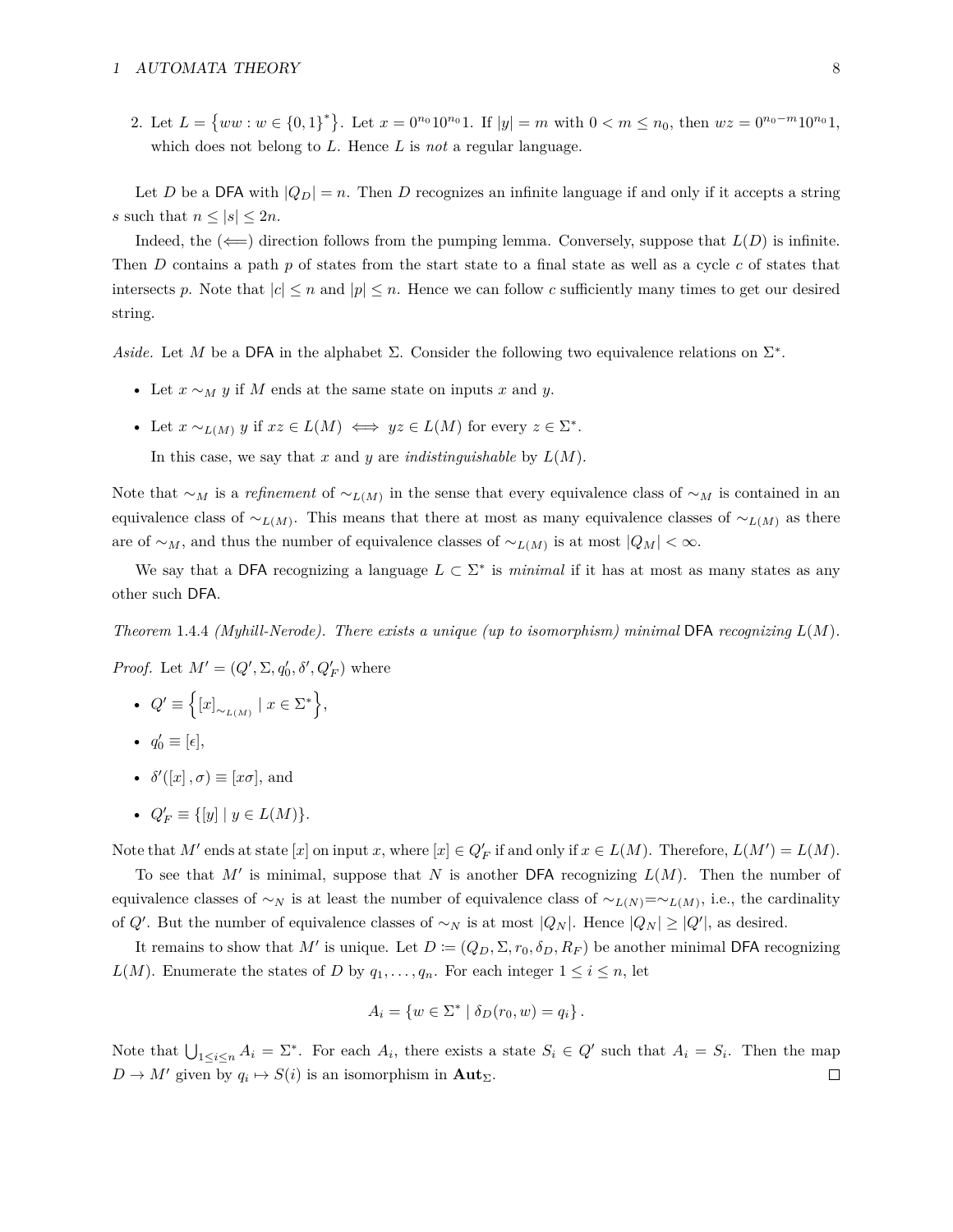2. Let $L = \{ww : w \in \{0,1\}^*\}$. Let $x = 0^{n_0}10^{n_0}1$. If $|y| = m$ with $0 < m \leq n_0$, then $wz = 0^{n_0 - m}10^{n_0}1$, which does not belong to $L$. Hence $L$ is *not* a regular language.

Let $D$ be a DFA with $|Q_D| = n$. Then $D$ recognizes an infinite language if and only if it accepts a string $s$ such that $n \leq |s| \leq 2n$.

Indeed, the ($\Longleftarrow$) direction follows from the pumping lemma. Conversely, suppose that $L(D)$ is infinite. Then $D$ contains a path $p$ of states from the start state to a final state as well as a cycle $c$ of states that intersects $p$. Note that $|c| \leq n$ and $|p| \leq n$. Hence we can follow $c$ sufficiently many times to get our desired string.

*Aside.* Let $M$ be a DFA in the alphabet $\Sigma$. Consider the following two equivalence relations on $\Sigma^*$.

- Let $x \sim_M y$ if $M$ ends at the same state on inputs $x$ and $y$.
- Let $x \sim_{L(M)} y$ if $xz \in L(M) \iff yz \in L(M)$ for every $z \in \Sigma^*$.

  In this case, we say that $x$ and $y$ are *indistinguishable* by $L(M)$.

Note that $\sim_M$ is a *refinement* of $\sim_{L(M)}$ in the sense that every equivalence class of $\sim_M$ is contained in an equivalence class of $\sim_{L(M)}$. This means that there at most as many equivalence classes of $\sim_{L(M)}$ as there are of $\sim_M$, and thus the number of equivalence classes of $\sim_{L(M)}$ is at most $|Q_M| < \infty$.

We say that a DFA recognizing a language $L \subset \Sigma^*$ is *minimal* if it has at most as many states as any other such DFA.

*Theorem* 1.4.4 *(Myhill-Nerode). There exists a unique (up to isomorphism) minimal* DFA *recognizing $L(M)$.*

*Proof.* Let $M' = (Q', \Sigma, q'_0, \delta', Q'_F)$ where

- $Q' \equiv \left\{ [x]_{\sim_{L(M)}} \mid x \in \Sigma^* \right\}$,
- $q'_0 \equiv [\epsilon]$,
- $\delta'([x], \sigma) \equiv [x\sigma]$, and
- $Q'_F \equiv \{[y] \mid y \in L(M)\}$.

Note that $M'$ ends at state $[x]$ on input $x$, where $[x] \in Q'_F$ if and only if $x \in L(M)$. Therefore, $L(M') = L(M)$.

To see that $M'$ is minimal, suppose that $N$ is another DFA recognizing $L(M)$. Then the number of equivalence classes of $\sim_N$ is at least the number of equivalence class of $\sim_{L(N)} = \sim_{L(M)}$, i.e., the cardinality of $Q'$. But the number of equivalence classes of $\sim_N$ is at most $|Q_N|$. Hence $|Q_N| \geq |Q'|$, as desired.

It remains to show that $M'$ is unique. Let $D \coloneqq (Q_D, \Sigma, r_0, \delta_D, R_F)$ be another minimal DFA recognizing $L(M)$. Enumerate the states of $D$ by $q_1, \ldots, q_n$. For each integer $1 \leq i \leq n$, let

$$A_i = \{w \in \Sigma^* \mid \delta_D(r_0, w) = q_i\}.$$

Note that $\bigcup_{1 \leq i \leq n} A_i = \Sigma^*$. For each $A_i$, there exists a state $S_i \in Q'$ such that $A_i = S_i$. Then the map $D \to M'$ given by $q_i \mapsto S(i)$ is an isomorphism in $\mathbf{Aut}_\Sigma$. ∎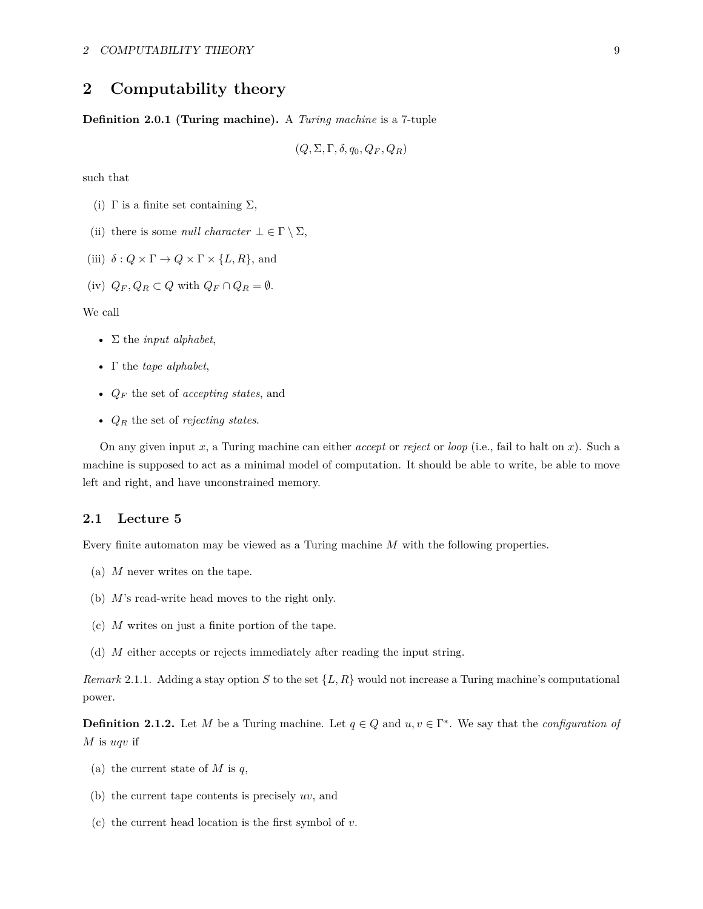# 2 Computability theory

**Definition 2.0.1 (Turing machine).** A *Turing machine* is a 7-tuple

$$(Q, \Sigma, \Gamma, \delta, q_0, Q_F, Q_R)$$

such that

(i) $\Gamma$ is a finite set containing $\Sigma$,

(ii) there is some *null character* $\perp \in \Gamma \setminus \Sigma$,

(iii) $\delta : Q \times \Gamma \to Q \times \Gamma \times \{L, R\}$, and

(iv) $Q_F, Q_R \subset Q$ with $Q_F \cap Q_R = \emptyset$.

We call

- $\Sigma$ the *input alphabet*,
- $\Gamma$ the *tape alphabet*,
- $Q_F$ the set of *accepting states*, and
- $Q_R$ the set of *rejecting states*.

On any given input $x$, a Turing machine can either *accept* or *reject* or *loop* (i.e., fail to halt on $x$). Such a machine is supposed to act as a minimal model of computation. It should be able to write, be able to move left and right, and have unconstrained memory.

## 2.1 Lecture 5

Every finite automaton may be viewed as a Turing machine $M$ with the following properties.

(a) $M$ never writes on the tape.

(b) $M$'s read-write head moves to the right only.

(c) $M$ writes on just a finite portion of the tape.

(d) $M$ either accepts or rejects immediately after reading the input string.

*Remark* 2.1.1. Adding a stay option $S$ to the set $\{L, R\}$ would not increase a Turing machine's computational power.

**Definition 2.1.2.** Let $M$ be a Turing machine. Let $q \in Q$ and $u, v \in \Gamma^*$. We say that the *configuration of* $M$ is $uqv$ if

(a) the current state of $M$ is $q$,

(b) the current tape contents is precisely $uv$, and

(c) the current head location is the first symbol of $v$.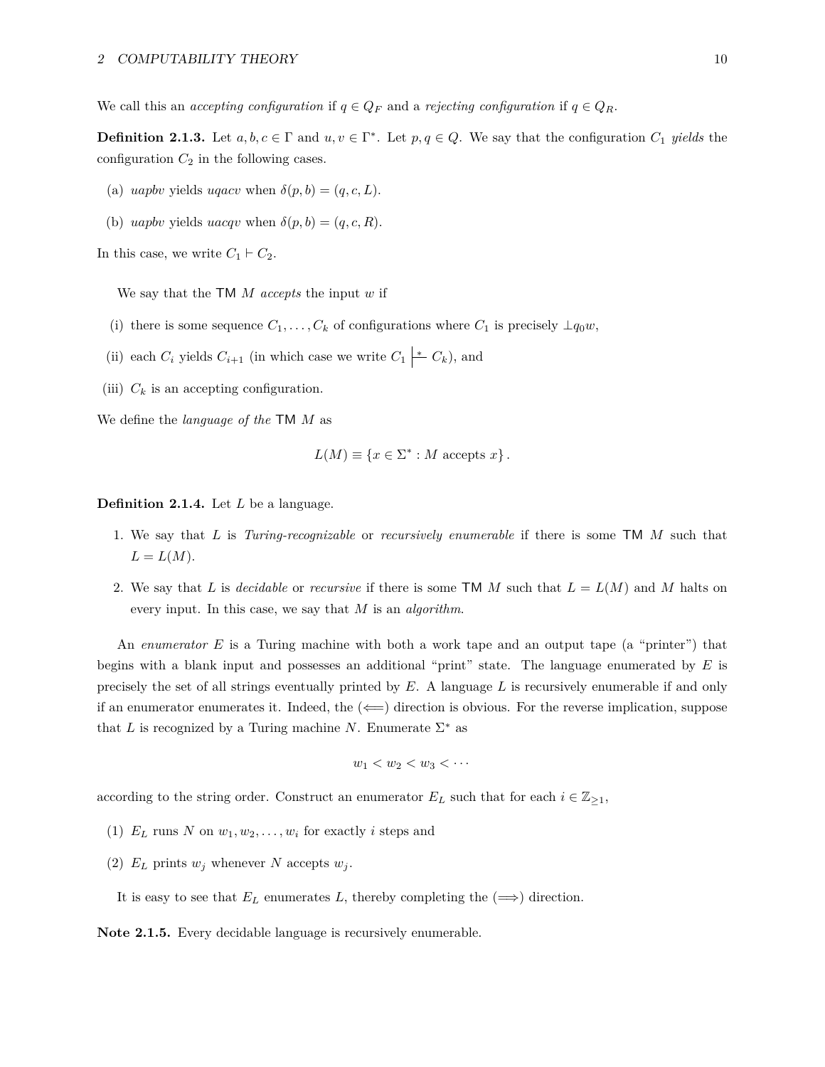We call this an *accepting configuration* if $q \in Q_F$ and a *rejecting configuration* if $q \in Q_R$.

**Definition 2.1.3.** Let $a, b, c \in \Gamma$ and $u, v \in \Gamma^*$. Let $p, q \in Q$. We say that the configuration $C_1$ *yields* the configuration $C_2$ in the following cases.

(a) $uapbv$ yields $uqacv$ when $\delta(p, b) = (q, c, L)$.

(b) $uapbv$ yields $uacqv$ when $\delta(p, b) = (q, c, R)$.

In this case, we write $C_1 \vdash C_2$.

We say that the TM $M$ *accepts* the input $w$ if

(i) there is some sequence $C_1, \ldots, C_k$ of configurations where $C_1$ is precisely $\perp q_0 w$,

(ii) each $C_i$ yields $C_{i+1}$ (in which case we write $C_1 \vdash^* C_k$), and

(iii) $C_k$ is an accepting configuration.

We define the *language of the* TM $M$ as

$$L(M) \equiv \{x \in \Sigma^* : M \text{ accepts } x\}.$$

**Definition 2.1.4.** Let $L$ be a language.

1. We say that $L$ is *Turing-recognizable* or *recursively enumerable* if there is some TM $M$ such that $L = L(M)$.

2. We say that $L$ is *decidable* or *recursive* if there is some TM $M$ such that $L = L(M)$ and $M$ halts on every input. In this case, we say that $M$ is an *algorithm*.

An *enumerator* $E$ is a Turing machine with both a work tape and an output tape (a "printer") that begins with a blank input and possesses an additional "print" state. The language enumerated by $E$ is precisely the set of all strings eventually printed by $E$. A language $L$ is recursively enumerable if and only if an enumerator enumerates it. Indeed, the ($\Longleftarrow$) direction is obvious. For the reverse implication, suppose that $L$ is recognized by a Turing machine $N$. Enumerate $\Sigma^*$ as

$$w_1 < w_2 < w_3 < \cdots$$

according to the string order. Construct an enumerator $E_L$ such that for each $i \in \mathbb{Z}_{\geq 1}$,

(1) $E_L$ runs $N$ on $w_1, w_2, \ldots, w_i$ for exactly $i$ steps and

(2) $E_L$ prints $w_j$ whenever $N$ accepts $w_j$.

It is easy to see that $E_L$ enumerates $L$, thereby completing the ($\Longrightarrow$) direction.

**Note 2.1.5.** Every decidable language is recursively enumerable.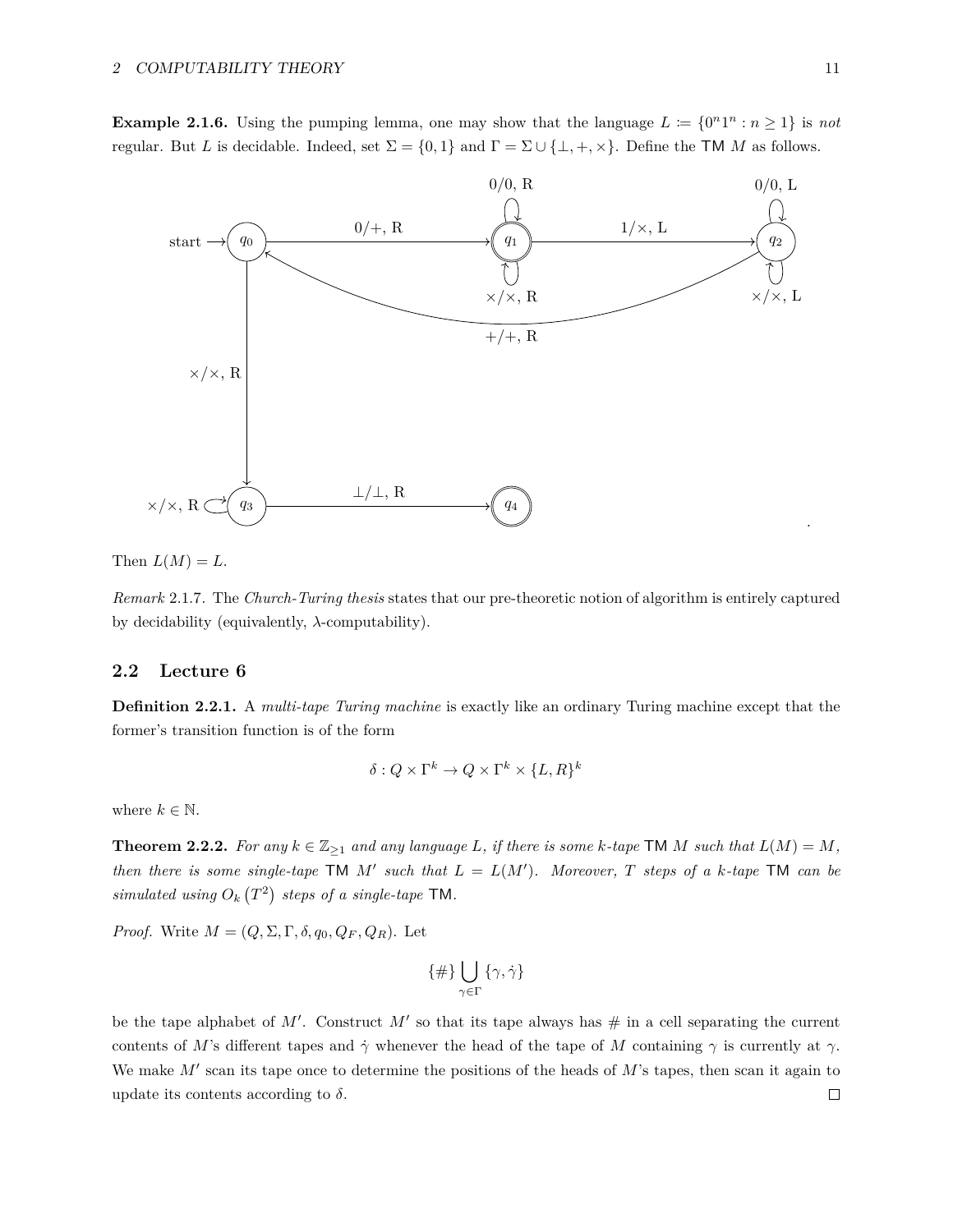**Example 2.1.6.** Using the pumping lemma, one may show that the language $L \coloneqq \{0^n 1^n : n \geq 1\}$ is *not* regular. But $L$ is decidable. Indeed, set $\Sigma = \{0, 1\}$ and $\Gamma = \Sigma \cup \{\bot, +, \times\}$. Define the TM $M$ as follows.

Then $L(M) = L$.

*Remark* 2.1.7. The *Church-Turing thesis* states that our pre-theoretic notion of algorithm is entirely captured by decidability (equivalently, $\lambda$-computability).

## 2.2 Lecture 6

**Definition 2.2.1.** A *multi-tape Turing machine* is exactly like an ordinary Turing machine except that the former's transition function is of the form

$$\delta : Q \times \Gamma^k \to Q \times \Gamma^k \times \{L, R\}^k$$

where $k \in \mathbb{N}$.

**Theorem 2.2.2.** *For any $k \in \mathbb{Z}_{\geq 1}$ and any language $L$, if there is some $k$-tape TM $M$ such that $L(M) = M$, then there is some single-tape TM $M'$ such that $L = L(M')$. Moreover, $T$ steps of a $k$-tape TM can be simulated using $O_k\left(T^2\right)$ steps of a single-tape TM.*

*Proof.* Write $M = (Q, \Sigma, \Gamma, \delta, q_0, Q_F, Q_R)$. Let

$$\{\#\} \bigcup_{\gamma \in \Gamma} \{\gamma, \dot{\gamma}\}$$

be the tape alphabet of $M'$. Construct $M'$ so that its tape always has # in a cell separating the current contents of $M$'s different tapes and $\dot{\gamma}$ whenever the head of the tape of $M$ containing $\gamma$ is currently at $\gamma$. We make $M'$ scan its tape once to determine the positions of the heads of $M$'s tapes, then scan it again to update its contents according to $\delta$. □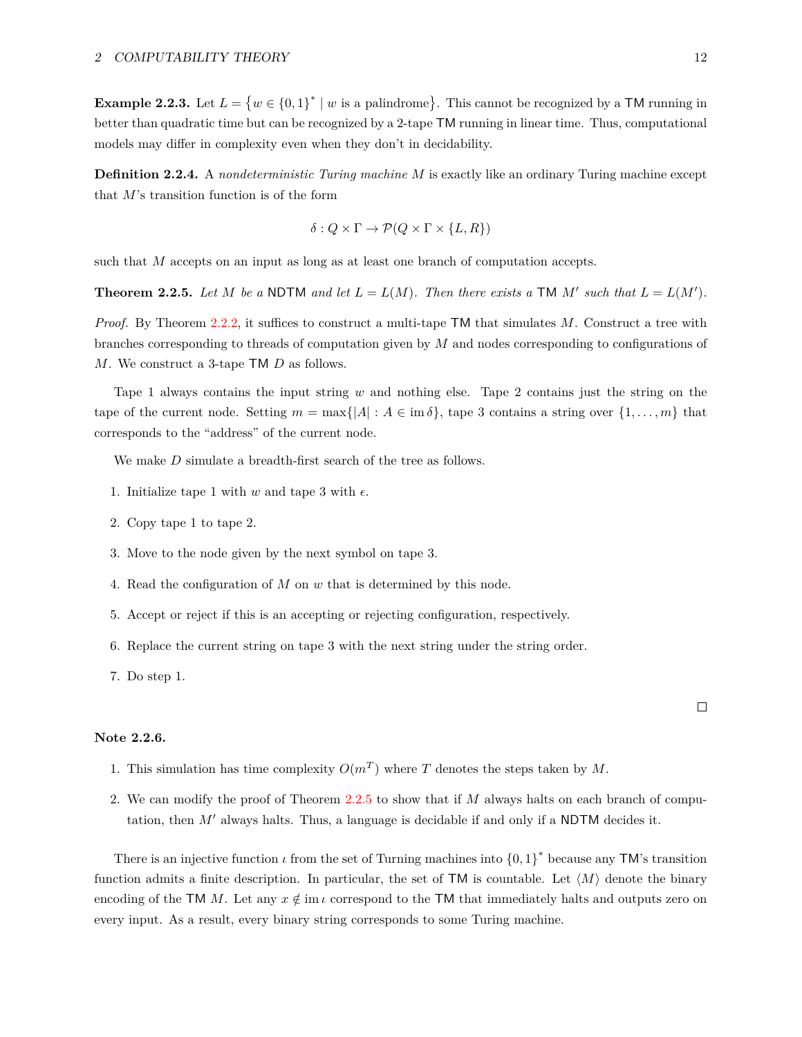**Example 2.2.3.** Let $L = \{w \in \{0,1\}^* \mid w \text{ is a palindrome}\}$. This cannot be recognized by a TM running in better than quadratic time but can be recognized by a 2-tape TM running in linear time. Thus, computational models may differ in complexity even when they don't in decidability.

**Definition 2.2.4.** A *nondeterministic Turing machine* $M$ is exactly like an ordinary Turing machine except that $M$'s transition function is of the form

$$\delta : Q \times \Gamma \to \mathcal{P}(Q \times \Gamma \times \{L, R\})$$

such that $M$ accepts on an input as long as at least one branch of computation accepts.

**Theorem 2.2.5.** *Let $M$ be a NDTM and let $L = L(M)$. Then there exists a TM $M'$ such that $L = L(M')$.*

*Proof.* By Theorem 2.2.2, it suffices to construct a multi-tape TM that simulates $M$. Construct a tree with branches corresponding to threads of computation given by $M$ and nodes corresponding to configurations of $M$. We construct a 3-tape TM $D$ as follows.

Tape 1 always contains the input string $w$ and nothing else. Tape 2 contains just the string on the tape of the current node. Setting $m = \max\{|A| : A \in \operatorname{im} \delta\}$, tape 3 contains a string over $\{1, \ldots, m\}$ that corresponds to the "address" of the current node.

We make $D$ simulate a breadth-first search of the tree as follows.

1. Initialize tape 1 with $w$ and tape 3 with $\epsilon$.
2. Copy tape 1 to tape 2.
3. Move to the node given by the next symbol on tape 3.
4. Read the configuration of $M$ on $w$ that is determined by this node.
5. Accept or reject if this is an accepting or rejecting configuration, respectively.
6. Replace the current string on tape 3 with the next string under the string order.
7. Do step 1.

□

**Note 2.2.6.**

1. This simulation has time complexity $O(m^T)$ where $T$ denotes the steps taken by $M$.
2. We can modify the proof of Theorem 2.2.5 to show that if $M$ always halts on each branch of computation, then $M'$ always halts. Thus, a language is decidable if and only if a NDTM decides it.

There is an injective function $\iota$ from the set of Turning machines into $\{0,1\}^*$ because any TM's transition function admits a finite description. In particular, the set of TM is countable. Let $\langle M \rangle$ denote the binary encoding of the TM $M$. Let any $x \notin \operatorname{im} \iota$ correspond to the TM that immediately halts and outputs zero on every input. As a result, every binary string corresponds to some Turing machine.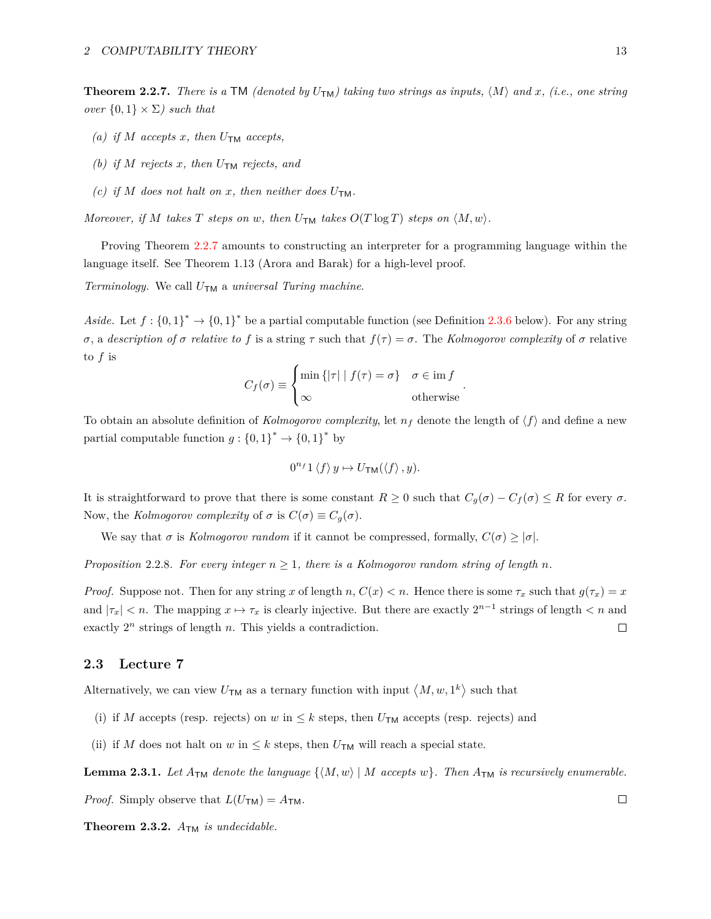**Theorem 2.2.7.** *There is a* TM *(denoted by $U_{\mathsf{TM}}$) taking two strings as inputs, $\langle M \rangle$ and $x$, (i.e., one string over $\{0,1\} \times \Sigma$) such that*

*(a) if $M$ accepts $x$, then $U_{\mathsf{TM}}$ accepts,*

*(b) if $M$ rejects $x$, then $U_{\mathsf{TM}}$ rejects, and*

*(c) if $M$ does not halt on $x$, then neither does $U_{\mathsf{TM}}$.*

*Moreover, if $M$ takes $T$ steps on $w$, then $U_{\mathsf{TM}}$ takes $O(T \log T)$ steps on $\langle M, w \rangle$.*

Proving Theorem 2.2.7 amounts to constructing an interpreter for a programming language within the language itself. See Theorem 1.13 (Arora and Barak) for a high-level proof.

*Terminology.* We call $U_{\mathsf{TM}}$ a *universal Turing machine*.

*Aside.* Let $f : \{0,1\}^* \to \{0,1\}^*$ be a partial computable function (see Definition 2.3.6 below). For any string $\sigma$, a *description of $\sigma$ relative to $f$* is a string $\tau$ such that $f(\tau) = \sigma$. The *Kolmogorov complexity* of $\sigma$ relative to $f$ is

$$C_f(\sigma) \equiv \begin{cases} \min \{|\tau| \mid f(\tau) = \sigma\} & \sigma \in \operatorname{im} f \\ \infty & \text{otherwise} \end{cases}.$$

To obtain an absolute definition of *Kolmogorov complexity*, let $n_f$ denote the length of $\langle f \rangle$ and define a new partial computable function $g : \{0,1\}^* \to \{0,1\}^*$ by

$$0^{n_f} 1 \langle f \rangle y \mapsto U_{\mathsf{TM}}(\langle f \rangle, y).$$

It is straightforward to prove that there is some constant $R \geq 0$ such that $C_g(\sigma) - C_f(\sigma) \leq R$ for every $\sigma$. Now, the *Kolmogorov complexity* of $\sigma$ is $C(\sigma) \equiv C_g(\sigma)$.

We say that $\sigma$ is *Kolmogorov random* if it cannot be compressed, formally, $C(\sigma) \geq |\sigma|$.

*Proposition* 2.2.8. *For every integer $n \geq 1$, there is a Kolmogorov random string of length $n$.*

*Proof.* Suppose not. Then for any string $x$ of length $n$, $C(x) < n$. Hence there is some $\tau_x$ such that $g(\tau_x) = x$ and $|\tau_x| < n$. The mapping $x \mapsto \tau_x$ is clearly injective. But there are exactly $2^{n-1}$ strings of length $< n$ and exactly $2^n$ strings of length $n$. This yields a contradiction. ◻

## 2.3 Lecture 7

Alternatively, we can view $U_{\mathsf{TM}}$ as a ternary function with input $\langle M, w, 1^k \rangle$ such that

(i) if $M$ accepts (resp. rejects) on $w$ in $\leq k$ steps, then $U_{\mathsf{TM}}$ accepts (resp. rejects) and

(ii) if $M$ does not halt on $w$ in $\leq k$ steps, then $U_{\mathsf{TM}}$ will reach a special state.

**Lemma 2.3.1.** *Let $A_{\mathsf{TM}}$ denote the language $\{\langle M, w \rangle \mid M \text{ accepts } w\}$. Then $A_{\mathsf{TM}}$ is recursively enumerable.*

*Proof.* Simply observe that $L(U_{\mathsf{TM}}) = A_{\mathsf{TM}}$. ◻

**Theorem 2.3.2.** *$A_{\mathsf{TM}}$ is undecidable.*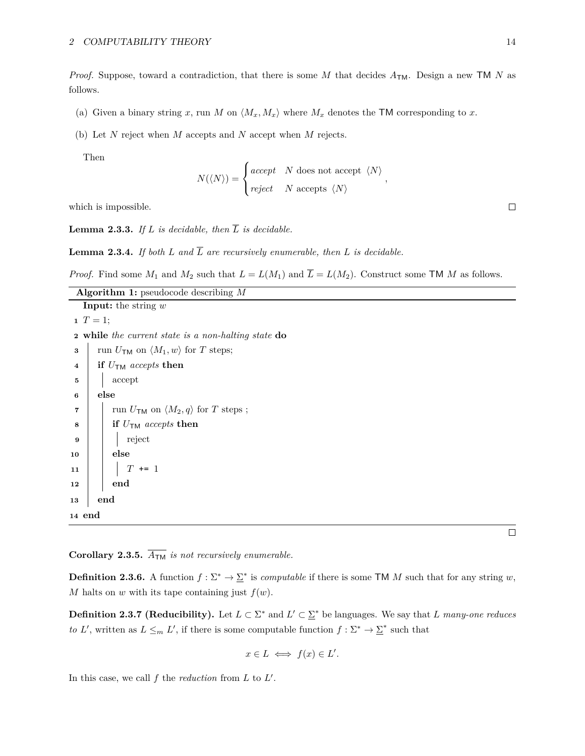*Proof.* Suppose, toward a contradiction, that there is some $M$ that decides $A_{\mathsf{TM}}$. Design a new $\mathsf{TM}$ $N$ as follows.

(a) Given a binary string $x$, run $M$ on $\langle M_x, M_x \rangle$ where $M_x$ denotes the $\mathsf{TM}$ corresponding to $x$.

(b) Let $N$ reject when $M$ accepts and $N$ accept when $M$ rejects.

Then

$$N(\langle N \rangle) = \begin{cases} \textit{accept} & N \text{ does not accept } \langle N \rangle \\ \textit{reject} & N \text{ accepts } \langle N \rangle \end{cases},$$

which is impossible. □

**Lemma 2.3.3.** *If $L$ is decidable, then $\overline{L}$ is decidable.*

**Lemma 2.3.4.** *If both $L$ and $\overline{L}$ are recursively enumerable, then $L$ is decidable.*

*Proof.* Find some $M_1$ and $M_2$ such that $L = L(M_1)$ and $\overline{L} = L(M_2)$. Construct some $\mathsf{TM}$ $M$ as follows.

**Algorithm 1:** pseudocode describing $M$

```
   Input: the string w
1  T = 1;
2  while the current state is a non-halting state do
3  |  run U_TM on ⟨M_1, w⟩ for T steps;
4  |  if U_TM accepts then
5  |  |  accept
6  |  else
7  |  |  run U_TM on ⟨M_2, q⟩ for T steps ;
8  |  |  if U_TM accepts then
9  |  |  |  reject
10 |  |  else
11 |  |  |  T += 1
12 |  |  end
13 |  end
14 end
```

□

**Corollary 2.3.5.** *$\overline{A_{\mathsf{TM}}}$ is not recursively enumerable.*

**Definition 2.3.6.** A function $f : \Sigma^* \to \underline{\Sigma}^*$ is *computable* if there is some $\mathsf{TM}$ $M$ such that for any string $w$, $M$ halts on $w$ with its tape containing just $f(w)$.

**Definition 2.3.7 (Reducibility).** Let $L \subset \Sigma^*$ and $L' \subset \underline{\Sigma}^*$ be languages. We say that $L$ *many-one reduces to* $L'$, written as $L \leq_m L'$, if there is some computable function $f : \Sigma^* \to \underline{\Sigma}^*$ such that

$$x \in L \iff f(x) \in L'.$$

In this case, we call $f$ the *reduction* from $L$ to $L'$.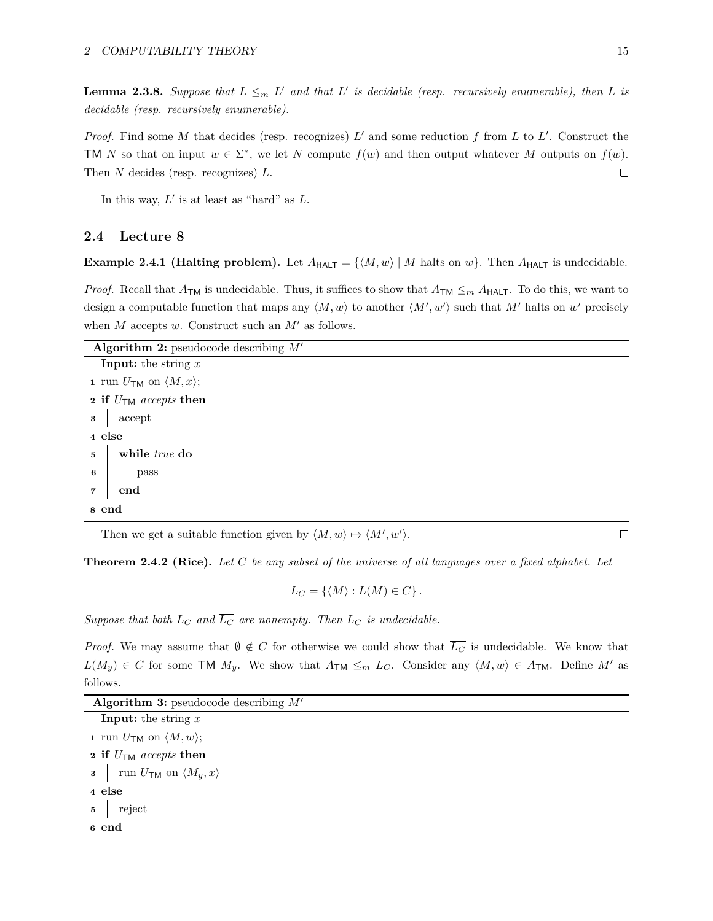**Lemma 2.3.8.** *Suppose that $L \leq_m L'$ and that $L'$ is decidable (resp. recursively enumerable), then $L$ is decidable (resp. recursively enumerable).*

*Proof.* Find some $M$ that decides (resp. recognizes) $L'$ and some reduction $f$ from $L$ to $L'$. Construct the TM $N$ so that on input $w \in \Sigma^*$, we let $N$ compute $f(w)$ and then output whatever $M$ outputs on $f(w)$. Then $N$ decides (resp. recognizes) $L$. □

In this way, $L'$ is at least as "hard" as $L$.

## 2.4 Lecture 8

**Example 2.4.1 (Halting problem).** Let $A_{\mathsf{HALT}} = \{\langle M, w\rangle \mid M \text{ halts on } w\}$. Then $A_{\mathsf{HALT}}$ is undecidable.

*Proof.* Recall that $A_{\mathsf{TM}}$ is undecidable. Thus, it suffices to show that $A_{\mathsf{TM}} \leq_m A_{\mathsf{HALT}}$. To do this, we want to design a computable function that maps any $\langle M, w\rangle$ to another $\langle M', w'\rangle$ such that $M'$ halts on $w'$ precisely when $M$ accepts $w$. Construct such an $M'$ as follows.

**Algorithm 2:** pseudocode describing $M'$

```
  Input: the string x
1 run U_TM on ⟨M, x⟩;
2 if U_TM accepts then
3 |  accept
4 else
5 |  while true do
6 |  |  pass
7 |  end
8 end
```

Then we get a suitable function given by $\langle M, w\rangle \mapsto \langle M', w'\rangle$. □

**Theorem 2.4.2 (Rice).** *Let $C$ be any subset of the universe of all languages over a fixed alphabet. Let*

$$L_C = \{\langle M\rangle : L(M) \in C\}.$$

*Suppose that both $L_C$ and $\overline{L_C}$ are nonempty. Then $L_C$ is undecidable.*

*Proof.* We may assume that $\emptyset \notin C$ for otherwise we could show that $\overline{L_C}$ is undecidable. We know that $L(M_y) \in C$ for some TM $M_y$. We show that $A_{\mathsf{TM}} \leq_m L_C$. Consider any $\langle M, w\rangle \in A_{\mathsf{TM}}$. Define $M'$ as follows.

**Algorithm 3:** pseudocode describing $M'$

```
  Input: the string x
1 run U_TM on ⟨M, w⟩;
2 if U_TM accepts then
3 |  run U_TM on ⟨M_y, x⟩
4 else
5 |  reject
6 end
```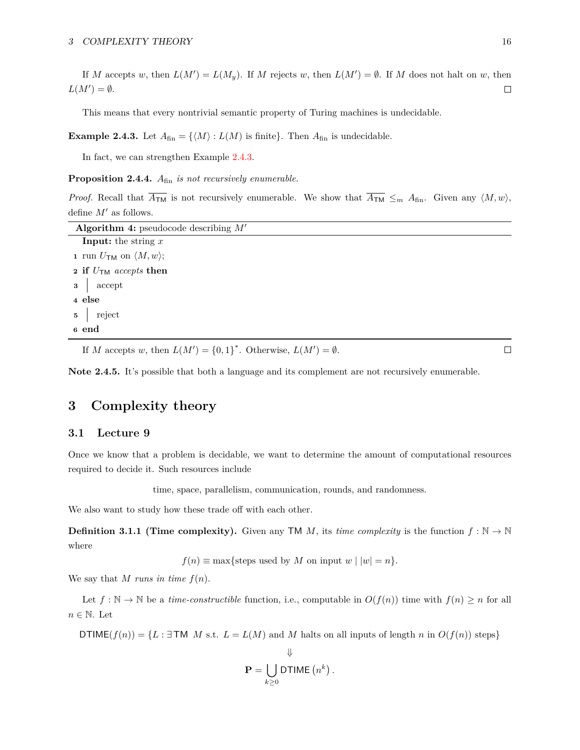If $M$ accepts $w$, then $L(M') = L(M_y)$. If $M$ rejects $w$, then $L(M') = \emptyset$. If $M$ does not halt on $w$, then $L(M') = \emptyset$. □

This means that every nontrivial semantic property of Turing machines is undecidable.

**Example 2.4.3.** Let $A_{\text{fin}} = \{\langle M \rangle : L(M) \text{ is finite}\}$. Then $A_{\text{fin}}$ is undecidable.

In fact, we can strengthen Example 2.4.3.

**Proposition 2.4.4.** *$A_{\text{fin}}$ is not recursively enumerable.*

*Proof.* Recall that $\overline{A_{\mathsf{TM}}}$ is not recursively enumerable. We show that $\overline{A_{\mathsf{TM}}} \leq_m A_{\text{fin}}$. Given any $\langle M, w \rangle$, define $M'$ as follows.

**Algorithm 4:** pseudocode describing $M'$

```
  Input: the string x
1 run U_TM on ⟨M, w⟩;
2 if U_TM accepts then
3 |  accept
4 else
5 |  reject
6 end
```

If $M$ accepts $w$, then $L(M') = \{0,1\}^*$. Otherwise, $L(M') = \emptyset$. □

**Note 2.4.5.** It's possible that both a language and its complement are not recursively enumerable.

# 3 Complexity theory

## 3.1 Lecture 9

Once we know that a problem is decidable, we want to determine the amount of computational resources required to decide it. Such resources include

time, space, parallelism, communication, rounds, and randomness.

We also want to study how these trade off with each other.

**Definition 3.1.1 (Time complexity).** Given any $\mathsf{TM}$ $M$, its *time complexity* is the function $f : \mathbb{N} \to \mathbb{N}$ where

$$f(n) \equiv \max\{\text{steps used by } M \text{ on input } w \mid |w| = n\}.$$

We say that $M$ *runs in time* $f(n)$.

Let $f : \mathbb{N} \to \mathbb{N}$ be a *time-constructible* function, i.e., computable in $O(f(n))$ time with $f(n) \geq n$ for all $n \in \mathbb{N}$. Let

$$\mathsf{DTIME}(f(n)) = \{L : \exists \mathsf{TM}\ M \text{ s.t. } L = L(M) \text{ and } M \text{ halts on all inputs of length } n \text{ in } O(f(n)) \text{ steps}\}$$

$$\Downarrow$$

$$\mathbf{P} = \bigcup_{k \geq 0} \mathsf{DTIME}\left(n^k\right).$$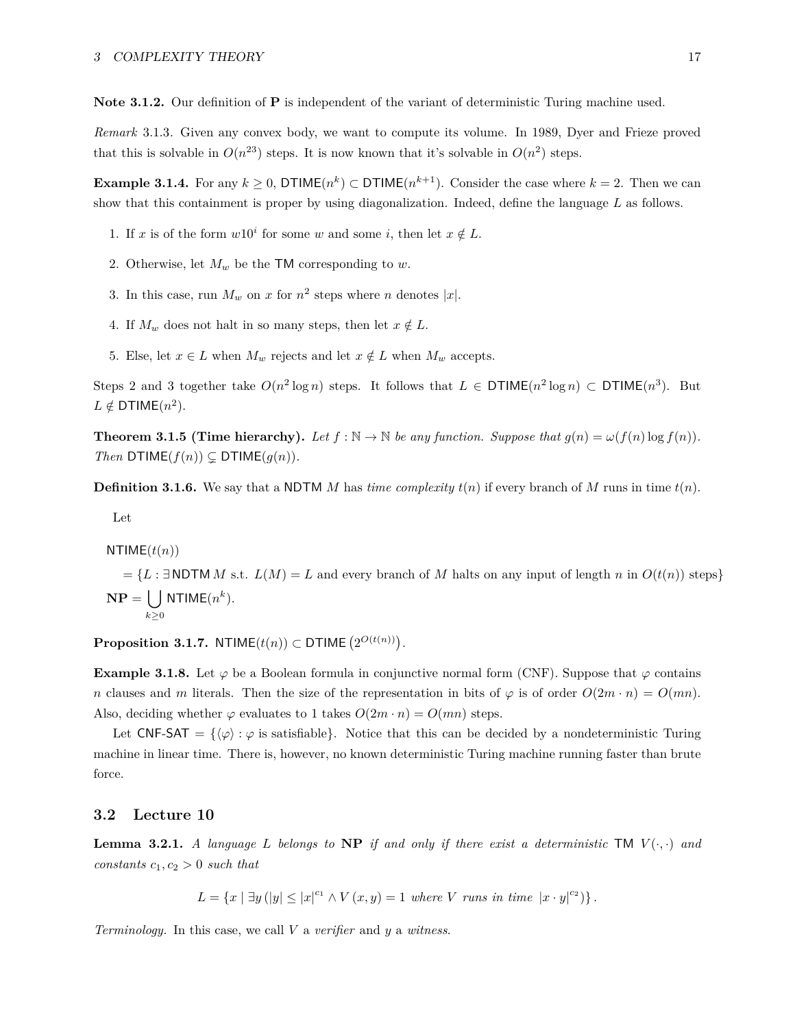**Note 3.1.2.** Our definition of **P** is independent of the variant of deterministic Turing machine used.

*Remark* 3.1.3. Given any convex body, we want to compute its volume. In 1989, Dyer and Frieze proved that this is solvable in $O(n^{23})$ steps. It is now known that it's solvable in $O(n^2)$ steps.

**Example 3.1.4.** For any $k \geq 0$, $\mathsf{DTIME}(n^k) \subset \mathsf{DTIME}(n^{k+1})$. Consider the case where $k = 2$. Then we can show that this containment is proper by using diagonalization. Indeed, define the language $L$ as follows.

1. If $x$ is of the form $w10^i$ for some $w$ and some $i$, then let $x \notin L$.
2. Otherwise, let $M_w$ be the $\mathsf{TM}$ corresponding to $w$.
3. In this case, run $M_w$ on $x$ for $n^2$ steps where $n$ denotes $|x|$.
4. If $M_w$ does not halt in so many steps, then let $x \notin L$.
5. Else, let $x \in L$ when $M_w$ rejects and let $x \notin L$ when $M_w$ accepts.

Steps 2 and 3 together take $O(n^2 \log n)$ steps. It follows that $L \in \mathsf{DTIME}(n^2 \log n) \subset \mathsf{DTIME}(n^3)$. But $L \notin \mathsf{DTIME}(n^2)$.

**Theorem 3.1.5 (Time hierarchy).** *Let $f : \mathbb{N} \to \mathbb{N}$ be any function. Suppose that $g(n) = \omega(f(n) \log f(n))$. Then $\mathsf{DTIME}(f(n)) \subsetneq \mathsf{DTIME}(g(n))$.*

**Definition 3.1.6.** We say that a $\mathsf{NDTM}$ $M$ has *time complexity* $t(n)$ if every branch of $M$ runs in time $t(n)$.

Let

$$
\begin{aligned}
&\mathsf{NTIME}(t(n)) \\
&\quad = \{L : \exists \mathsf{NDTM}\, M \text{ s.t. } L(M) = L \text{ and every branch of } M \text{ halts on any input of length } n \text{ in } O(t(n)) \text{ steps}\} \\
&\mathbf{NP} = \bigcup_{k \geq 0} \mathsf{NTIME}(n^k).
\end{aligned}
$$

**Proposition 3.1.7.** $\mathsf{NTIME}(t(n)) \subset \mathsf{DTIME}\left(2^{O(t(n))}\right)$.

**Example 3.1.8.** Let $\varphi$ be a Boolean formula in conjunctive normal form (CNF). Suppose that $\varphi$ contains $n$ clauses and $m$ literals. Then the size of the representation in bits of $\varphi$ is of order $O(2m \cdot n) = O(mn)$. Also, deciding whether $\varphi$ evaluates to 1 takes $O(2m \cdot n) = O(mn)$ steps.

Let $\mathsf{CNF\text{-}SAT} = \{\langle \varphi \rangle : \varphi \text{ is satisfiable}\}$. Notice that this can be decided by a nondeterministic Turing machine in linear time. There is, however, no known deterministic Turing machine running faster than brute force.

## 3.2 Lecture 10

**Lemma 3.2.1.** *A language $L$ belongs to **NP** if and only if there exist a deterministic $\mathsf{TM}$ $V(\cdot, \cdot)$ and constants $c_1, c_2 > 0$ such that*

$$
L = \{x \mid \exists y \left(|y| \leq |x|^{c_1} \wedge V(x, y) = 1 \text{ where } V \text{ runs in time } |x \cdot y|^{c_2}\right)\}.
$$

*Terminology.* In this case, we call $V$ a *verifier* and $y$ a *witness*.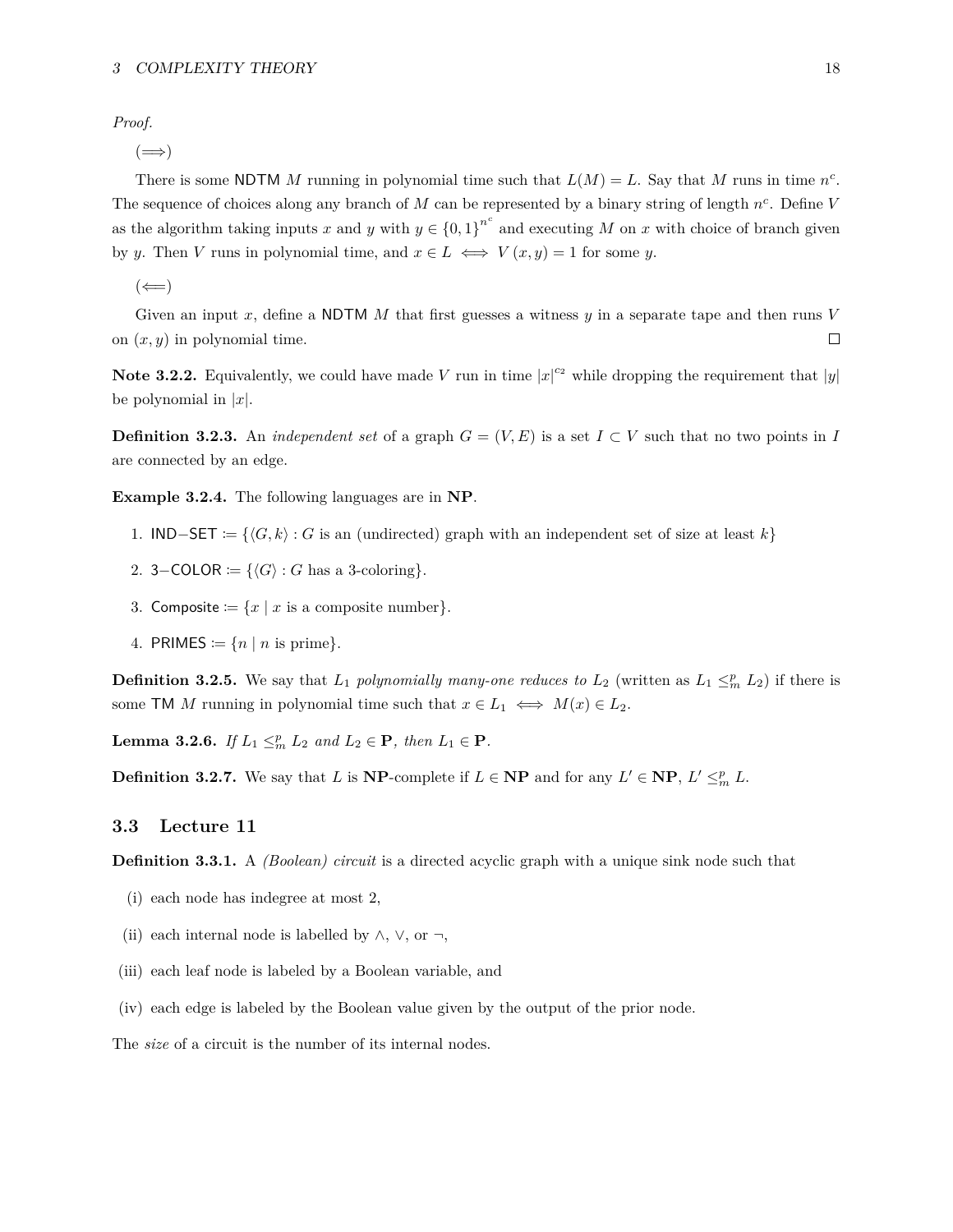*Proof.*

($\Longrightarrow$)

There is some NDTM $M$ running in polynomial time such that $L(M) = L$. Say that $M$ runs in time $n^c$. The sequence of choices along any branch of $M$ can be represented by a binary string of length $n^c$. Define $V$ as the algorithm taking inputs $x$ and $y$ with $y \in \{0,1\}^{n^c}$ and executing $M$ on $x$ with choice of branch given by $y$. Then $V$ runs in polynomial time, and $x \in L \iff V(x, y) = 1$ for some $y$.

($\Longleftarrow$)

Given an input $x$, define a NDTM $M$ that first guesses a witness $y$ in a separate tape and then runs $V$ on $(x, y)$ in polynomial time. □

**Note 3.2.2.** Equivalently, we could have made $V$ run in time $|x|^{c_2}$ while dropping the requirement that $|y|$ be polynomial in $|x|$.

**Definition 3.2.3.** An *independent set* of a graph $G = (V, E)$ is a set $I \subset V$ such that no two points in $I$ are connected by an edge.

**Example 3.2.4.** The following languages are in **NP**.

1. $\mathsf{IND{-}SET} \coloneqq \{\langle G, k\rangle : G$ is an (undirected) graph with an independent set of size at least $k\}$
2. $\mathsf{3{-}COLOR} \coloneqq \{\langle G\rangle : G$ has a 3-coloring$\}$.
3. $\mathsf{Composite} \coloneqq \{x \mid x$ is a composite number$\}$.
4. $\mathsf{PRIMES} \coloneqq \{n \mid n$ is prime$\}$.

**Definition 3.2.5.** We say that $L_1$ *polynomially many-one reduces to* $L_2$ (written as $L_1 \leq_m^p L_2$) if there is some TM $M$ running in polynomial time such that $x \in L_1 \iff M(x) \in L_2$.

**Lemma 3.2.6.** *If $L_1 \leq_m^p L_2$ and $L_2 \in \mathbf{P}$, then $L_1 \in \mathbf{P}$.*

**Definition 3.2.7.** We say that $L$ is **NP**-complete if $L \in \mathbf{NP}$ and for any $L' \in \mathbf{NP}$, $L' \leq_m^p L$.

## 3.3 Lecture 11

**Definition 3.3.1.** A *(Boolean) circuit* is a directed acyclic graph with a unique sink node such that

(i) each node has indegree at most 2,

(ii) each internal node is labelled by $\wedge$, $\vee$, or $\neg$,

(iii) each leaf node is labeled by a Boolean variable, and

(iv) each edge is labeled by the Boolean value given by the output of the prior node.

The *size* of a circuit is the number of its internal nodes.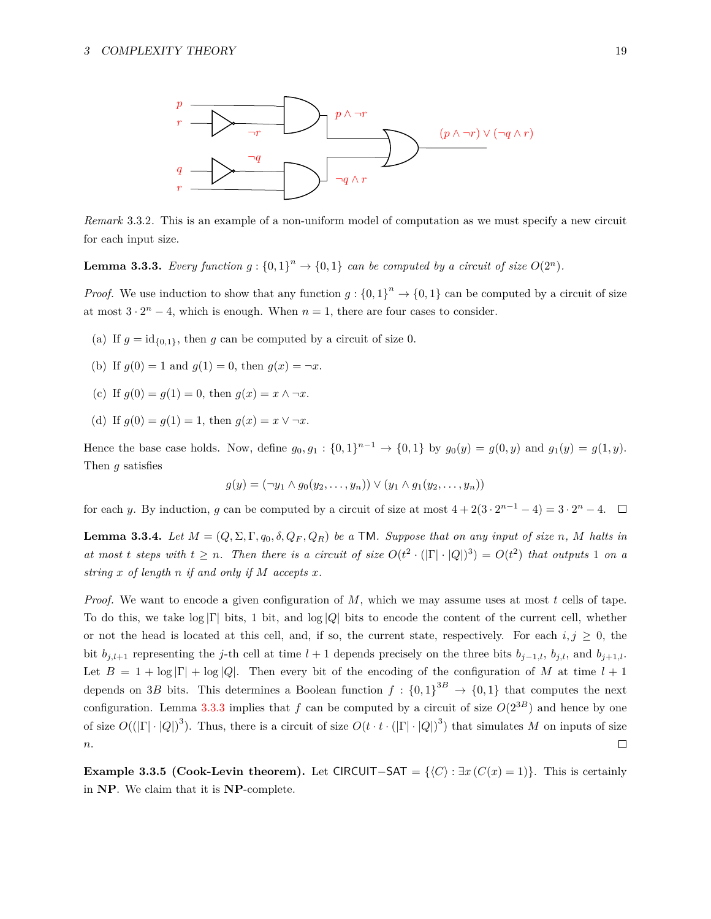*Remark* 3.3.2. This is an example of a non-uniform model of computation as we must specify a new circuit for each input size.

**Lemma 3.3.3.** *Every function $g : \{0,1\}^n \to \{0,1\}$ can be computed by a circuit of size $O(2^n)$.*

*Proof.* We use induction to show that any function $g : \{0,1\}^n \to \{0,1\}$ can be computed by a circuit of size at most $3 \cdot 2^n - 4$, which is enough. When $n = 1$, there are four cases to consider.

(a) If $g = \mathrm{id}_{\{0,1\}}$, then $g$ can be computed by a circuit of size 0.

(b) If $g(0) = 1$ and $g(1) = 0$, then $g(x) = \neg x$.

(c) If $g(0) = g(1) = 0$, then $g(x) = x \wedge \neg x$.

(d) If $g(0) = g(1) = 1$, then $g(x) = x \vee \neg x$.

Hence the base case holds. Now, define $g_0, g_1 : \{0,1\}^{n-1} \to \{0,1\}$ by $g_0(y) = g(0, y)$ and $g_1(y) = g(1, y)$. Then $g$ satisfies

$$g(y) = (\neg y_1 \wedge g_0(y_2, \dots, y_n)) \vee (y_1 \wedge g_1(y_2, \dots, y_n))$$

for each $y$. By induction, $g$ can be computed by a circuit of size at most $4 + 2(3 \cdot 2^{n-1} - 4) = 3 \cdot 2^n - 4$. □

**Lemma 3.3.4.** *Let $M = (Q, \Sigma, \Gamma, q_0, \delta, Q_F, Q_R)$ be a* TM*. Suppose that on any input of size $n$, $M$ halts in at most $t$ steps with $t \geq n$. Then there is a circuit of size $O(t^2 \cdot (|\Gamma| \cdot |Q|)^3) = O(t^2)$ that outputs 1 on a string $x$ of length $n$ if and only if $M$ accepts $x$.*

*Proof.* We want to encode a given configuration of $M$, which we may assume uses at most $t$ cells of tape. To do this, we take $\log |\Gamma|$ bits, 1 bit, and $\log |Q|$ bits to encode the content of the current cell, whether or not the head is located at this cell, and, if so, the current state, respectively. For each $i, j \geq 0$, the bit $b_{j,l+1}$ representing the $j$-th cell at time $l + 1$ depends precisely on the three bits $b_{j-1,l}$, $b_{j,l}$, and $b_{j+1,l}$. Let $B = 1 + \log |\Gamma| + \log |Q|$. Then every bit of the encoding of the configuration of $M$ at time $l + 1$ depends on $3B$ bits. This determines a Boolean function $f : \{0,1\}^{3B} \to \{0,1\}$ that computes the next configuration. Lemma 3.3.3 implies that $f$ can be computed by a circuit of size $O(2^{3B})$ and hence by one of size $O((|\Gamma| \cdot |Q|)^3)$. Thus, there is a circuit of size $O(t \cdot t \cdot (|\Gamma| \cdot |Q|)^3)$ that simulates $M$ on inputs of size $n$. □

**Example 3.3.5 (Cook-Levin theorem).** Let $\mathsf{CIRCUIT{-}SAT} = \{\langle C \rangle : \exists x\, (C(x) = 1)\}$. This is certainly in **NP**. We claim that it is **NP**-complete.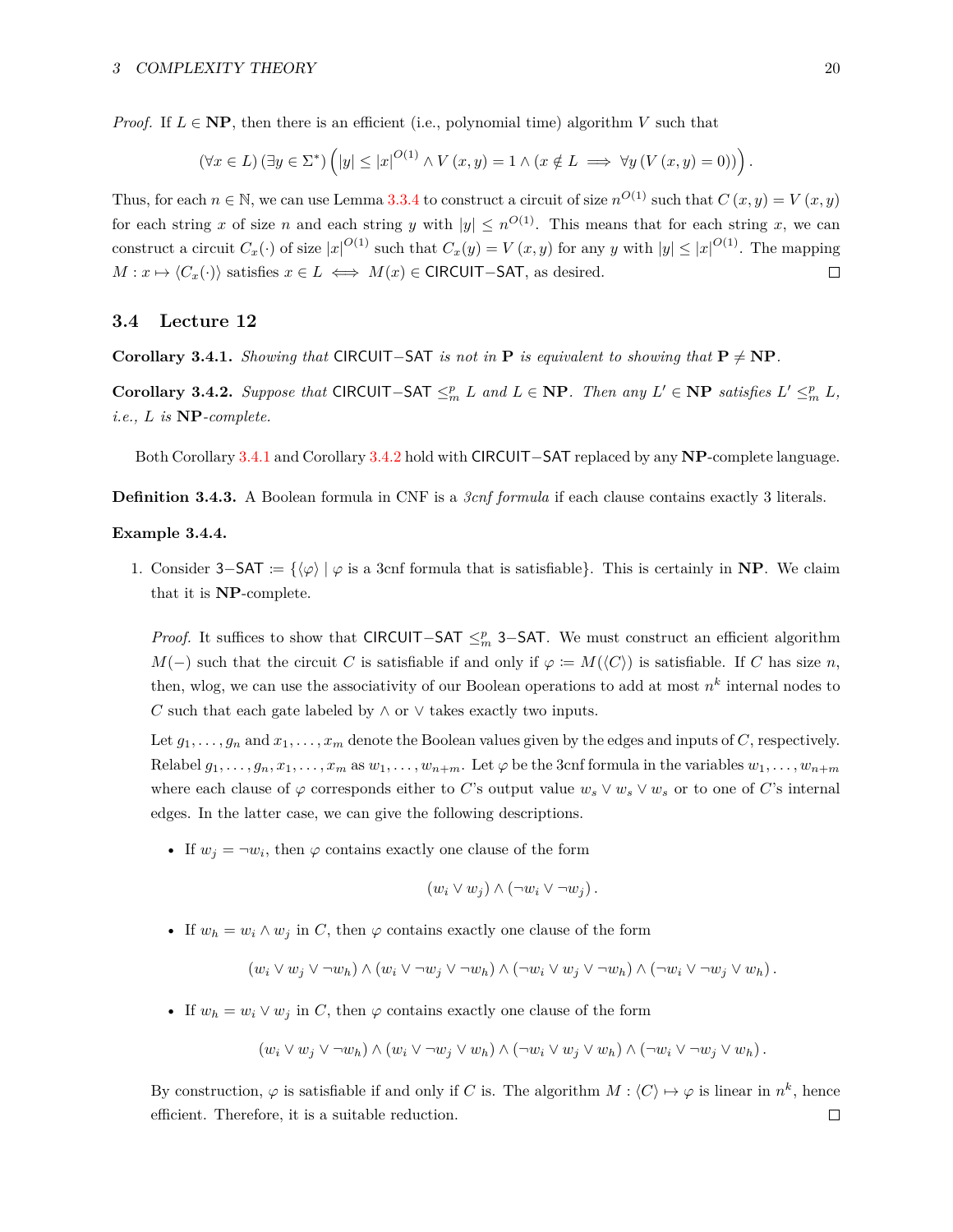*Proof.* If $L \in \mathbf{NP}$, then there is an efficient (i.e., polynomial time) algorithm $V$ such that

$$(\forall x \in L)\,(\exists y \in \Sigma^*)\left(|y| \leq |x|^{O(1)} \wedge V(x,y) = 1 \wedge (x \notin L \implies \forall y\,(V(x,y) = 0))\right).$$

Thus, for each $n \in \mathbb{N}$, we can use Lemma 3.3.4 to construct a circuit of size $n^{O(1)}$ such that $C(x,y) = V(x,y)$ for each string $x$ of size $n$ and each string $y$ with $|y| \leq n^{O(1)}$. This means that for each string $x$, we can construct a circuit $C_x(\cdot)$ of size $|x|^{O(1)}$ such that $C_x(y) = V(x,y)$ for any $y$ with $|y| \leq |x|^{O(1)}$. The mapping $M : x \mapsto \langle C_x(\cdot)\rangle$ satisfies $x \in L \iff M(x) \in \mathsf{CIRCUIT{-}SAT}$, as desired. □

## 3.4 Lecture 12

**Corollary 3.4.1.** *Showing that* $\mathsf{CIRCUIT{-}SAT}$ *is not in* $\mathbf{P}$ *is equivalent to showing that* $\mathbf{P} \neq \mathbf{NP}$.

**Corollary 3.4.2.** *Suppose that* $\mathsf{CIRCUIT{-}SAT} \leq_m^p L$ *and* $L \in \mathbf{NP}$. *Then any* $L' \in \mathbf{NP}$ *satisfies* $L' \leq_m^p L$, *i.e.,* $L$ *is* $\mathbf{NP}$*-complete.*

Both Corollary 3.4.1 and Corollary 3.4.2 hold with $\mathsf{CIRCUIT{-}SAT}$ replaced by any $\mathbf{NP}$-complete language.

**Definition 3.4.3.** A Boolean formula in CNF is a *3cnf formula* if each clause contains exactly 3 literals.

**Example 3.4.4.**

1. Consider $\mathsf{3{-}SAT} := \{\langle\varphi\rangle \mid \varphi \text{ is a 3cnf formula that is satisfiable}\}$. This is certainly in $\mathbf{NP}$. We claim that it is $\mathbf{NP}$-complete.

   *Proof.* It suffices to show that $\mathsf{CIRCUIT{-}SAT} \leq_m^p \mathsf{3{-}SAT}$. We must construct an efficient algorithm $M(-)$ such that the circuit $C$ is satisfiable if and only if $\varphi := M(\langle C\rangle)$ is satisfiable. If $C$ has size $n$, then, wlog, we can use the associativity of our Boolean operations to add at most $n^k$ internal nodes to $C$ such that each gate labeled by $\wedge$ or $\vee$ takes exactly two inputs.

   Let $g_1, \dots, g_n$ and $x_1, \dots, x_m$ denote the Boolean values given by the edges and inputs of $C$, respectively. Relabel $g_1, \dots, g_n, x_1, \dots, x_m$ as $w_1, \dots, w_{n+m}$. Let $\varphi$ be the 3cnf formula in the variables $w_1, \dots, w_{n+m}$ where each clause of $\varphi$ corresponds either to $C$'s output value $w_s \vee w_s \vee w_s$ or to one of $C$'s internal edges. In the latter case, we can give the following descriptions.

   - If $w_j = \neg w_i$, then $\varphi$ contains exactly one clause of the form
     $$(w_i \vee w_j) \wedge (\neg w_i \vee \neg w_j).$$
   - If $w_h = w_i \wedge w_j$ in $C$, then $\varphi$ contains exactly one clause of the form
     $$(w_i \vee w_j \vee \neg w_h) \wedge (w_i \vee \neg w_j \vee \neg w_h) \wedge (\neg w_i \vee w_j \vee \neg w_h) \wedge (\neg w_i \vee \neg w_j \vee w_h).$$
   - If $w_h = w_i \vee w_j$ in $C$, then $\varphi$ contains exactly one clause of the form
     $$(w_i \vee w_j \vee \neg w_h) \wedge (w_i \vee \neg w_j \vee w_h) \wedge (\neg w_i \vee w_j \vee w_h) \wedge (\neg w_i \vee \neg w_j \vee w_h).$$

   By construction, $\varphi$ is satisfiable if and only if $C$ is. The algorithm $M : \langle C\rangle \mapsto \varphi$ is linear in $n^k$, hence efficient. Therefore, it is a suitable reduction. □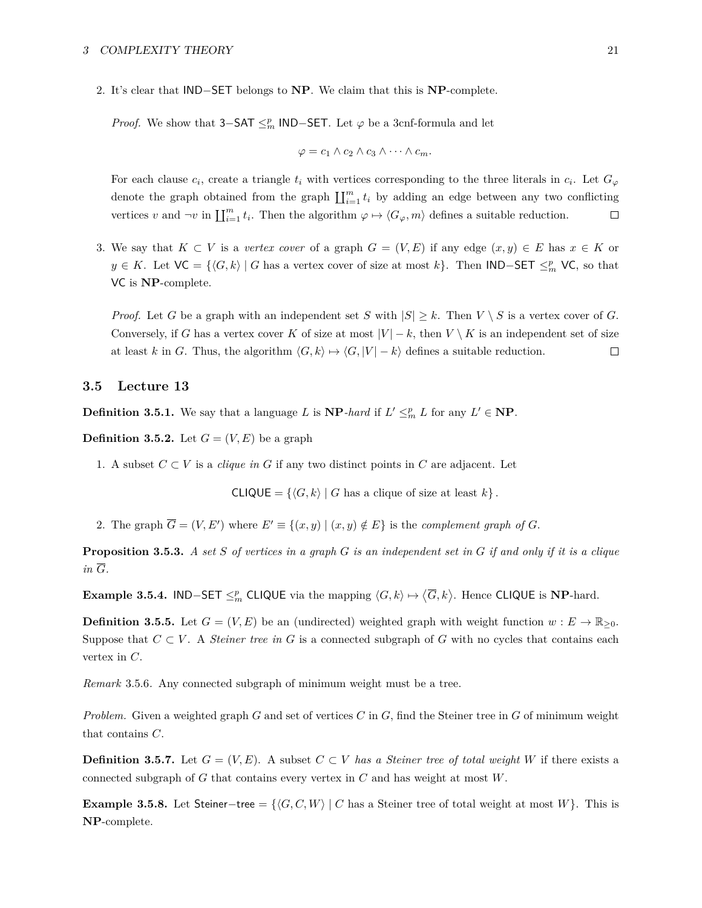2. It's clear that $\mathsf{IND-SET}$ belongs to **NP**. We claim that this is **NP**-complete.

   *Proof.* We show that $\mathsf{3-SAT} \leq_m^p \mathsf{IND-SET}$. Let $\varphi$ be a 3cnf-formula and let

   $$\varphi = c_1 \wedge c_2 \wedge c_3 \wedge \cdots \wedge c_m.$$

   For each clause $c_i$, create a triangle $t_i$ with vertices corresponding to the three literals in $c_i$. Let $G_\varphi$ denote the graph obtained from the graph $\coprod_{i=1}^m t_i$ by adding an edge between any two conflicting vertices $v$ and $\neg v$ in $\coprod_{i=1}^m t_i$. Then the algorithm $\varphi \mapsto \langle G_\varphi, m\rangle$ defines a suitable reduction. □

3. We say that $K \subset V$ is a *vertex cover* of a graph $G = (V, E)$ if any edge $(x, y) \in E$ has $x \in K$ or $y \in K$. Let $\mathsf{VC} = \{\langle G, k\rangle \mid G \text{ has a vertex cover of size at most } k\}$. Then $\mathsf{IND-SET} \leq_m^p \mathsf{VC}$, so that $\mathsf{VC}$ is **NP**-complete.

   *Proof.* Let $G$ be a graph with an independent set $S$ with $|S| \geq k$. Then $V \setminus S$ is a vertex cover of $G$. Conversely, if $G$ has a vertex cover $K$ of size at most $|V| - k$, then $V \setminus K$ is an independent set of size at least $k$ in $G$. Thus, the algorithm $\langle G, k\rangle \mapsto \langle G, |V| - k\rangle$ defines a suitable reduction. □

## 3.5 Lecture 13

**Definition 3.5.1.** We say that a language $L$ is **NP**-*hard* if $L' \leq_m^p L$ for any $L' \in \mathbf{NP}$.

**Definition 3.5.2.** Let $G = (V, E)$ be a graph

1. A subset $C \subset V$ is a *clique in $G$* if any two distinct points in $C$ are adjacent. Let

   $$\mathsf{CLIQUE} = \{\langle G, k\rangle \mid G \text{ has a clique of size at least } k\}.$$

2. The graph $\overline{G} = (V, E')$ where $E' \equiv \{(x, y) \mid (x, y) \notin E\}$ is the *complement graph of $G$*.

**Proposition 3.5.3.** *A set $S$ of vertices in a graph $G$ is an independent set in $G$ if and only if it is a clique in $\overline{G}$.*

**Example 3.5.4.** $\mathsf{IND-SET} \leq_m^p \mathsf{CLIQUE}$ via the mapping $\langle G, k\rangle \mapsto \langle \overline{G}, k\rangle$. Hence $\mathsf{CLIQUE}$ is **NP**-hard.

**Definition 3.5.5.** Let $G = (V, E)$ be an (undirected) weighted graph with weight function $w : E \to \mathbb{R}_{\geq 0}$. Suppose that $C \subset V$. A *Steiner tree in $G$* is a connected subgraph of $G$ with no cycles that contains each vertex in $C$.

*Remark* 3.5.6. Any connected subgraph of minimum weight must be a tree.

*Problem.* Given a weighted graph $G$ and set of vertices $C$ in $G$, find the Steiner tree in $G$ of minimum weight that contains $C$.

**Definition 3.5.7.** Let $G = (V, E)$. A subset $C \subset V$ *has a Steiner tree of total weight* $W$ if there exists a connected subgraph of $G$ that contains every vertex in $C$ and has weight at most $W$.

**Example 3.5.8.** Let $\mathsf{Steiner-tree} = \{\langle G, C, W\rangle \mid C \text{ has a Steiner tree of total weight at most } W\}$. This is **NP**-complete.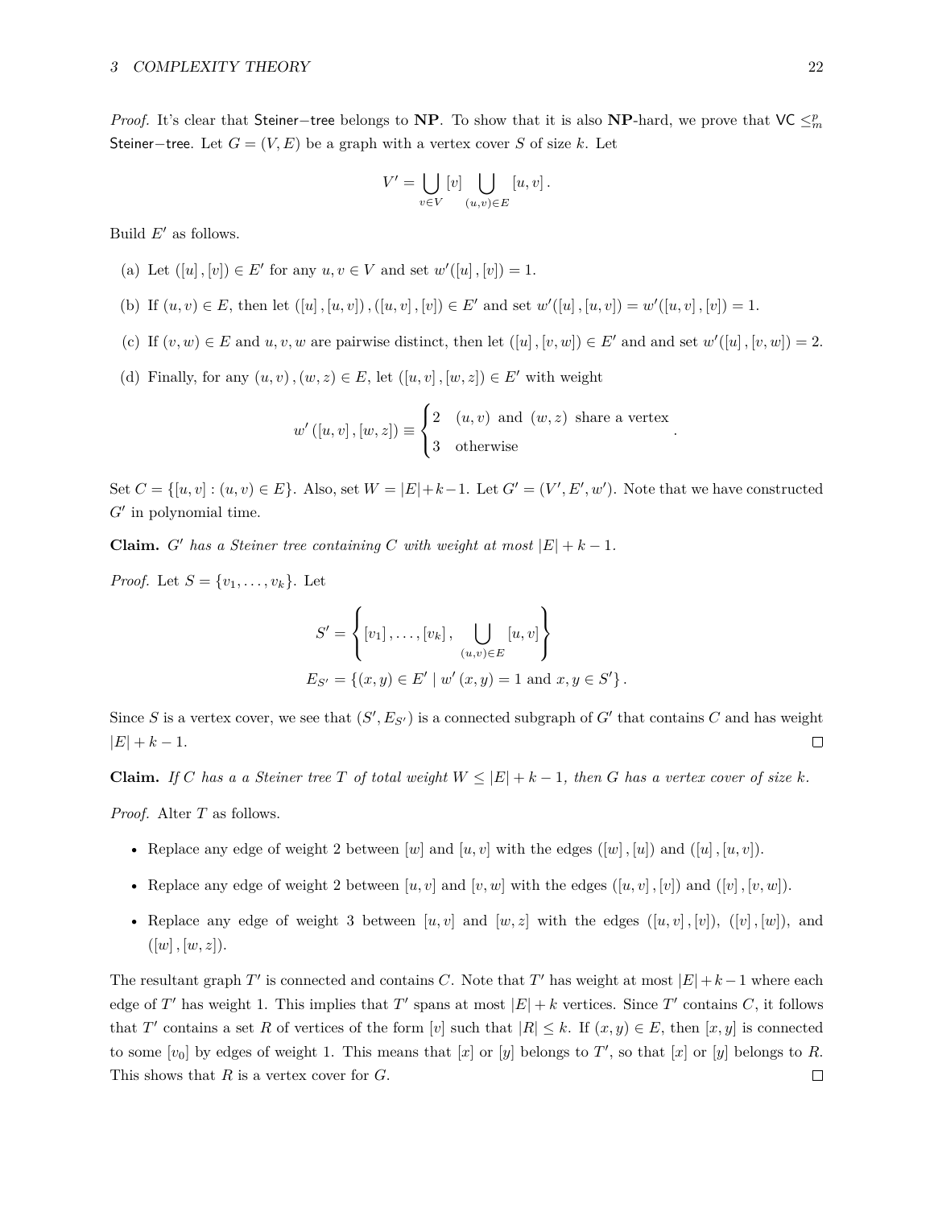*Proof.* It's clear that Steiner−tree belongs to **NP**. To show that it is also **NP**-hard, we prove that VC $\leq_m^p$ Steiner−tree. Let $G = (V, E)$ be a graph with a vertex cover $S$ of size $k$. Let

$$V' = \bigcup_{v \in V} [v] \bigcup_{(u,v) \in E} [u, v] .$$

Build $E'$ as follows.

(a) Let $([u], [v]) \in E'$ for any $u, v \in V$ and set $w'([u], [v]) = 1$.

(b) If $(u, v) \in E$, then let $([u], [u, v]), ([u, v], [v]) \in E'$ and set $w'([u], [u, v]) = w'([u, v], [v]) = 1$.

(c) If $(v, w) \in E$ and $u, v, w$ are pairwise distinct, then let $([u], [v, w]) \in E'$ and and set $w'([u], [v, w]) = 2$.

(d) Finally, for any $(u, v), (w, z) \in E$, let $([u, v], [w, z]) \in E'$ with weight

$$w'([u, v], [w, z]) \equiv \begin{cases} 2 & (u, v) \text{ and } (w, z) \text{ share a vertex} \\ 3 & \text{otherwise} \end{cases} .$$

Set $C = \{[u, v] : (u, v) \in E\}$. Also, set $W = |E| + k - 1$. Let $G' = (V', E', w')$. Note that we have constructed $G'$ in polynomial time.

**Claim.** *$G'$ has a Steiner tree containing $C$ with weight at most $|E| + k - 1$.*

*Proof.* Let $S = \{v_1, \ldots, v_k\}$. Let

$$S' = \left\{ [v_1], \ldots, [v_k], \bigcup_{(u,v) \in E} [u, v] \right\}$$

$$E_{S'} = \{(x, y) \in E' \mid w'(x, y) = 1 \text{ and } x, y \in S'\} .$$

Since $S$ is a vertex cover, we see that $(S', E_{S'})$ is a connected subgraph of $G'$ that contains $C$ and has weight $|E| + k - 1$. ☐

**Claim.** *If $C$ has a a Steiner tree $T$ of total weight $W \leq |E| + k - 1$, then $G$ has a vertex cover of size $k$.*

*Proof.* Alter $T$ as follows.

- Replace any edge of weight 2 between $[w]$ and $[u, v]$ with the edges $([w], [u])$ and $([u], [u, v])$.
- Replace any edge of weight 2 between $[u, v]$ and $[v, w]$ with the edges $([u, v], [v])$ and $([v], [v, w])$.
- Replace any edge of weight 3 between $[u, v]$ and $[w, z]$ with the edges $([u, v], [v])$, $([v], [w])$, and $([w], [w, z])$.

The resultant graph $T'$ is connected and contains $C$. Note that $T'$ has weight at most $|E| + k - 1$ where each edge of $T'$ has weight 1. This implies that $T'$ spans at most $|E| + k$ vertices. Since $T'$ contains $C$, it follows that $T'$ contains a set $R$ of vertices of the form $[v]$ such that $|R| \leq k$. If $(x, y) \in E$, then $[x, y]$ is connected to some $[v_0]$ by edges of weight 1. This means that $[x]$ or $[y]$ belongs to $T'$, so that $[x]$ or $[y]$ belongs to $R$. This shows that $R$ is a vertex cover for $G$. ☐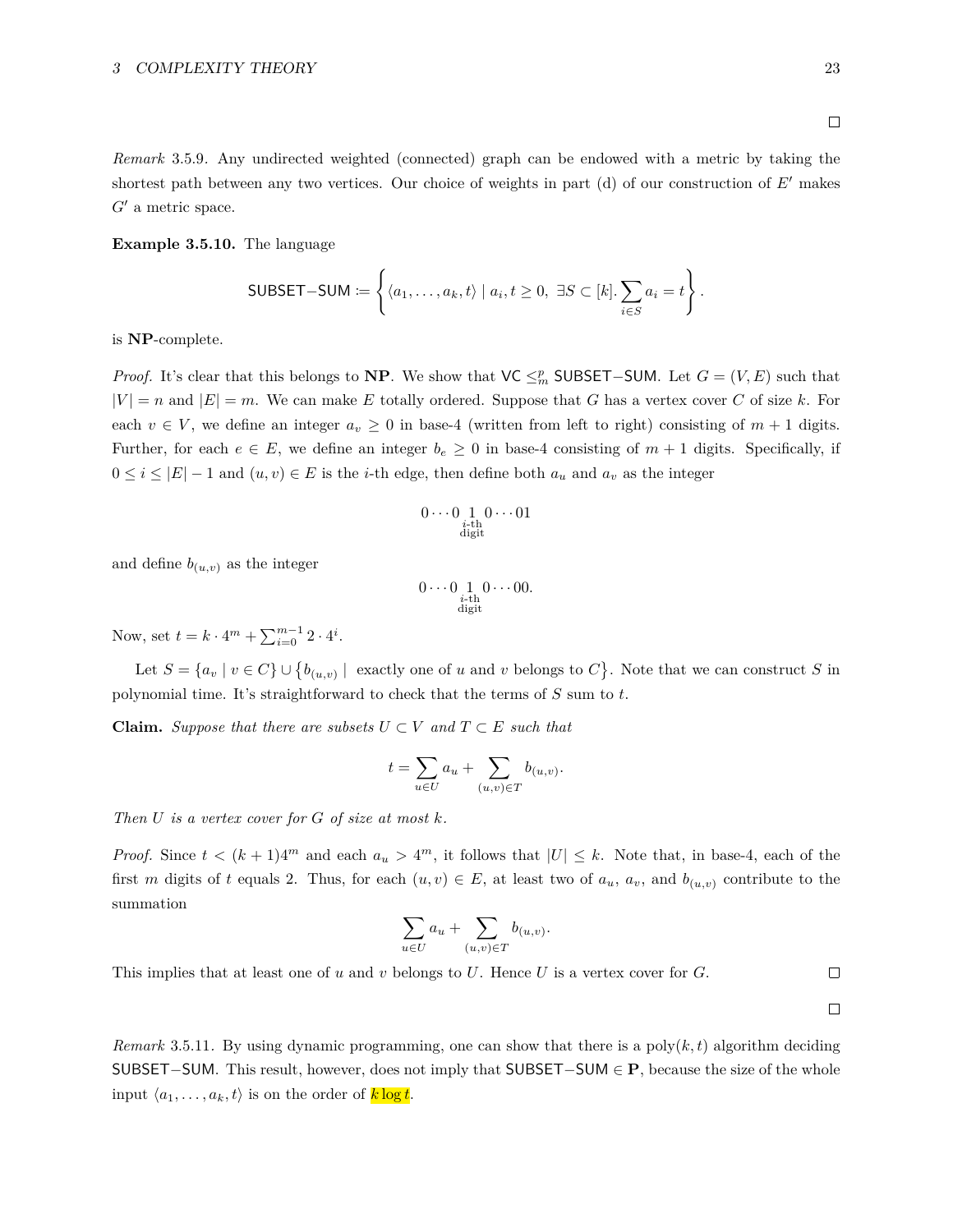□

*Remark* 3.5.9. Any undirected weighted (connected) graph can be endowed with a metric by taking the shortest path between any two vertices. Our choice of weights in part (d) of our construction of $E'$ makes $G'$ a metric space.

**Example 3.5.10.** The language

$$\mathsf{SUBSET-SUM} \coloneqq \left\{ \langle a_1, \ldots, a_k, t \rangle \mid a_i, t \geq 0,\ \exists S \subset [k]. \sum_{i \in S} a_i = t \right\}.$$

is **NP**-complete.

*Proof.* It's clear that this belongs to **NP**. We show that $\mathsf{VC} \leq_m^p \mathsf{SUBSET-SUM}$. Let $G = (V, E)$ such that $|V| = n$ and $|E| = m$. We can make $E$ totally ordered. Suppose that $G$ has a vertex cover $C$ of size $k$. For each $v \in V$, we define an integer $a_v \geq 0$ in base-4 (written from left to right) consisting of $m+1$ digits. Further, for each $e \in E$, we define an integer $b_e \geq 0$ in base-4 consisting of $m+1$ digits. Specifically, if $0 \leq i \leq |E| - 1$ and $(u, v) \in E$ is the $i$-th edge, then define both $a_u$ and $a_v$ as the integer

$$0 \cdots 0 \underset{\substack{i\text{-th} \\ \text{digit}}}{1} 0 \cdots 01$$

and define $b_{(u,v)}$ as the integer

$$0 \cdots 0 \underset{\substack{i\text{-th} \\ \text{digit}}}{1} 0 \cdots 00.$$

Now, set $t = k \cdot 4^m + \sum_{i=0}^{m-1} 2 \cdot 4^i$.

Let $S = \{a_v \mid v \in C\} \cup \{b_{(u,v)} \mid \text{ exactly one of } u \text{ and } v \text{ belongs to } C\}$. Note that we can construct $S$ in polynomial time. It's straightforward to check that the terms of $S$ sum to $t$.

**Claim.** *Suppose that there are subsets $U \subset V$ and $T \subset E$ such that*

$$t = \sum_{u \in U} a_u + \sum_{(u,v) \in T} b_{(u,v)}.$$

*Then $U$ is a vertex cover for $G$ of size at most $k$.*

*Proof.* Since $t < (k+1)4^m$ and each $a_u > 4^m$, it follows that $|U| \leq k$. Note that, in base-4, each of the first $m$ digits of $t$ equals 2. Thus, for each $(u, v) \in E$, at least two of $a_u$, $a_v$, and $b_{(u,v)}$ contribute to the summation

$$\sum_{u \in U} a_u + \sum_{(u,v) \in T} b_{(u,v)}.$$

This implies that at least one of $u$ and $v$ belongs to $U$. Hence $U$ is a vertex cover for $G$. □

□

*Remark* 3.5.11. By using dynamic programming, one can show that there is a $\mathrm{poly}(k, t)$ algorithm deciding $\mathsf{SUBSET-SUM}$. This result, however, does not imply that $\mathsf{SUBSET-SUM} \in \mathbf{P}$, because the size of the whole input $\langle a_1, \ldots, a_k, t \rangle$ is on the order of $k \log t$.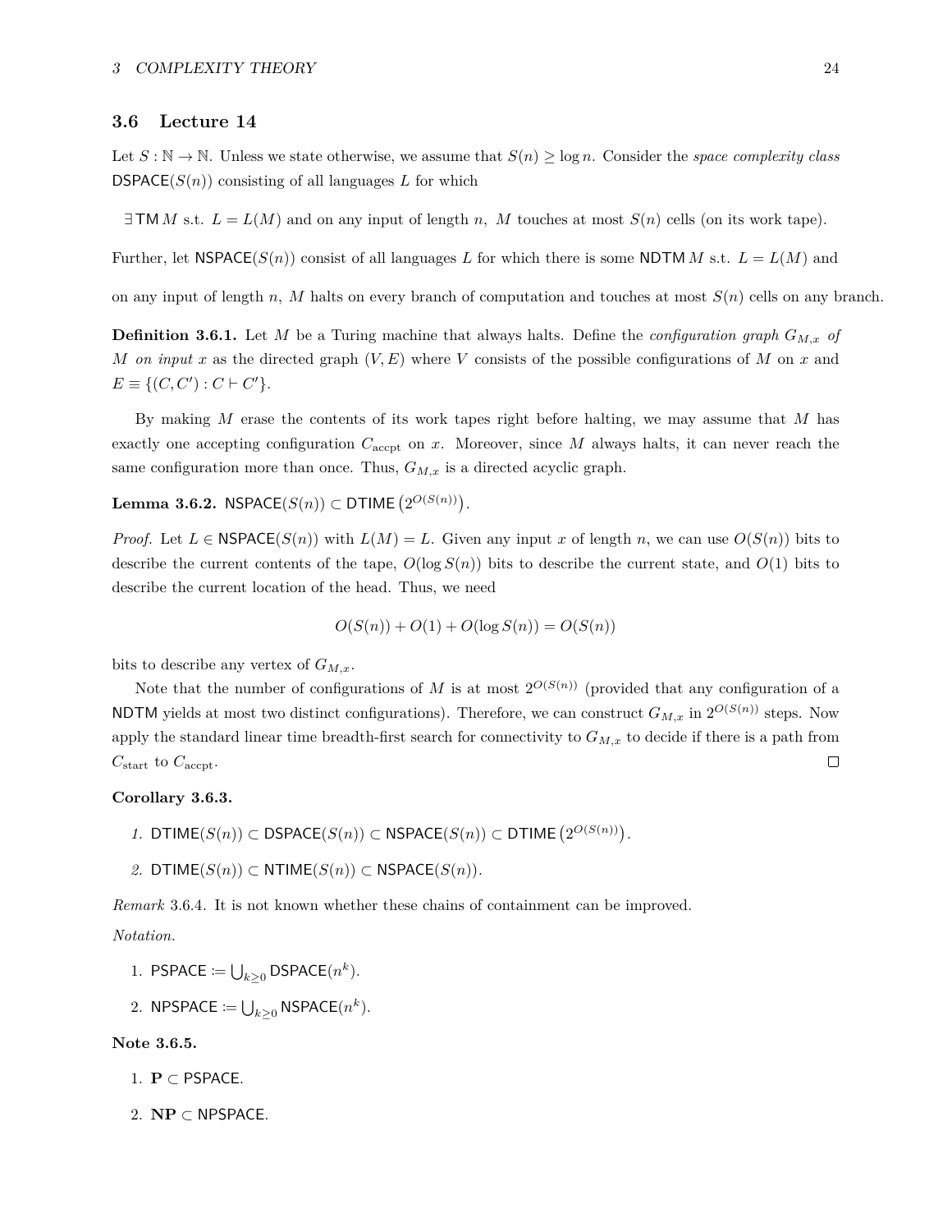## 3.6 Lecture 14

Let $S : \mathbb{N} \to \mathbb{N}$. Unless we state otherwise, we assume that $S(n) \geq \log n$. Consider the *space complexity class* $\mathsf{DSPACE}(S(n))$ consisting of all languages $L$ for which

$\exists\, \mathsf{TM}\, M$ s.t. $L = L(M)$ and on any input of length $n$, $M$ touches at most $S(n)$ cells (on its work tape).

Further, let $\mathsf{NSPACE}(S(n))$ consist of all languages $L$ for which there is some $\mathsf{NDTM}\, M$ s.t. $L = L(M)$ and

on any input of length $n$, $M$ halts on every branch of computation and touches at most $S(n)$ cells on any branch.

**Definition 3.6.1.** Let $M$ be a Turing machine that always halts. Define the *configuration graph* $G_{M,x}$ *of* $M$ *on input* $x$ as the directed graph $(V, E)$ where $V$ consists of the possible configurations of $M$ on $x$ and $E \equiv \{(C, C') : C \vdash C'\}$.

By making $M$ erase the contents of its work tapes right before halting, we may assume that $M$ has exactly one accepting configuration $C_{\text{accpt}}$ on $x$. Moreover, since $M$ always halts, it can never reach the same configuration more than once. Thus, $G_{M,x}$ is a directed acyclic graph.

**Lemma 3.6.2.** $\mathsf{NSPACE}(S(n)) \subset \mathsf{DTIME}\left(2^{O(S(n))}\right)$.

*Proof.* Let $L \in \mathsf{NSPACE}(S(n))$ with $L(M) = L$. Given any input $x$ of length $n$, we can use $O(S(n))$ bits to describe the current contents of the tape, $O(\log S(n))$ bits to describe the current state, and $O(1)$ bits to describe the current location of the head. Thus, we need

$$O(S(n)) + O(1) + O(\log S(n)) = O(S(n))$$

bits to describe any vertex of $G_{M,x}$.

Note that the number of configurations of $M$ is at most $2^{O(S(n))}$ (provided that any configuration of a $\mathsf{NDTM}$ yields at most two distinct configurations). Therefore, we can construct $G_{M,x}$ in $2^{O(S(n))}$ steps. Now apply the standard linear time breadth-first search for connectivity to $G_{M,x}$ to decide if there is a path from $C_{\text{start}}$ to $C_{\text{accpt}}$. $\square$

**Corollary 3.6.3.**

1. $\mathsf{DTIME}(S(n)) \subset \mathsf{DSPACE}(S(n)) \subset \mathsf{NSPACE}(S(n)) \subset \mathsf{DTIME}\left(2^{O(S(n))}\right)$.
2. $\mathsf{DTIME}(S(n)) \subset \mathsf{NTIME}(S(n)) \subset \mathsf{NSPACE}(S(n))$.

*Remark* 3.6.4. It is not known whether these chains of containment can be improved.

*Notation.*

1. $\mathsf{PSPACE} := \bigcup_{k \geq 0} \mathsf{DSPACE}(n^k)$.
2. $\mathsf{NPSPACE} := \bigcup_{k \geq 0} \mathsf{NSPACE}(n^k)$.

**Note 3.6.5.**

1. $\mathbf{P} \subset \mathsf{PSPACE}$.
2. $\mathbf{NP} \subset \mathsf{NPSPACE}$.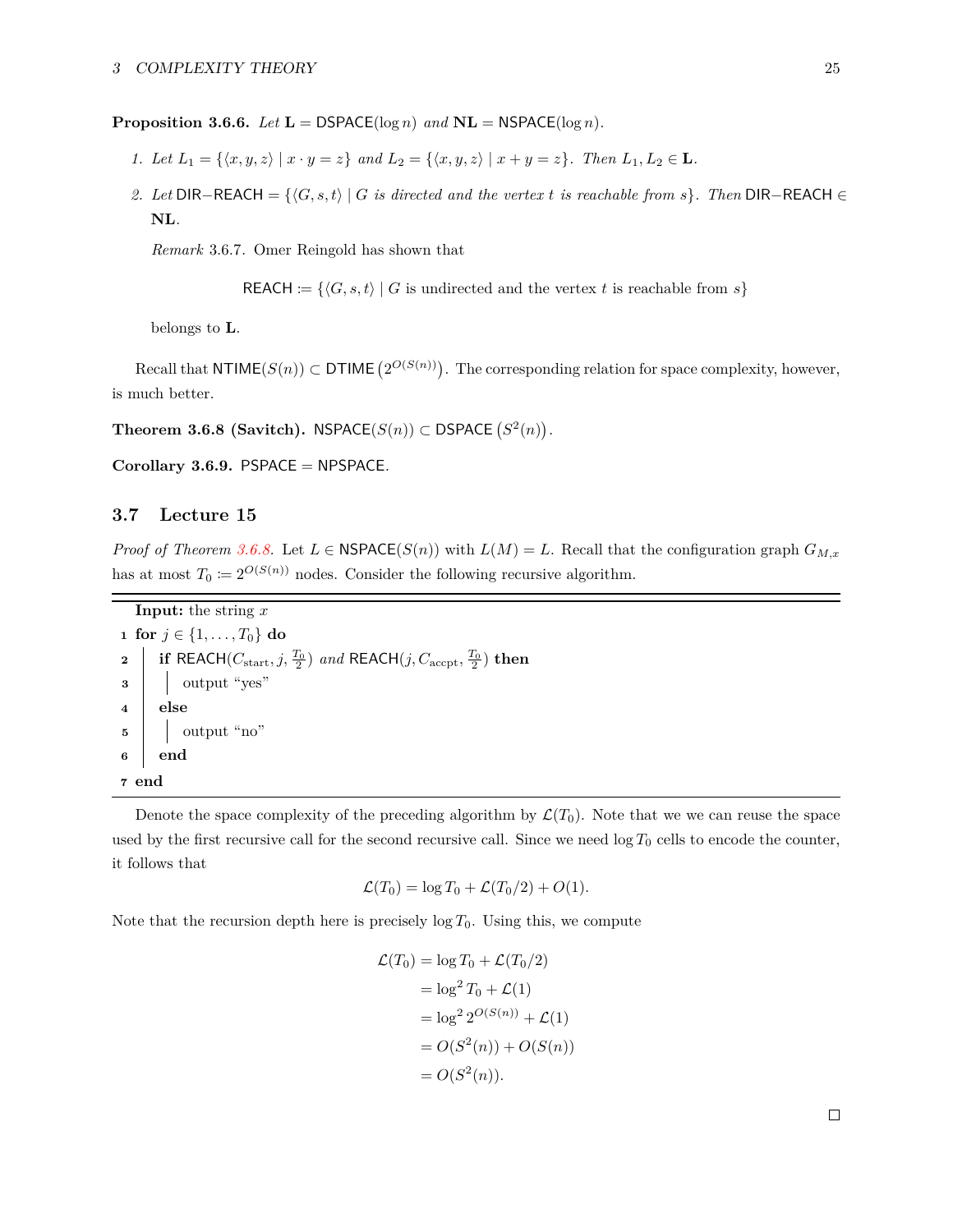**Proposition 3.6.6.** *Let* $\mathbf{L} = \mathsf{DSPACE}(\log n)$ *and* $\mathbf{NL} = \mathsf{NSPACE}(\log n)$.

1. *Let* $L_1 = \{\langle x, y, z\rangle \mid x \cdot y = z\}$ *and* $L_2 = \{\langle x, y, z\rangle \mid x + y = z\}$. *Then* $L_1, L_2 \in \mathbf{L}$.

2. *Let* $\mathsf{DIR{-}REACH} = \{\langle G, s, t\rangle \mid G$ *is directed and the vertex* $t$ *is reachable from* $s\}$. *Then* $\mathsf{DIR{-}REACH} \in \mathbf{NL}$.

   *Remark* 3.6.7. Omer Reingold has shown that

   $$\mathsf{REACH} \coloneqq \{\langle G, s, t\rangle \mid G \text{ is undirected and the vertex } t \text{ is reachable from } s\}$$

   belongs to $\mathbf{L}$.

Recall that $\mathsf{NTIME}(S(n)) \subset \mathsf{DTIME}\left(2^{O(S(n))}\right)$. The corresponding relation for space complexity, however, is much better.

**Theorem 3.6.8 (Savitch).** $\mathsf{NSPACE}(S(n)) \subset \mathsf{DSPACE}\left(S^2(n)\right)$.

**Corollary 3.6.9.** $\mathsf{PSPACE} = \mathsf{NPSPACE}$.

## 3.7 Lecture 15

*Proof of Theorem 3.6.8.* Let $L \in \mathsf{NSPACE}(S(n))$ with $L(M) = L$. Recall that the configuration graph $G_{M,x}$ has at most $T_0 \coloneqq 2^{O(S(n))}$ nodes. Consider the following recursive algorithm.

```
  Input: the string x
1 for j ∈ {1, ..., T_0} do
2     if REACH(C_start, j, T_0/2) and REACH(j, C_accpt, T_0/2) then
3         output "yes"
4     else
5         output "no"
6     end
7 end
```

Denote the space complexity of the preceding algorithm by $\mathcal{L}(T_0)$. Note that we we can reuse the space used by the first recursive call for the second recursive call. Since we need $\log T_0$ cells to encode the counter, it follows that

$$\mathcal{L}(T_0) = \log T_0 + \mathcal{L}(T_0/2) + O(1).$$

Note that the recursion depth here is precisely $\log T_0$. Using this, we compute

$$\begin{aligned}
\mathcal{L}(T_0) &= \log T_0 + \mathcal{L}(T_0/2) \\
&= \log^2 T_0 + \mathcal{L}(1) \\
&= \log^2 2^{O(S(n))} + \mathcal{L}(1) \\
&= O(S^2(n)) + O(S(n)) \\
&= O(S^2(n)).
\end{aligned}$$

□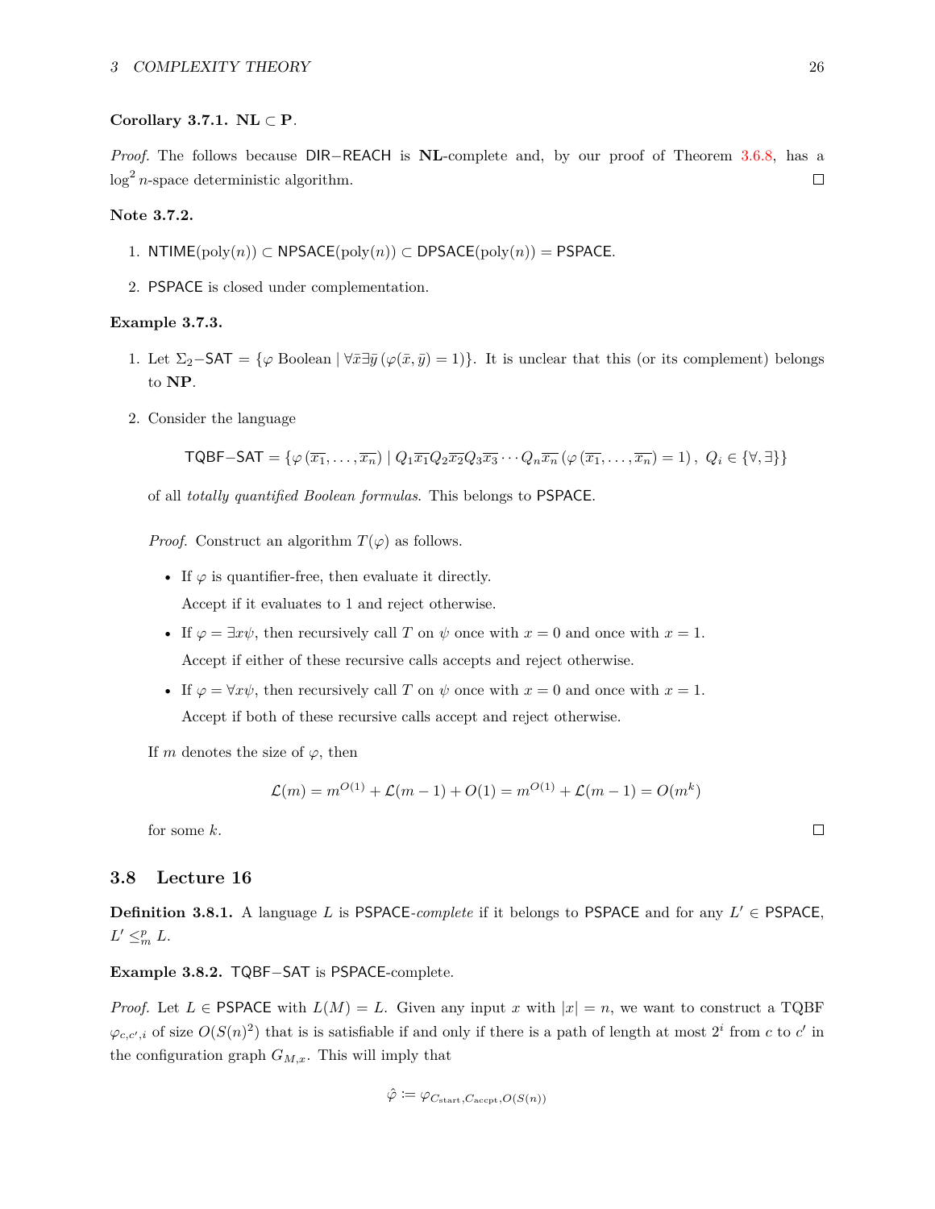**Corollary 3.7.1.** **NL** $\subset$ **P**.

*Proof.* The follows because DIR−REACH is **NL**-complete and, by our proof of Theorem 3.6.8, has a $\log^2 n$-space deterministic algorithm. □

**Note 3.7.2.**

1. $\mathsf{NTIME}(\text{poly}(n)) \subset \mathsf{NPSACE}(\text{poly}(n)) \subset \mathsf{DPSACE}(\text{poly}(n)) = \mathsf{PSPACE}$.

2. PSPACE is closed under complementation.

**Example 3.7.3.**

1. Let $\Sigma_2\mathsf{-SAT} = \{\varphi \text{ Boolean} \mid \forall \bar{x} \exists \bar{y} \, (\varphi(\bar{x}, \bar{y}) = 1)\}$. It is unclear that this (or its complement) belongs to **NP**.

2. Consider the language

$$\mathsf{TQBF\text{-}SAT} = \{\varphi\left(\overline{x_1}, \ldots, \overline{x_n}\right) \mid Q_1 \overline{x_1} Q_2 \overline{x_2} Q_3 \overline{x_3} \cdots Q_n \overline{x_n} \left(\varphi\left(\overline{x_1}, \ldots, \overline{x_n}\right) = 1\right), \; Q_i \in \{\forall, \exists\}\}$$

   of all *totally quantified Boolean formulas*. This belongs to PSPACE.

   *Proof.* Construct an algorithm $T(\varphi)$ as follows.

   - If $\varphi$ is quantifier-free, then evaluate it directly.

     Accept if it evaluates to 1 and reject otherwise.

   - If $\varphi = \exists x \psi$, then recursively call $T$ on $\psi$ once with $x = 0$ and once with $x = 1$.

     Accept if either of these recursive calls accepts and reject otherwise.

   - If $\varphi = \forall x \psi$, then recursively call $T$ on $\psi$ once with $x = 0$ and once with $x = 1$.

     Accept if both of these recursive calls accept and reject otherwise.

   If $m$ denotes the size of $\varphi$, then

$$\mathcal{L}(m) = m^{O(1)} + \mathcal{L}(m-1) + O(1) = m^{O(1)} + \mathcal{L}(m-1) = O(m^k)$$

   for some $k$. □

## 3.8 Lecture 16

**Definition 3.8.1.** A language $L$ is PSPACE-*complete* if it belongs to PSPACE and for any $L' \in \mathsf{PSPACE}$, $L' \leq_m^p L$.

**Example 3.8.2.** TQBF−SAT is PSPACE-complete.

*Proof.* Let $L \in \mathsf{PSPACE}$ with $L(M) = L$. Given any input $x$ with $|x| = n$, we want to construct a TQBF $\varphi_{c,c',i}$ of size $O(S(n)^2)$ that is is satisfiable if and only if there is a path of length at most $2^i$ from $c$ to $c'$ in the configuration graph $G_{M,x}$. This will imply that

$$\hat{\varphi} \coloneqq \varphi_{C_{\text{start}}, C_{\text{accpt}}, O(S(n))}$$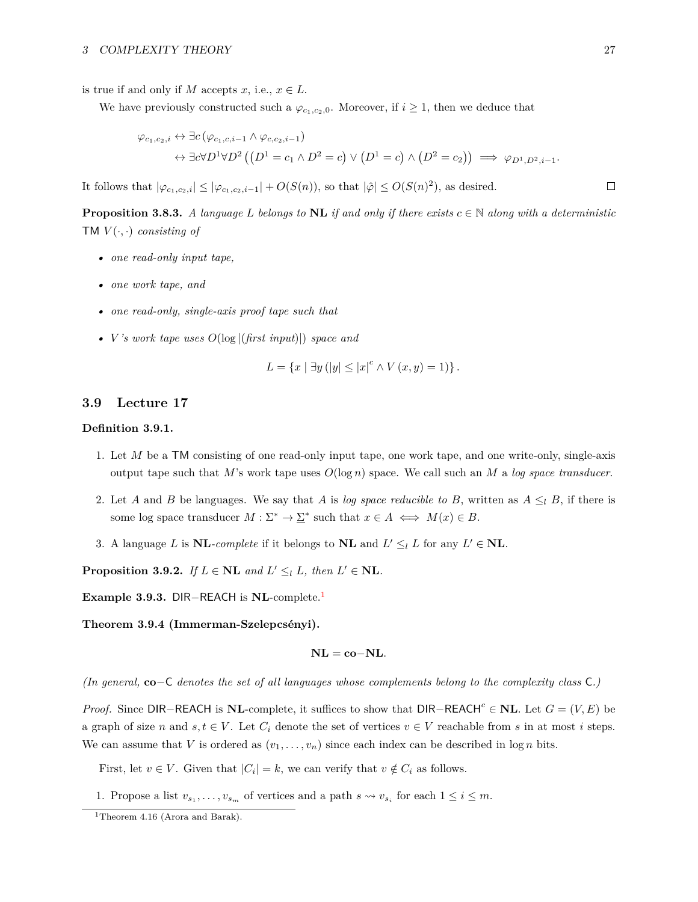is true if and only if $M$ accepts $x$, i.e., $x \in L$.

We have previously constructed such a $\varphi_{c_1,c_2,0}$. Moreover, if $i \geq 1$, then we deduce that

$$\begin{aligned}
\varphi_{c_1,c_2,i} &\leftrightarrow \exists c \left(\varphi_{c_1,c,i-1} \wedge \varphi_{c,c_2,i-1}\right) \\
&\leftrightarrow \exists c \forall D^1 \forall D^2 \left(\left(D^1 = c_1 \wedge D^2 = c\right) \vee \left(D^1 = c\right) \wedge \left(D^2 = c_2\right)\right) \implies \varphi_{D^1,D^2,i-1}.
\end{aligned}$$

It follows that $|\varphi_{c_1,c_2,i}| \leq |\varphi_{c_1,c_2,i-1}| + O(S(n))$, so that $|\hat{\varphi}| \leq O(S(n)^2)$, as desired. □

**Proposition 3.8.3.** *A language $L$ belongs to* **NL** *if and only if there exists $c \in \mathbb{N}$ along with a deterministic* TM $V(\cdot,\cdot)$ *consisting of*

- *one read-only input tape,*
- *one work tape, and*
- *one read-only, single-axis proof tape such that*
- *$V$'s work tape uses $O(\log |(\text{first input})|)$ space and*

$$L = \left\{x \mid \exists y \left(|y| \leq |x|^c \wedge V(x,y) = 1\right)\right\}.$$

## 3.9 Lecture 17

**Definition 3.9.1.**

1. Let $M$ be a TM consisting of one read-only input tape, one work tape, and one write-only, single-axis output tape such that $M$'s work tape uses $O(\log n)$ space. We call such an $M$ a *log space transducer*.
2. Let $A$ and $B$ be languages. We say that $A$ is *log space reducible to* $B$, written as $A \leq_l B$, if there is some log space transducer $M : \Sigma^* \to \underline{\Sigma}^*$ such that $x \in A \iff M(x) \in B$.
3. A language $L$ is **NL**-*complete* if it belongs to **NL** and $L' \leq_l L$ for any $L' \in$ **NL**.

**Proposition 3.9.2.** *If $L \in$ **NL** and $L' \leq_l L$, then $L' \in$ **NL**.*

**Example 3.9.3.** DIR−REACH is **NL**-complete.[1]

**Theorem 3.9.4 (Immerman-Szelepcsényi).**

$$\mathbf{NL} = \mathbf{co{-}NL}.$$

*(In general,* **co**−C *denotes the set of all languages whose complements belong to the complexity class* C*.)*

*Proof.* Since DIR−REACH is **NL**-complete, it suffices to show that $\text{DIR−REACH}^c \in$ **NL**. Let $G = (V,E)$ be a graph of size $n$ and $s,t \in V$. Let $C_i$ denote the set of vertices $v \in V$ reachable from $s$ in at most $i$ steps. We can assume that $V$ is ordered as $(v_1,\ldots,v_n)$ since each index can be described in $\log n$ bits.

First, let $v \in V$. Given that $|C_i| = k$, we can verify that $v \notin C_i$ as follows.

1. Propose a list $v_{s_1},\ldots,v_{s_m}$ of vertices and a path $s \rightsquigarrow v_{s_i}$ for each $1 \leq i \leq m$.

[1] Theorem 4.16 (Arora and Barak).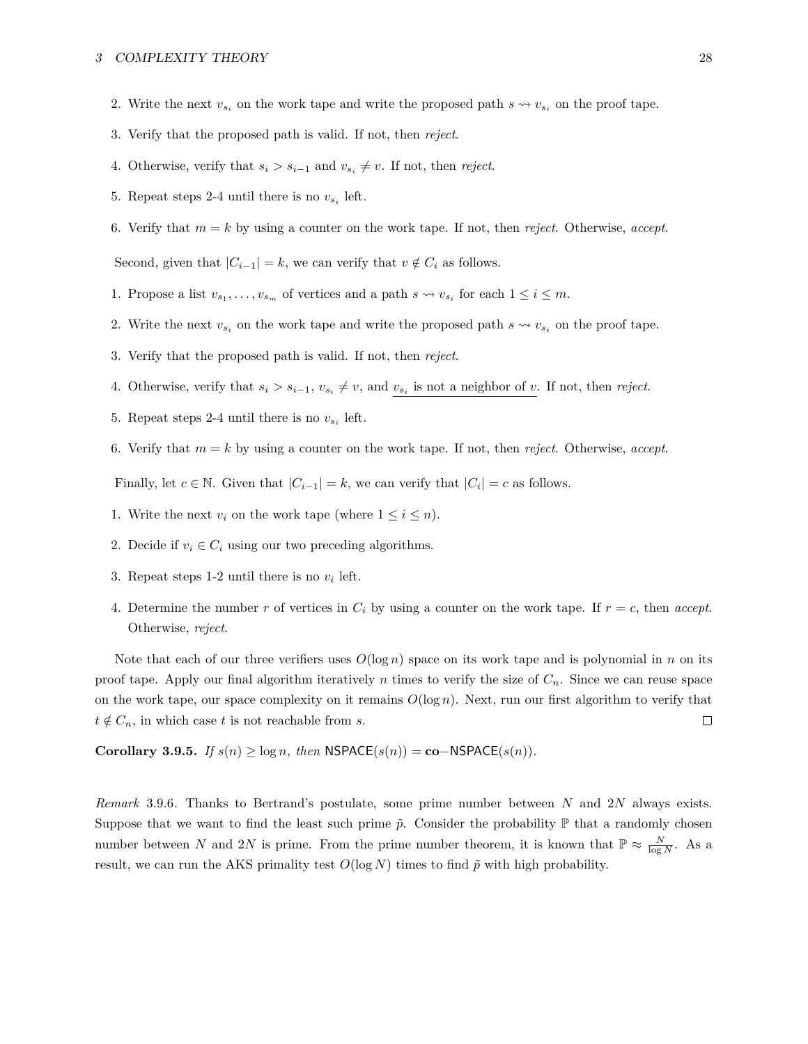2. Write the next $v_{s_i}$ on the work tape and write the proposed path $s \rightsquigarrow v_{s_i}$ on the proof tape.
3. Verify that the proposed path is valid. If not, then *reject*.
4. Otherwise, verify that $s_i > s_{i-1}$ and $v_{s_i} \neq v$. If not, then *reject*.
5. Repeat steps 2-4 until there is no $v_{s_i}$ left.
6. Verify that $m = k$ by using a counter on the work tape. If not, then *reject*. Otherwise, *accept*.

Second, given that $|C_{i-1}| = k$, we can verify that $v \notin C_i$ as follows.

1. Propose a list $v_{s_1}, \ldots, v_{s_m}$ of vertices and a path $s \rightsquigarrow v_{s_i}$ for each $1 \leq i \leq m$.
2. Write the next $v_{s_i}$ on the work tape and write the proposed path $s \rightsquigarrow v_{s_i}$ on the proof tape.
3. Verify that the proposed path is valid. If not, then *reject*.
4. Otherwise, verify that $s_i > s_{i-1}$, $v_{s_i} \neq v$, and $\underline{v_{s_i} \text{ is not a neighbor of } v}$. If not, then *reject*.
5. Repeat steps 2-4 until there is no $v_{s_i}$ left.
6. Verify that $m = k$ by using a counter on the work tape. If not, then *reject*. Otherwise, *accept*.

Finally, let $c \in \mathbb{N}$. Given that $|C_{i-1}| = k$, we can verify that $|C_i| = c$ as follows.

1. Write the next $v_i$ on the work tape (where $1 \leq i \leq n$).
2. Decide if $v_i \in C_i$ using our two preceding algorithms.
3. Repeat steps 1-2 until there is no $v_i$ left.
4. Determine the number $r$ of vertices in $C_i$ by using a counter on the work tape. If $r = c$, then *accept*. Otherwise, *reject*.

Note that each of our three verifiers uses $O(\log n)$ space on its work tape and is polynomial in $n$ on its proof tape. Apply our final algorithm iteratively $n$ times to verify the size of $C_n$. Since we can reuse space on the work tape, our space complexity on it remains $O(\log n)$. Next, run our first algorithm to verify that $t \notin C_n$, in which case $t$ is not reachable from $s$. □

**Corollary 3.9.5.** *If $s(n) \geq \log n$, then $\mathsf{NSPACE}(s(n)) = \mathbf{co}\text{--}\mathsf{NSPACE}(s(n))$.*

*Remark* 3.9.6. Thanks to Bertrand's postulate, some prime number between $N$ and $2N$ always exists. Suppose that we want to find the least such prime $\tilde{p}$. Consider the probability $\mathbb{P}$ that a randomly chosen number between $N$ and $2N$ is prime. From the prime number theorem, it is known that $\mathbb{P} \approx \frac{N}{\log N}$. As a result, we can run the AKS primality test $O(\log N)$ times to find $\tilde{p}$ with high probability.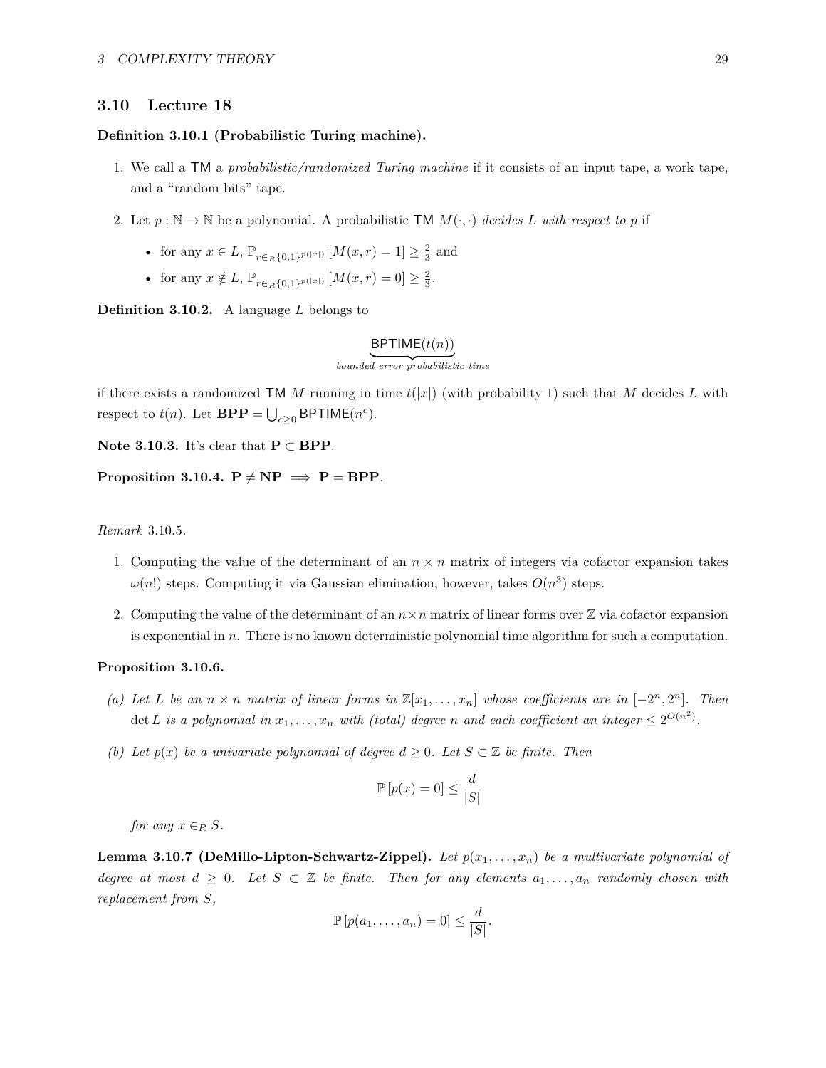## 3.10 Lecture 18

**Definition 3.10.1 (Probabilistic Turing machine).**

1. We call a TM a *probabilistic/randomized Turing machine* if it consists of an input tape, a work tape, and a "random bits" tape.

2. Let $p : \mathbb{N} \to \mathbb{N}$ be a polynomial. A probabilistic TM $M(\cdot, \cdot)$ *decides* $L$ *with respect to* $p$ if

   - for any $x \in L$, $\mathbb{P}_{r \in_R \{0,1\}^{p(|x|)}} [M(x, r) = 1] \geq \frac{2}{3}$ and
   - for any $x \notin L$, $\mathbb{P}_{r \in_R \{0,1\}^{p(|x|)}} [M(x, r) = 0] \geq \frac{2}{3}$.

**Definition 3.10.2.** A language $L$ belongs to

$$\underbrace{\mathsf{BPTIME}(t(n))}_{\textit{bounded error probabilistic time}}$$

if there exists a randomized TM $M$ running in time $t(|x|)$ (with probability 1) such that $M$ decides $L$ with respect to $t(n)$. Let $\mathbf{BPP} = \bigcup_{c \geq 0} \mathsf{BPTIME}(n^c)$.

**Note 3.10.3.** It's clear that $\mathbf{P} \subset \mathbf{BPP}$.

**Proposition 3.10.4.** $\mathbf{P} \neq \mathbf{NP} \implies \mathbf{P} = \mathbf{BPP}$.

*Remark* 3.10.5.

1. Computing the value of the determinant of an $n \times n$ matrix of integers via cofactor expansion takes $\omega(n!)$ steps. Computing it via Gaussian elimination, however, takes $O(n^3)$ steps.

2. Computing the value of the determinant of an $n \times n$ matrix of linear forms over $\mathbb{Z}$ via cofactor expansion is exponential in $n$. There is no known deterministic polynomial time algorithm for such a computation.

**Proposition 3.10.6.**

*(a) Let $L$ be an $n \times n$ matrix of linear forms in $\mathbb{Z}[x_1, \ldots, x_n]$ whose coefficients are in $[-2^n, 2^n]$. Then $\det L$ is a polynomial in $x_1, \ldots, x_n$ with (total) degree $n$ and each coefficient an integer $\leq 2^{O(n^2)}$.*

*(b) Let $p(x)$ be a univariate polynomial of degree $d \geq 0$. Let $S \subset \mathbb{Z}$ be finite. Then*

$$\mathbb{P}[p(x) = 0] \leq \frac{d}{|S|}$$

*for any $x \in_R S$.*

**Lemma 3.10.7 (DeMillo-Lipton-Schwartz-Zippel).** *Let $p(x_1, \ldots, x_n)$ be a multivariate polynomial of degree at most $d \geq 0$. Let $S \subset \mathbb{Z}$ be finite. Then for any elements $a_1, \ldots, a_n$ randomly chosen with replacement from $S$,*

$$\mathbb{P}[p(a_1, \ldots, a_n) = 0] \leq \frac{d}{|S|}.$$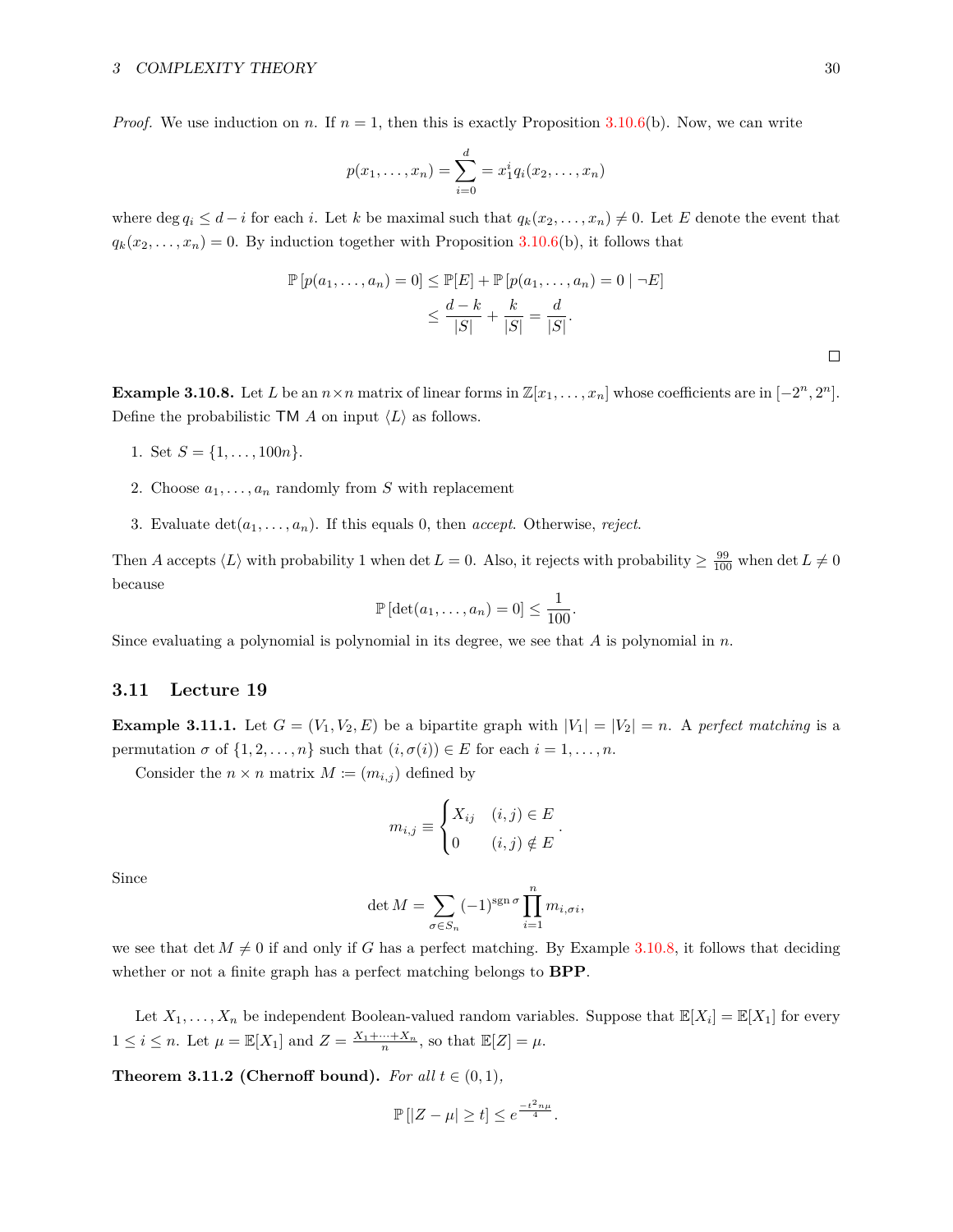*Proof.* We use induction on $n$. If $n = 1$, then this is exactly Proposition 3.10.6(b). Now, we can write

$$p(x_1, \ldots, x_n) = \sum_{i=0}^{d} = x_1^i q_i(x_2, \ldots, x_n)$$

where $\deg q_i \leq d - i$ for each $i$. Let $k$ be maximal such that $q_k(x_2, \ldots, x_n) \neq 0$. Let $E$ denote the event that $q_k(x_2, \ldots, x_n) = 0$. By induction together with Proposition 3.10.6(b), it follows that

$$\begin{aligned}
\mathbb{P}\left[p(a_1, \ldots, a_n) = 0\right] &\leq \mathbb{P}[E] + \mathbb{P}\left[p(a_1, \ldots, a_n) = 0 \mid \neg E\right] \\
&\leq \frac{d-k}{|S|} + \frac{k}{|S|} = \frac{d}{|S|}.
\end{aligned}$$

□

**Example 3.10.8.** Let $L$ be an $n \times n$ matrix of linear forms in $\mathbb{Z}[x_1, \ldots, x_n]$ whose coefficients are in $[-2^n, 2^n]$. Define the probabilistic TM $A$ on input $\langle L \rangle$ as follows.

1. Set $S = \{1, \ldots, 100n\}$.
2. Choose $a_1, \ldots, a_n$ randomly from $S$ with replacement
3. Evaluate $\det(a_1, \ldots, a_n)$. If this equals 0, then *accept*. Otherwise, *reject*.

Then $A$ accepts $\langle L \rangle$ with probability 1 when $\det L = 0$. Also, it rejects with probability $\geq \frac{99}{100}$ when $\det L \neq 0$ because

$$\mathbb{P}\left[\det(a_1, \ldots, a_n) = 0\right] \leq \frac{1}{100}.$$

Since evaluating a polynomial is polynomial in its degree, we see that $A$ is polynomial in $n$.

## 3.11 Lecture 19

**Example 3.11.1.** Let $G = (V_1, V_2, E)$ be a bipartite graph with $|V_1| = |V_2| = n$. A *perfect matching* is a permutation $\sigma$ of $\{1, 2, \ldots, n\}$ such that $(i, \sigma(i)) \in E$ for each $i = 1, \ldots, n$.

Consider the $n \times n$ matrix $M \coloneqq (m_{i,j})$ defined by

$$m_{i,j} \equiv \begin{cases} X_{ij} & (i,j) \in E \\ 0 & (i,j) \notin E \end{cases}.$$

Since

$$\det M = \sum_{\sigma \in S_n} (-1)^{\operatorname{sgn} \sigma} \prod_{i=1}^{n} m_{i, \sigma i},$$

we see that $\det M \neq 0$ if and only if $G$ has a perfect matching. By Example 3.10.8, it follows that deciding whether or not a finite graph has a perfect matching belongs to **BPP**.

Let $X_1, \ldots, X_n$ be independent Boolean-valued random variables. Suppose that $\mathbb{E}[X_i] = \mathbb{E}[X_1]$ for every $1 \leq i \leq n$. Let $\mu = \mathbb{E}[X_1]$ and $Z = \frac{X_1 + \cdots + X_n}{n}$, so that $\mathbb{E}[Z] = \mu$.

**Theorem 3.11.2 (Chernoff bound).** *For all $t \in (0, 1)$,*

$$\mathbb{P}\left[|Z - \mu| \geq t\right] \leq e^{\frac{-t^2 n \mu}{4}}.$$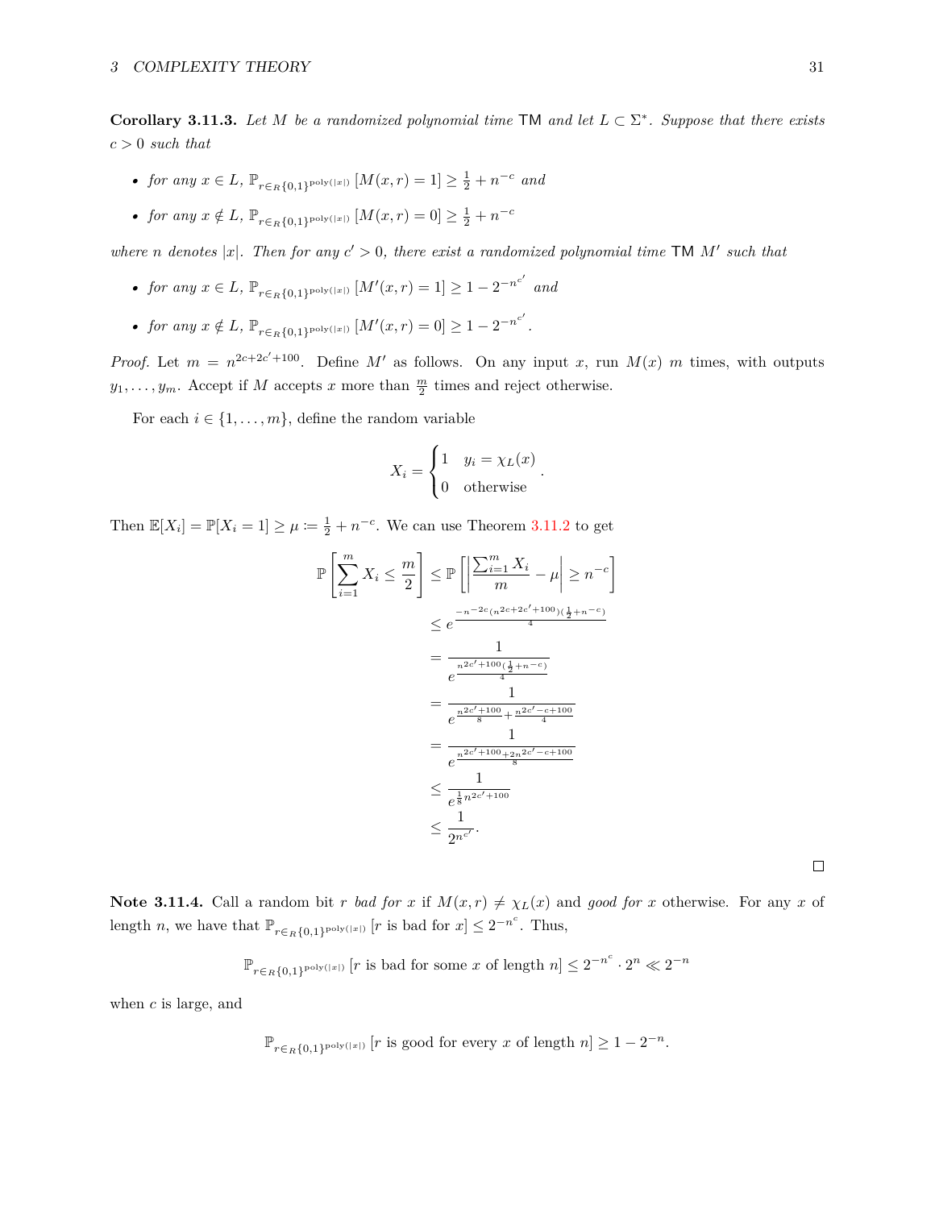**Corollary 3.11.3.** *Let $M$ be a randomized polynomial time* TM *and let $L \subset \Sigma^*$. Suppose that there exists $c > 0$ such that*

- *for any $x \in L$, $\mathbb{P}_{r \in_R \{0,1\}^{\text{poly}(|x|)}} [M(x,r) = 1] \geq \frac{1}{2} + n^{-c}$ and*
- *for any $x \notin L$, $\mathbb{P}_{r \in_R \{0,1\}^{\text{poly}(|x|)}} [M(x,r) = 0] \geq \frac{1}{2} + n^{-c}$*

*where $n$ denotes $|x|$. Then for any $c' > 0$, there exist a randomized polynomial time* TM *$M'$ such that*

- *for any $x \in L$, $\mathbb{P}_{r \in_R \{0,1\}^{\text{poly}(|x|)}} [M'(x,r) = 1] \geq 1 - 2^{-n^{c'}}$ and*
- *for any $x \notin L$, $\mathbb{P}_{r \in_R \{0,1\}^{\text{poly}(|x|)}} [M'(x,r) = 0] \geq 1 - 2^{-n^{c'}}$.*

*Proof.* Let $m = n^{2c+2c'+100}$. Define $M'$ as follows. On any input $x$, run $M(x)$ $m$ times, with outputs $y_1, \dots, y_m$. Accept if $M$ accepts $x$ more than $\frac{m}{2}$ times and reject otherwise.

For each $i \in \{1, \dots, m\}$, define the random variable

$$X_i = \begin{cases} 1 & y_i = \chi_L(x) \\ 0 & \text{otherwise} \end{cases}.$$

Then $\mathbb{E}[X_i] = \mathbb{P}[X_i = 1] \geq \mu \coloneqq \frac{1}{2} + n^{-c}$. We can use Theorem 3.11.2 to get

$$\begin{aligned}
\mathbb{P}\left[\sum_{i=1}^{m} X_i \leq \frac{m}{2}\right] &\leq \mathbb{P}\left[\left|\frac{\sum_{i=1}^{m} X_i}{m} - \mu\right| \geq n^{-c}\right] \\
&\leq e^{\frac{-n^{-2c}(n^{2c+2c'+100})(\frac{1}{2}+n^{-c})}{4}} \\
&= \frac{1}{e^{\frac{n^{2c'+100}(\frac{1}{2}+n^{-c})}{4}}} \\
&= \frac{1}{e^{\frac{n^{2c'+100}}{8} + \frac{n^{2c'-c+100}}{4}}} \\
&= \frac{1}{e^{\frac{n^{2c'+100}+2n^{2c'-c+100}}{8}}} \\
&\leq \frac{1}{e^{\frac{1}{8}n^{2c'+100}}} \\
&\leq \frac{1}{2^{n^{c'}}}.
\end{aligned}$$

$\square$

**Note 3.11.4.** Call a random bit $r$ *bad for $x$* if $M(x,r) \neq \chi_L(x)$ and *good for $x$* otherwise. For any $x$ of length $n$, we have that $\mathbb{P}_{r \in_R \{0,1\}^{\text{poly}(|x|)}} [r \text{ is bad for } x] \leq 2^{-n^c}$. Thus,

$$\mathbb{P}_{r \in_R \{0,1\}^{\text{poly}(|x|)}} [r \text{ is bad for some } x \text{ of length } n] \leq 2^{-n^c} \cdot 2^n \ll 2^{-n}$$

when $c$ is large, and

$$\mathbb{P}_{r \in_R \{0,1\}^{\text{poly}(|x|)}} [r \text{ is good for every } x \text{ of length } n] \geq 1 - 2^{-n}.$$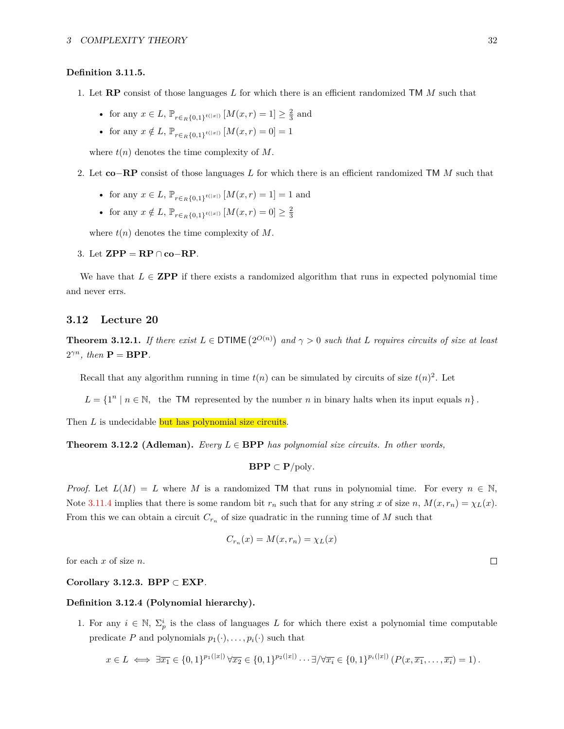**Definition 3.11.5.**

1. Let **RP** consist of those languages $L$ for which there is an efficient randomized TM $M$ such that

   - for any $x \in L$, $\mathbb{P}_{r \in_R \{0,1\}^{t(|x|)}}[M(x,r) = 1] \geq \frac{2}{3}$ and
   - for any $x \notin L$, $\mathbb{P}_{r \in_R \{0,1\}^{t(|x|)}}[M(x,r) = 0] = 1$

   where $t(n)$ denotes the time complexity of $M$.

2. Let **co−RP** consist of those languages $L$ for which there is an efficient randomized TM $M$ such that

   - for any $x \in L$, $\mathbb{P}_{r \in_R \{0,1\}^{t(|x|)}}[M(x,r) = 1] = 1$ and
   - for any $x \notin L$, $\mathbb{P}_{r \in_R \{0,1\}^{t(|x|)}}[M(x,r) = 0] \geq \frac{2}{3}$

   where $t(n)$ denotes the time complexity of $M$.

3. Let $\mathbf{ZPP} = \mathbf{RP} \cap \mathbf{co{-}RP}$.

We have that $L \in \mathbf{ZPP}$ if there exists a randomized algorithm that runs in expected polynomial time and never errs.

## 3.12 Lecture 20

**Theorem 3.12.1.** *If there exist $L \in \mathsf{DTIME}\left(2^{O(n)}\right)$ and $\gamma > 0$ such that $L$ requires circuits of size at least $2^{\gamma n}$, then $\mathbf{P} = \mathbf{BPP}$.*

Recall that any algorithm running in time $t(n)$ can be simulated by circuits of size $t(n)^2$. Let

$$L = \{1^n \mid n \in \mathbb{N}, \text{ the TM represented by the number } n \text{ in binary halts when its input equals } n\}.$$

Then $L$ is undecidable but has polynomial size circuits.

**Theorem 3.12.2 (Adleman).** *Every $L \in \mathbf{BPP}$ has polynomial size circuits. In other words,*

$$\mathbf{BPP} \subset \mathbf{P}/\text{poly}.$$

*Proof.* Let $L(M) = L$ where $M$ is a randomized TM that runs in polynomial time. For every $n \in \mathbb{N}$, Note 3.11.4 implies that there is some random bit $r_n$ such that for any string $x$ of size $n$, $M(x, r_n) = \chi_L(x)$. From this we can obtain a circuit $C_{r_n}$ of size quadratic in the running time of $M$ such that

$$C_{r_n}(x) = M(x, r_n) = \chi_L(x)$$

for each $x$ of size $n$. □

**Corollary 3.12.3.** $\mathbf{BPP} \subset \mathbf{EXP}$.

**Definition 3.12.4 (Polynomial hierarchy).**

1. For any $i \in \mathbb{N}$, $\Sigma_p^i$ is the class of languages $L$ for which there exist a polynomial time computable predicate $P$ and polynomials $p_1(\cdot), \ldots, p_i(\cdot)$ such that

$$x \in L \iff \exists \overline{x_1} \in \{0,1\}^{p_1(|x|)} \, \forall \overline{x_2} \in \{0,1\}^{p_2(|x|)} \cdots \exists/\forall \overline{x_i} \in \{0,1\}^{p_i(|x|)} \left(P(x, \overline{x_1}, \ldots, \overline{x_i}) = 1\right).$$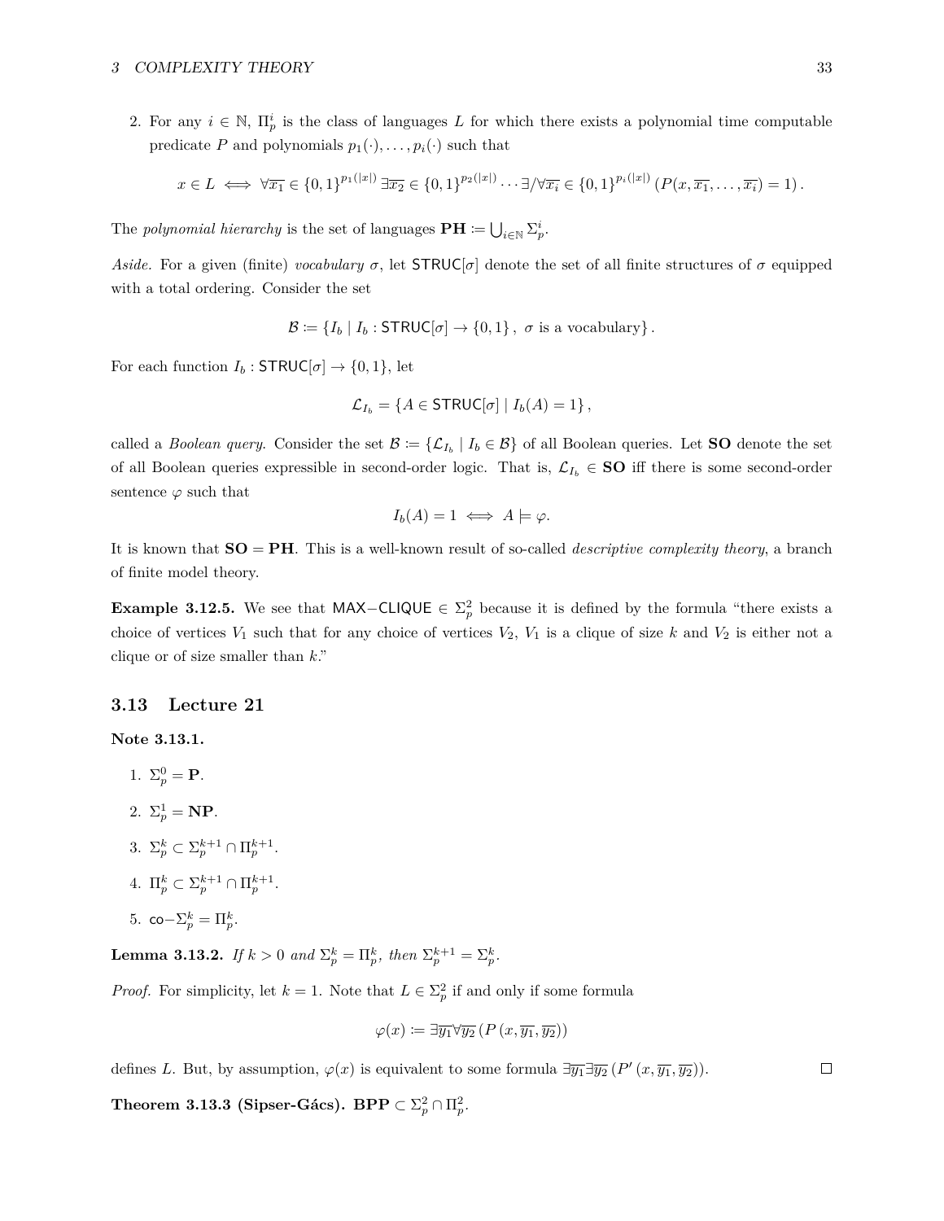2. For any $i \in \mathbb{N}$, $\Pi_p^i$ is the class of languages $L$ for which there exists a polynomial time computable predicate $P$ and polynomials $p_1(\cdot), \ldots, p_i(\cdot)$ such that

$$x \in L \iff \forall \overline{x_1} \in \{0,1\}^{p_1(|x|)}\, \exists \overline{x_2} \in \{0,1\}^{p_2(|x|)} \cdots \exists/\forall \overline{x_i} \in \{0,1\}^{p_i(|x|)} \left(P(x, \overline{x_1}, \ldots, \overline{x_i}) = 1\right).$$

The *polynomial hierarchy* is the set of languages $\mathbf{PH} \coloneqq \bigcup_{i \in \mathbb{N}} \Sigma_p^i$.

*Aside.* For a given (finite) *vocabulary* $\sigma$, let $\mathsf{STRUC}[\sigma]$ denote the set of all finite structures of $\sigma$ equipped with a total ordering. Consider the set

$$\mathcal{B} \coloneqq \{I_b \mid I_b : \mathsf{STRUC}[\sigma] \to \{0,1\},\ \sigma \text{ is a vocabulary}\}.$$

For each function $I_b : \mathsf{STRUC}[\sigma] \to \{0,1\}$, let

$$\mathcal{L}_{I_b} = \{A \in \mathsf{STRUC}[\sigma] \mid I_b(A) = 1\},$$

called a *Boolean query.* Consider the set $\mathcal{B} \coloneqq \{\mathcal{L}_{I_b} \mid I_b \in \mathcal{B}\}$ of all Boolean queries. Let $\mathbf{SO}$ denote the set of all Boolean queries expressible in second-order logic. That is, $\mathcal{L}_{I_b} \in \mathbf{SO}$ iff there is some second-order sentence $\varphi$ such that

$$I_b(A) = 1 \iff A \models \varphi.$$

It is known that $\mathbf{SO} = \mathbf{PH}$. This is a well-known result of so-called *descriptive complexity theory*, a branch of finite model theory.

**Example 3.12.5.** We see that $\mathsf{MAX{-}CLIQUE} \in \Sigma_p^2$ because it is defined by the formula "there exists a choice of vertices $V_1$ such that for any choice of vertices $V_2$, $V_1$ is a clique of size $k$ and $V_2$ is either not a clique or of size smaller than $k$."

## 3.13 Lecture 21

**Note 3.13.1.**

1. $\Sigma_p^0 = \mathbf{P}$.
2. $\Sigma_p^1 = \mathbf{NP}$.
3. $\Sigma_p^k \subset \Sigma_p^{k+1} \cap \Pi_p^{k+1}$.
4. $\Pi_p^k \subset \Sigma_p^{k+1} \cap \Pi_p^{k+1}$.
5. $\mathsf{co}{-}\Sigma_p^k = \Pi_p^k$.

**Lemma 3.13.2.** *If $k > 0$ and $\Sigma_p^k = \Pi_p^k$, then $\Sigma_p^{k+1} = \Sigma_p^k$.*

*Proof.* For simplicity, let $k = 1$. Note that $L \in \Sigma_p^2$ if and only if some formula

$$\varphi(x) \coloneqq \exists \overline{y_1} \forall \overline{y_2} \left(P\left(x, \overline{y_1}, \overline{y_2}\right)\right)$$

defines $L$. But, by assumption, $\varphi(x)$ is equivalent to some formula $\exists \overline{y_1} \exists \overline{y_2} \left(P'\left(x, \overline{y_1}, \overline{y_2}\right)\right)$. ∎

**Theorem 3.13.3 (Sipser-Gács).** $\mathbf{BPP} \subset \Sigma_p^2 \cap \Pi_p^2$.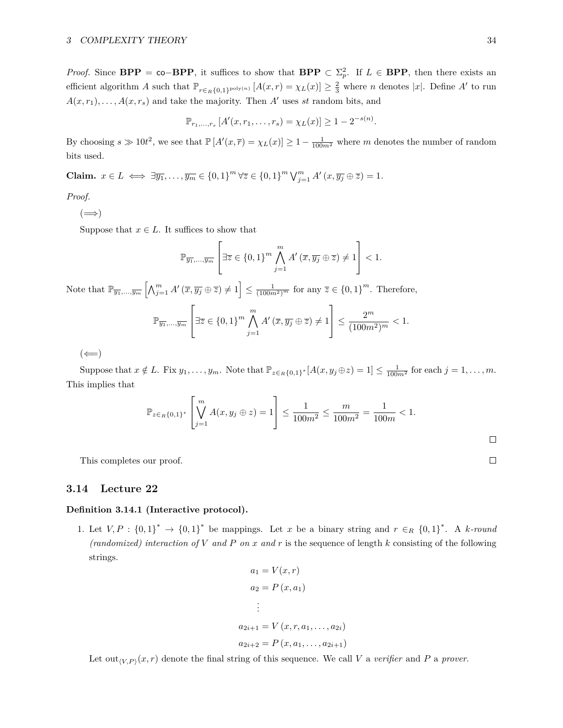*Proof.* Since **BPP** = co−**BPP**, it suffices to show that $\mathbf{BPP} \subset \Sigma_p^2$. If $L \in \mathbf{BPP}$, then there exists an efficient algorithm $A$ such that $\mathbb{P}_{r \in_R \{0,1\}^{\text{poly}(n)}} [A(x,r) = \chi_L(x)] \geq \frac{2}{3}$ where $n$ denotes $|x|$. Define $A'$ to run $A(x,r_1), \ldots, A(x,r_s)$ and take the majority. Then $A'$ uses $st$ random bits, and

$$\mathbb{P}_{r_1,\ldots,r_s} [A'(x,r_1,\ldots,r_s) = \chi_L(x)] \geq 1 - 2^{-s(n)}.$$

By choosing $s \gg 10t^2$, we see that $\mathbb{P}[A'(x,\overline{r}) = \chi_L(x)] \geq 1 - \frac{1}{100m^2}$ where $m$ denotes the number of random bits used.

**Claim.** $x \in L \iff \exists \overline{y_1}, \ldots, \overline{y_m} \in \{0,1\}^m \, \forall \overline{z} \in \{0,1\}^m \bigvee_{j=1}^m A'(x, \overline{y_j} \oplus \overline{z}) = 1$.

*Proof.*

($\Longrightarrow$)

Suppose that $x \in L$. It suffices to show that

$$\mathbb{P}_{\overline{y_1},\ldots,\overline{y_m}} \left[ \exists \overline{z} \in \{0,1\}^m \bigwedge_{j=1}^m A'(\overline{x}, \overline{y_j} \oplus \overline{z}) \neq 1 \right] < 1.$$

Note that $\mathbb{P}_{\overline{y_1},\ldots,\overline{y_m}} \left[ \bigwedge_{j=1}^m A'(\overline{x}, \overline{y_j} \oplus \overline{z}) \neq 1 \right] \leq \frac{1}{(100m^2)^m}$ for any $\overline{z} \in \{0,1\}^m$. Therefore,

$$\mathbb{P}_{\overline{y_1},\ldots,\overline{y_m}} \left[ \exists \overline{z} \in \{0,1\}^m \bigwedge_{j=1}^m A'(\overline{x}, \overline{y_j} \oplus \overline{z}) \neq 1 \right] \leq \frac{2^m}{(100m^2)^m} < 1.$$

($\Longleftarrow$)

Suppose that $x \notin L$. Fix $y_1, \ldots, y_m$. Note that $\mathbb{P}_{z \in_R \{0,1\}^*}[A(x, y_j \oplus z) = 1] \leq \frac{1}{100m^2}$ for each $j = 1, \ldots, m$. This implies that

$$\mathbb{P}_{z \in_R \{0,1\}^*} \left[ \bigvee_{j=1}^m A(x, y_j \oplus z) = 1 \right] \leq \frac{1}{100m^2} \leq \frac{m}{100m^2} = \frac{1}{100m} < 1.$$

□

This completes our proof. □

## 3.14 Lecture 22

**Definition 3.14.1 (Interactive protocol).**

1. Let $V, P : \{0,1\}^* \to \{0,1\}^*$ be mappings. Let $x$ be a binary string and $r \in_R \{0,1\}^*$. A *k-round (randomized) interaction of V and P on x and r* is the sequence of length $k$ consisting of the following strings.

$$a_1 = V(x,r)$$
$$a_2 = P(x, a_1)$$
$$\vdots$$
$$a_{2i+1} = V(x, r, a_1, \ldots, a_{2i})$$
$$a_{2i+2} = P(x, a_1, \ldots, a_{2i+1})$$

Let $\text{out}_{\langle V,P \rangle}(x,r)$ denote the final string of this sequence. We call $V$ a *verifier* and $P$ a *prover*.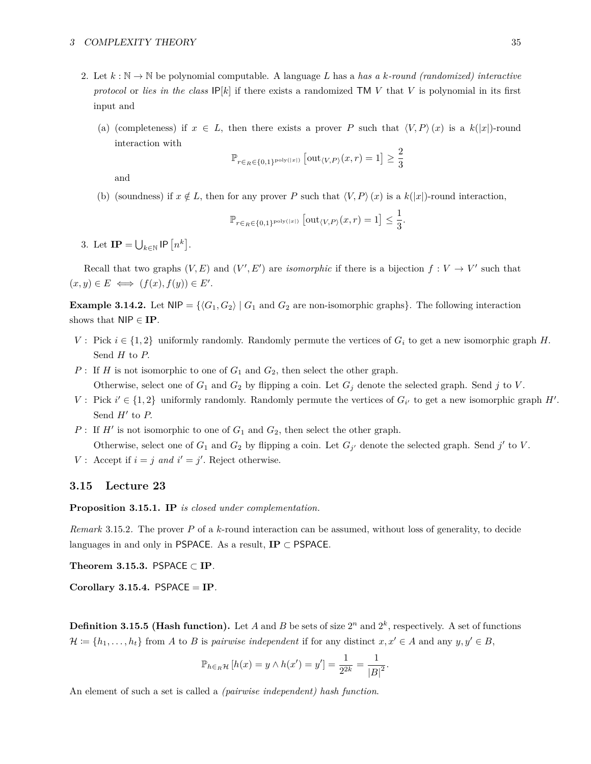2. Let $k : \mathbb{N} \to \mathbb{N}$ be polynomial computable. A language $L$ has a *has a $k$-round (randomized) interactive protocol* or *lies in the class* $\mathsf{IP}[k]$ if there exists a randomized $\mathsf{TM}$ $V$ that $V$ is polynomial in its first input and

   (a) (completeness) if $x \in L$, then there exists a prover $P$ such that $\langle V, P \rangle (x)$ is a $k(|x|)$-round interaction with
   $$\mathbb{P}_{r \in_R \{0,1\}^{\text{poly}(|x|)}} \left[ \text{out}_{\langle V,P \rangle}(x, r) = 1 \right] \geq \frac{2}{3}$$
   and

   (b) (soundness) if $x \notin L$, then for any prover $P$ such that $\langle V, P \rangle (x)$ is a $k(|x|)$-round interaction,
   $$\mathbb{P}_{r \in_R \{0,1\}^{\text{poly}(|x|)}} \left[ \text{out}_{\langle V,P \rangle}(x, r) = 1 \right] \leq \frac{1}{3}.$$

3. Let $\mathbf{IP} = \bigcup_{k \in \mathbb{N}} \mathsf{IP}\left[n^k\right]$.

Recall that two graphs $(V, E)$ and $(V', E')$ are *isomorphic* if there is a bijection $f : V \to V'$ such that $(x, y) \in E \iff (f(x), f(y)) \in E'$.

**Example 3.14.2.** Let $\mathsf{NIP} = \{\langle G_1, G_2 \rangle \mid G_1 \text{ and } G_2 \text{ are non-isomorphic graphs}\}$. The following interaction shows that $\mathsf{NIP} \in \mathbf{IP}$.

$V$ : Pick $i \in \{1, 2\}$ uniformly randomly. Randomly permute the vertices of $G_i$ to get a new isomorphic graph $H$. Send $H$ to $P$.

$P$ : If $H$ is not isomorphic to one of $G_1$ and $G_2$, then select the other graph.
Otherwise, select one of $G_1$ and $G_2$ by flipping a coin. Let $G_j$ denote the selected graph. Send $j$ to $V$.

$V$ : Pick $i' \in \{1, 2\}$ uniformly randomly. Randomly permute the vertices of $G_{i'}$ to get a new isomorphic graph $H'$. Send $H'$ to $P$.

$P$ : If $H'$ is not isomorphic to one of $G_1$ and $G_2$, then select the other graph.
Otherwise, select one of $G_1$ and $G_2$ by flipping a coin. Let $G_{j'}$ denote the selected graph. Send $j'$ to $V$.

$V$ : Accept if $i = j$ *and* $i' = j'$. Reject otherwise.

### 3.15 Lecture 23

**Proposition 3.15.1.** $\mathbf{IP}$ *is closed under complementation.*

*Remark* 3.15.2. The prover $P$ of a $k$-round interaction can be assumed, without loss of generality, to decide languages in and only in $\mathsf{PSPACE}$. As a result, $\mathbf{IP} \subset \mathsf{PSPACE}$.

**Theorem 3.15.3.** $\mathsf{PSPACE} \subset \mathbf{IP}$.

**Corollary 3.15.4.** $\mathsf{PSPACE} = \mathbf{IP}$.

**Definition 3.15.5 (Hash function).** Let $A$ and $B$ be sets of size $2^n$ and $2^k$, respectively. A set of functions $\mathcal{H} := \{h_1, \ldots, h_t\}$ from $A$ to $B$ is *pairwise independent* if for any distinct $x, x' \in A$ and any $y, y' \in B$,
$$\mathbb{P}_{h \in_R \mathcal{H}} \left[ h(x) = y \wedge h(x') = y' \right] = \frac{1}{2^{2k}} = \frac{1}{|B|^2}.$$
An element of such a set is called a *(pairwise independent) hash function*.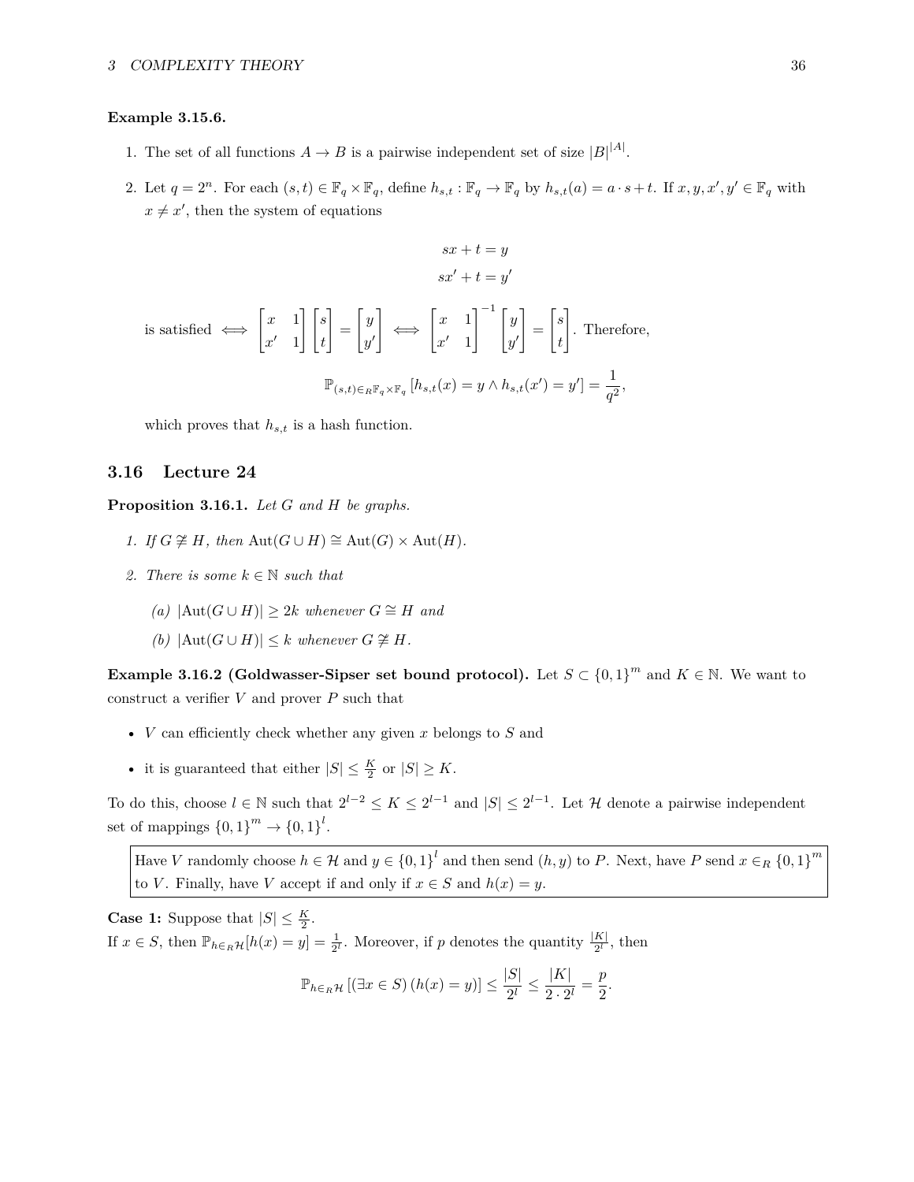**Example 3.15.6.**

1. The set of all functions $A \to B$ is a pairwise independent set of size $|B|^{|A|}$.
2. Let $q = 2^n$. For each $(s,t) \in \mathbb{F}_q \times \mathbb{F}_q$, define $h_{s,t} : \mathbb{F}_q \to \mathbb{F}_q$ by $h_{s,t}(a) = a \cdot s + t$. If $x, y, x', y' \in \mathbb{F}_q$ with $x \neq x'$, then the system of equations

$$sx + t = y$$
$$sx' + t = y'$$

is satisfied $\iff \begin{bmatrix} x & 1 \\ x' & 1 \end{bmatrix} \begin{bmatrix} s \\ t \end{bmatrix} = \begin{bmatrix} y \\ y' \end{bmatrix} \iff \begin{bmatrix} x & 1 \\ x' & 1 \end{bmatrix}^{-1} \begin{bmatrix} y \\ y' \end{bmatrix} = \begin{bmatrix} s \\ t \end{bmatrix}$. Therefore,

$$\mathbb{P}_{(s,t) \in_R \mathbb{F}_q \times \mathbb{F}_q} [h_{s,t}(x) = y \wedge h_{s,t}(x') = y'] = \frac{1}{q^2},$$

which proves that $h_{s,t}$ is a hash function.

## 3.16 Lecture 24

**Proposition 3.16.1.** *Let $G$ and $H$ be graphs.*

1. *If $G \ncong H$, then $\mathrm{Aut}(G \cup H) \cong \mathrm{Aut}(G) \times \mathrm{Aut}(H)$.*
2. *There is some $k \in \mathbb{N}$ such that*
   *(a) $|\mathrm{Aut}(G \cup H)| \geq 2k$ whenever $G \cong H$ and*
   *(b) $|\mathrm{Aut}(G \cup H)| \leq k$ whenever $G \ncong H$.*

**Example 3.16.2 (Goldwasser-Sipser set bound protocol).** Let $S \subset \{0,1\}^m$ and $K \in \mathbb{N}$. We want to construct a verifier $V$ and prover $P$ such that

- $V$ can efficiently check whether any given $x$ belongs to $S$ and
- it is guaranteed that either $|S| \leq \frac{K}{2}$ or $|S| \geq K$.

To do this, choose $l \in \mathbb{N}$ such that $2^{l-2} \leq K \leq 2^{l-1}$ and $|S| \leq 2^{l-1}$. Let $\mathcal{H}$ denote a pairwise independent set of mappings $\{0,1\}^m \to \{0,1\}^l$.

> Have $V$ randomly choose $h \in \mathcal{H}$ and $y \in \{0,1\}^l$ and then send $(h,y)$ to $P$. Next, have $P$ send $x \in_R \{0,1\}^m$ to $V$. Finally, have $V$ accept if and only if $x \in S$ and $h(x) = y$.

**Case 1:** Suppose that $|S| \leq \frac{K}{2}$.
If $x \in S$, then $\mathbb{P}_{h \in_R \mathcal{H}}[h(x) = y] = \frac{1}{2^l}$. Moreover, if $p$ denotes the quantity $\frac{|K|}{2^l}$, then

$$\mathbb{P}_{h \in_R \mathcal{H}} [(\exists x \in S)\,(h(x) = y)] \leq \frac{|S|}{2^l} \leq \frac{|K|}{2 \cdot 2^l} = \frac{p}{2}.$$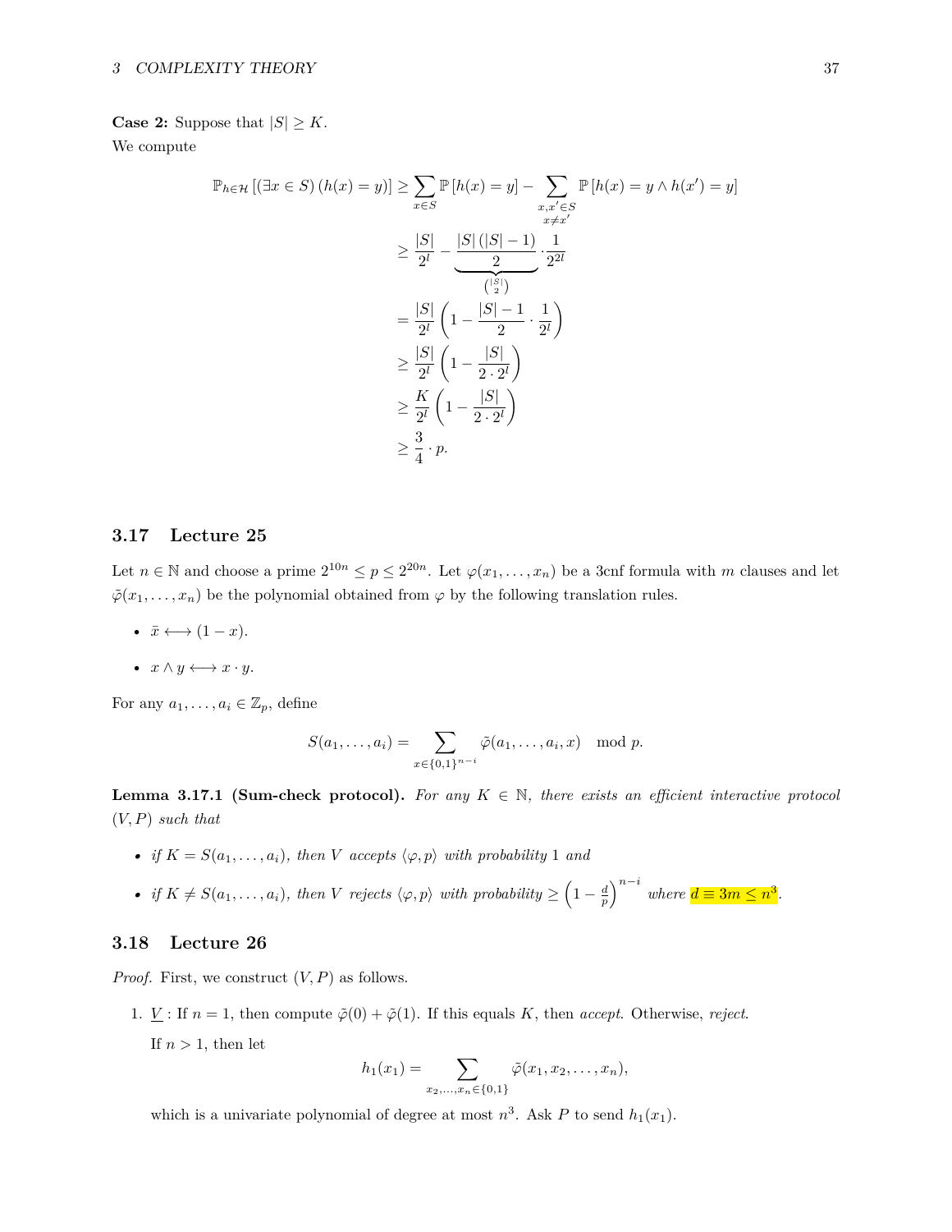**Case 2:** Suppose that $|S| \geq K$.
We compute

$$
\begin{aligned}
\mathbb{P}_{h \in \mathcal{H}}\left[(\exists x \in S)\,(h(x) = y)\right] &\geq \sum_{x \in S} \mathbb{P}\left[h(x) = y\right] - \sum_{\substack{x, x' \in S \\ x \neq x'}} \mathbb{P}\left[h(x) = y \wedge h(x') = y\right] \\
&\geq \frac{|S|}{2^l} - \underbrace{\frac{|S|\,(|S|-1)}{2}}_{\binom{|S|}{2}} \cdot \frac{1}{2^{2l}} \\
&= \frac{|S|}{2^l}\left(1 - \frac{|S|-1}{2} \cdot \frac{1}{2^l}\right) \\
&\geq \frac{|S|}{2^l}\left(1 - \frac{|S|}{2 \cdot 2^l}\right) \\
&\geq \frac{K}{2^l}\left(1 - \frac{|S|}{2 \cdot 2^l}\right) \\
&\geq \frac{3}{4} \cdot p.
\end{aligned}
$$

## 3.17 Lecture 25

Let $n \in \mathbb{N}$ and choose a prime $2^{10n} \leq p \leq 2^{20n}$. Let $\varphi(x_1, \ldots, x_n)$ be a 3cnf formula with $m$ clauses and let $\tilde{\varphi}(x_1, \ldots, x_n)$ be the polynomial obtained from $\varphi$ by the following translation rules.

- $\bar{x} \longleftrightarrow (1 - x)$.
- $x \wedge y \longleftrightarrow x \cdot y$.

For any $a_1, \ldots, a_i \in \mathbb{Z}_p$, define

$$
S(a_1, \ldots, a_i) = \sum_{x \in \{0,1\}^{n-i}} \tilde{\varphi}(a_1, \ldots, a_i, x) \mod p.
$$

**Lemma 3.17.1 (Sum-check protocol).** *For any $K \in \mathbb{N}$, there exists an efficient interactive protocol $(V, P)$ such that*

- *if $K = S(a_1, \ldots, a_i)$, then $V$ accepts $\langle \varphi, p \rangle$ with probability $1$ and*
- *if $K \neq S(a_1, \ldots, a_i)$, then $V$ rejects $\langle \varphi, p \rangle$ with probability $\geq \left(1 - \frac{d}{p}\right)^{n-i}$ where $d \equiv 3m \leq n^3$.*

## 3.18 Lecture 26

*Proof.* First, we construct $(V, P)$ as follows.

1. $\underline{V}$ : If $n = 1$, then compute $\tilde{\varphi}(0) + \tilde{\varphi}(1)$. If this equals $K$, then *accept*. Otherwise, *reject*.

   If $n > 1$, then let

   $$
   h_1(x_1) = \sum_{x_2, \ldots, x_n \in \{0,1\}} \tilde{\varphi}(x_1, x_2, \ldots, x_n),
   $$

   which is a univariate polynomial of degree at most $n^3$. Ask $P$ to send $h_1(x_1)$.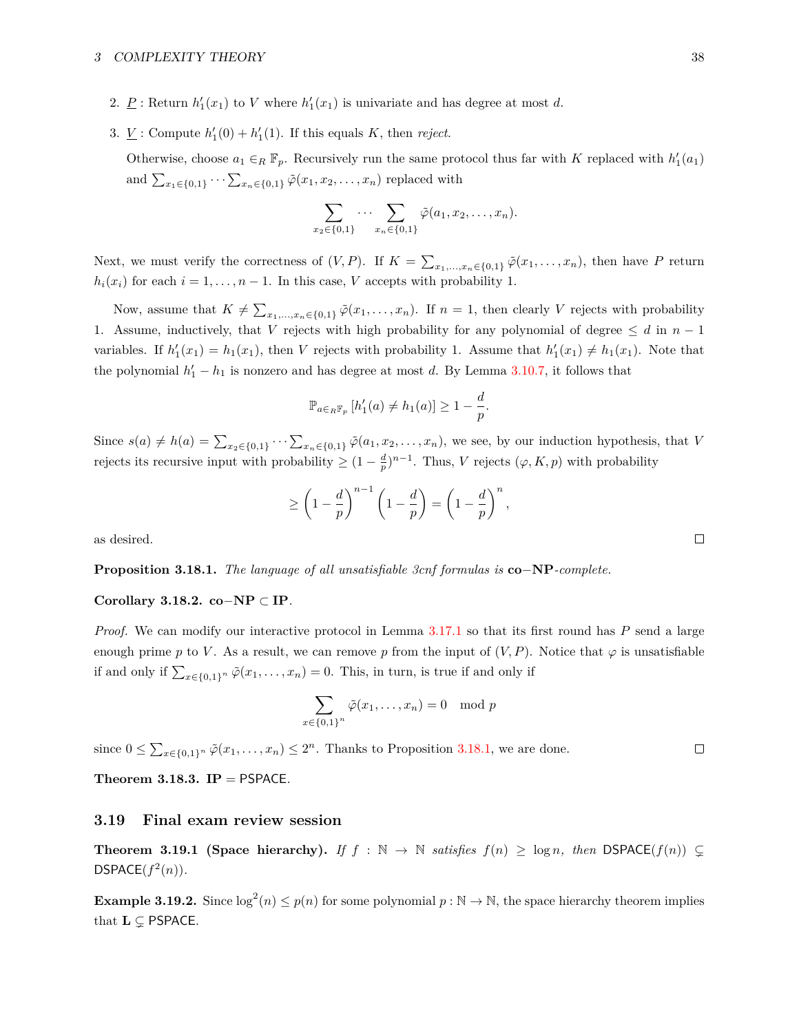2. $\underline{P}$ : Return $h_1'(x_1)$ to $V$ where $h_1'(x_1)$ is univariate and has degree at most $d$.

3. $\underline{V}$ : Compute $h_1'(0) + h_1'(1)$. If this equals $K$, then *reject*.

   Otherwise, choose $a_1 \in_R \mathbb{F}_p$. Recursively run the same protocol thus far with $K$ replaced with $h_1'(a_1)$ and $\sum_{x_1 \in \{0,1\}} \cdots \sum_{x_n \in \{0,1\}} \tilde{\varphi}(x_1, x_2, \ldots, x_n)$ replaced with

$$\sum_{x_2 \in \{0,1\}} \cdots \sum_{x_n \in \{0,1\}} \tilde{\varphi}(a_1, x_2, \ldots, x_n).$$

Next, we must verify the correctness of $(V, P)$. If $K = \sum_{x_1, \ldots, x_n \in \{0,1\}} \tilde{\varphi}(x_1, \ldots, x_n)$, then have $P$ return $h_i(x_i)$ for each $i = 1, \ldots, n-1$. In this case, $V$ accepts with probability 1.

Now, assume that $K \neq \sum_{x_1, \ldots, x_n \in \{0,1\}} \tilde{\varphi}(x_1, \ldots, x_n)$. If $n = 1$, then clearly $V$ rejects with probability 1. Assume, inductively, that $V$ rejects with high probability for any polynomial of degree $\leq d$ in $n-1$ variables. If $h_1'(x_1) = h_1(x_1)$, then $V$ rejects with probability 1. Assume that $h_1'(x_1) \neq h_1(x_1)$. Note that the polynomial $h_1' - h_1$ is nonzero and has degree at most $d$. By Lemma 3.10.7, it follows that

$$\mathbb{P}_{a \in_R \mathbb{F}_p} \left[ h_1'(a) \neq h_1(a) \right] \geq 1 - \frac{d}{p}.$$

Since $s(a) \neq h(a) = \sum_{x_2 \in \{0,1\}} \cdots \sum_{x_n \in \{0,1\}} \tilde{\varphi}(a_1, x_2, \ldots, x_n)$, we see, by our induction hypothesis, that $V$ rejects its recursive input with probability $\geq (1 - \frac{d}{p})^{n-1}$. Thus, $V$ rejects $(\varphi, K, p)$ with probability

$$\geq \left(1 - \frac{d}{p}\right)^{n-1} \left(1 - \frac{d}{p}\right) = \left(1 - \frac{d}{p}\right)^n,$$

as desired. □

**Proposition 3.18.1.** *The language of all unsatisfiable 3cnf formulas is* **co**−**NP**-*complete.*

**Corollary 3.18.2.** **co**−**NP** ⊂ **IP**.

*Proof.* We can modify our interactive protocol in Lemma 3.17.1 so that its first round has $P$ send a large enough prime $p$ to $V$. As a result, we can remove $p$ from the input of $(V, P)$. Notice that $\varphi$ is unsatisfiable if and only if $\sum_{x \in \{0,1\}^n} \tilde{\varphi}(x_1, \ldots, x_n) = 0$. This, in turn, is true if and only if

$$\sum_{x \in \{0,1\}^n} \tilde{\varphi}(x_1, \ldots, x_n) = 0 \mod p$$

since $0 \leq \sum_{x \in \{0,1\}^n} \tilde{\varphi}(x_1, \ldots, x_n) \leq 2^n$. Thanks to Proposition 3.18.1, we are done. □

**Theorem 3.18.3.** **IP** = PSPACE.

## 3.19 Final exam review session

**Theorem 3.19.1 (Space hierarchy).** *If* $f : \mathbb{N} \to \mathbb{N}$ *satisfies* $f(n) \geq \log n$, *then* $\mathsf{DSPACE}(f(n)) \subsetneq \mathsf{DSPACE}(f^2(n))$.

**Example 3.19.2.** Since $\log^2(n) \leq p(n)$ for some polynomial $p : \mathbb{N} \to \mathbb{N}$, the space hierarchy theorem implies that $\mathbf{L} \subsetneq \mathsf{PSPACE}$.